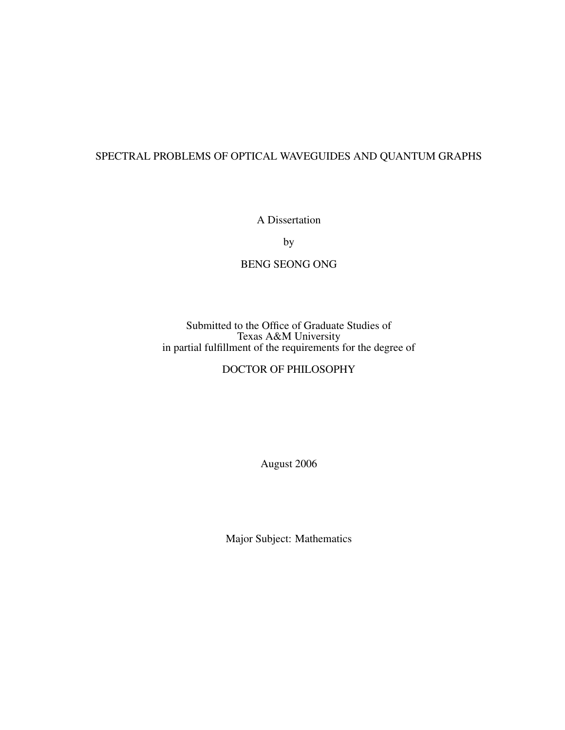# SPECTRAL PROBLEMS OF OPTICAL WAVEGUIDES AND QUANTUM GRAPHS

A Dissertation

by

BENG SEONG ONG

Submitted to the Office of Graduate Studies of
Texas A&M University
in partial fulfillment of the requirements for the degree of

DOCTOR OF PHILOSOPHY

August 2006

Major Subject: Mathematics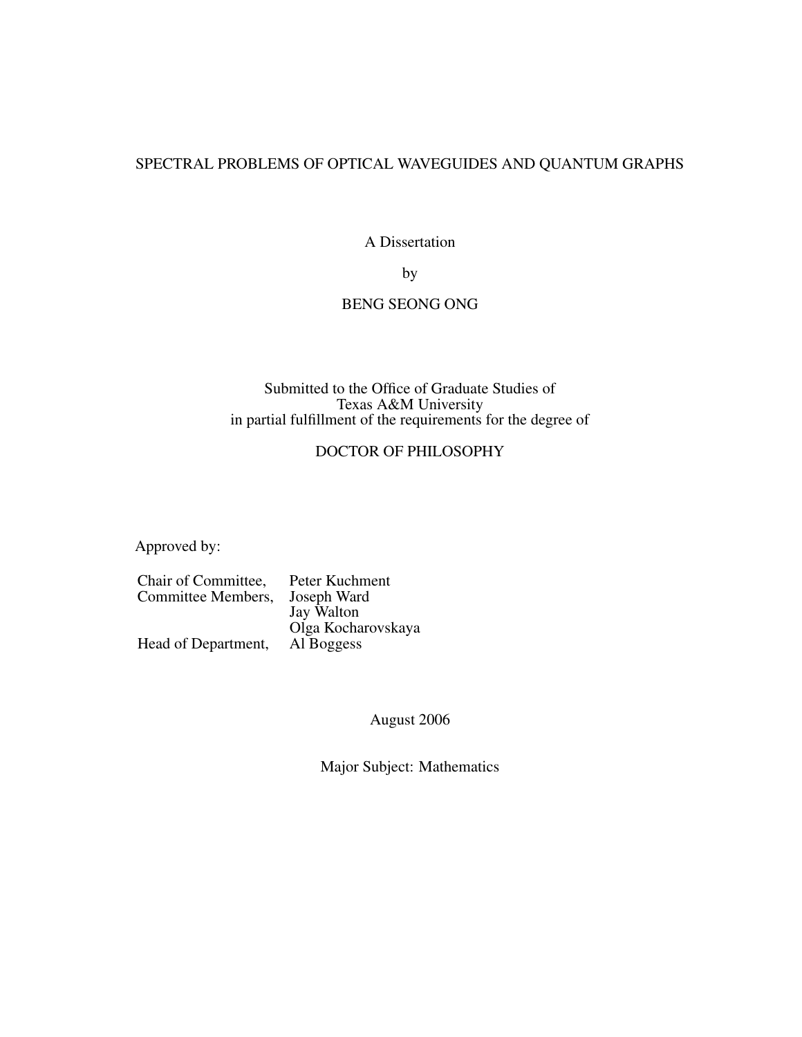SPECTRAL PROBLEMS OF OPTICAL WAVEGUIDES AND QUANTUM GRAPHS

A Dissertation

by

BENG SEONG ONG

Submitted to the Office of Graduate Studies of
Texas A&M University
in partial fulfillment of the requirements for the degree of

DOCTOR OF PHILOSOPHY

Approved by:

| | |
|---|---|
| Chair of Committee, | Peter Kuchment |
| Committee Members, | Joseph Ward |
| | Jay Walton |
| | Olga Kocharovskaya |
| Head of Department, | Al Boggess |

August 2006

Major Subject: Mathematics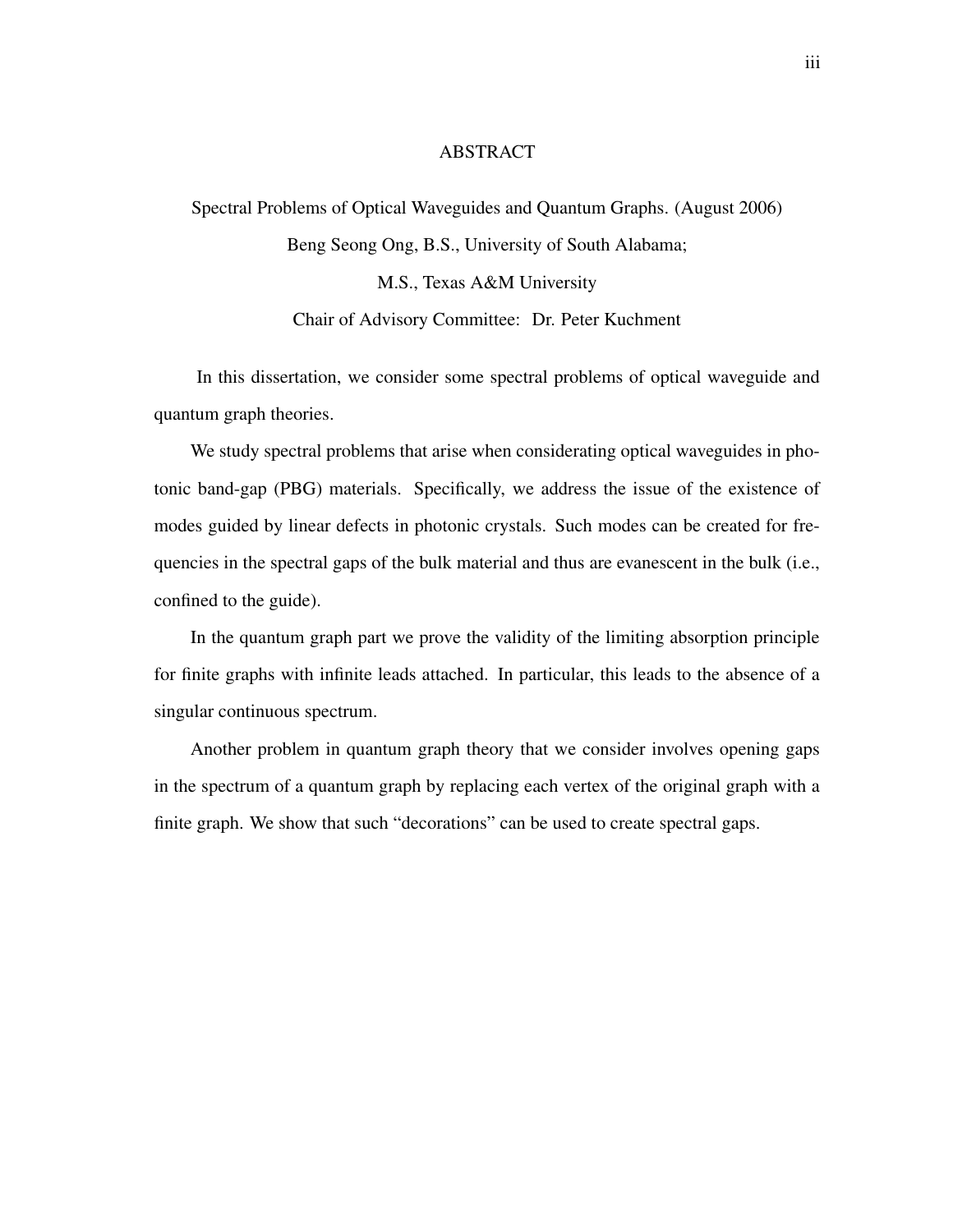# ABSTRACT

Spectral Problems of Optical Waveguides and Quantum Graphs. (August 2006)

Beng Seong Ong, B.S., University of South Alabama;

M.S., Texas A&M University

Chair of Advisory Committee: Dr. Peter Kuchment

In this dissertation, we consider some spectral problems of optical waveguide and quantum graph theories.

We study spectral problems that arise when considerating optical waveguides in photonic band-gap (PBG) materials. Specifically, we address the issue of the existence of modes guided by linear defects in photonic crystals. Such modes can be created for frequencies in the spectral gaps of the bulk material and thus are evanescent in the bulk (i.e., confined to the guide).

In the quantum graph part we prove the validity of the limiting absorption principle for finite graphs with infinite leads attached. In particular, this leads to the absence of a singular continuous spectrum.

Another problem in quantum graph theory that we consider involves opening gaps in the spectrum of a quantum graph by replacing each vertex of the original graph with a finite graph. We show that such "decorations" can be used to create spectral gaps.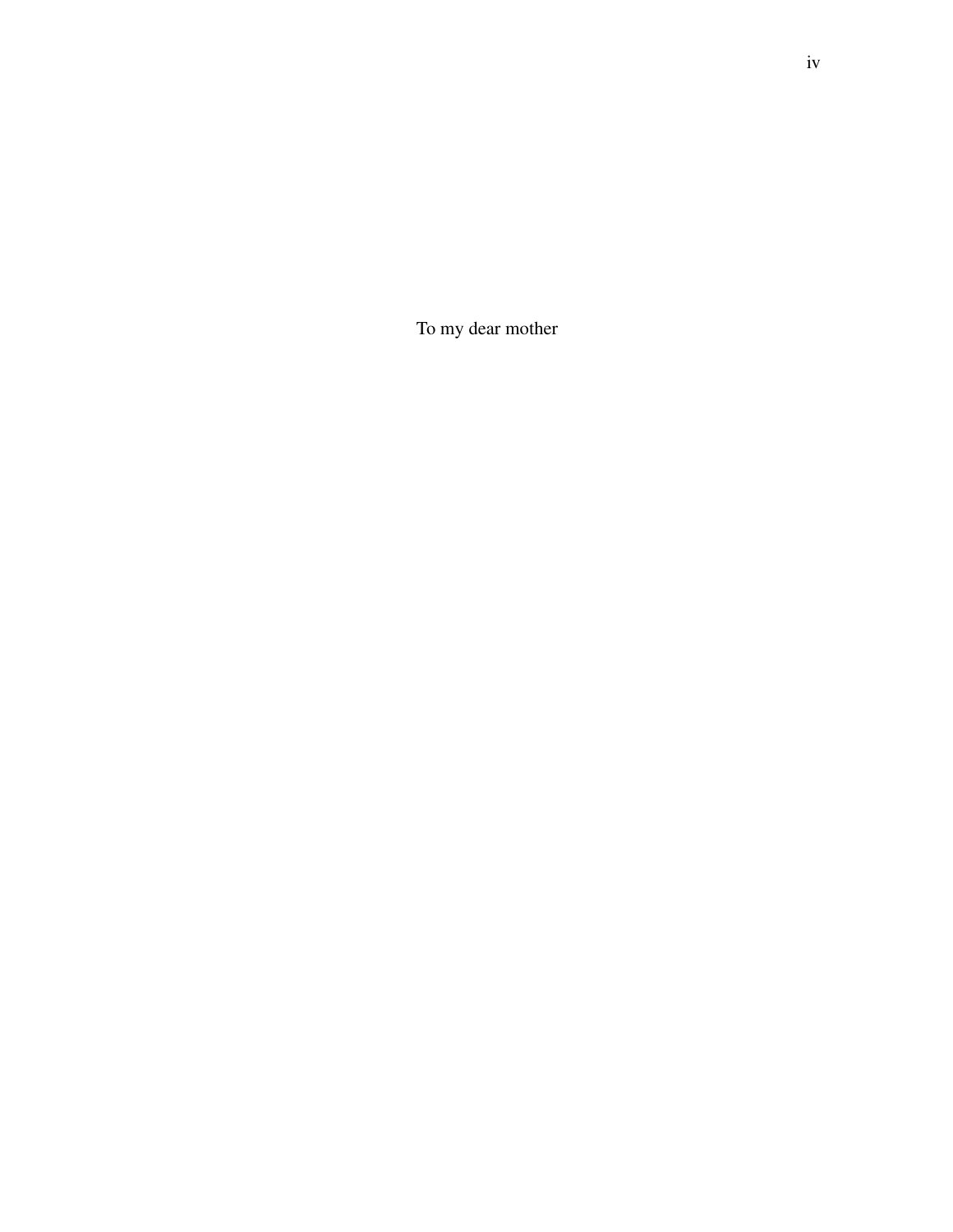To my dear mother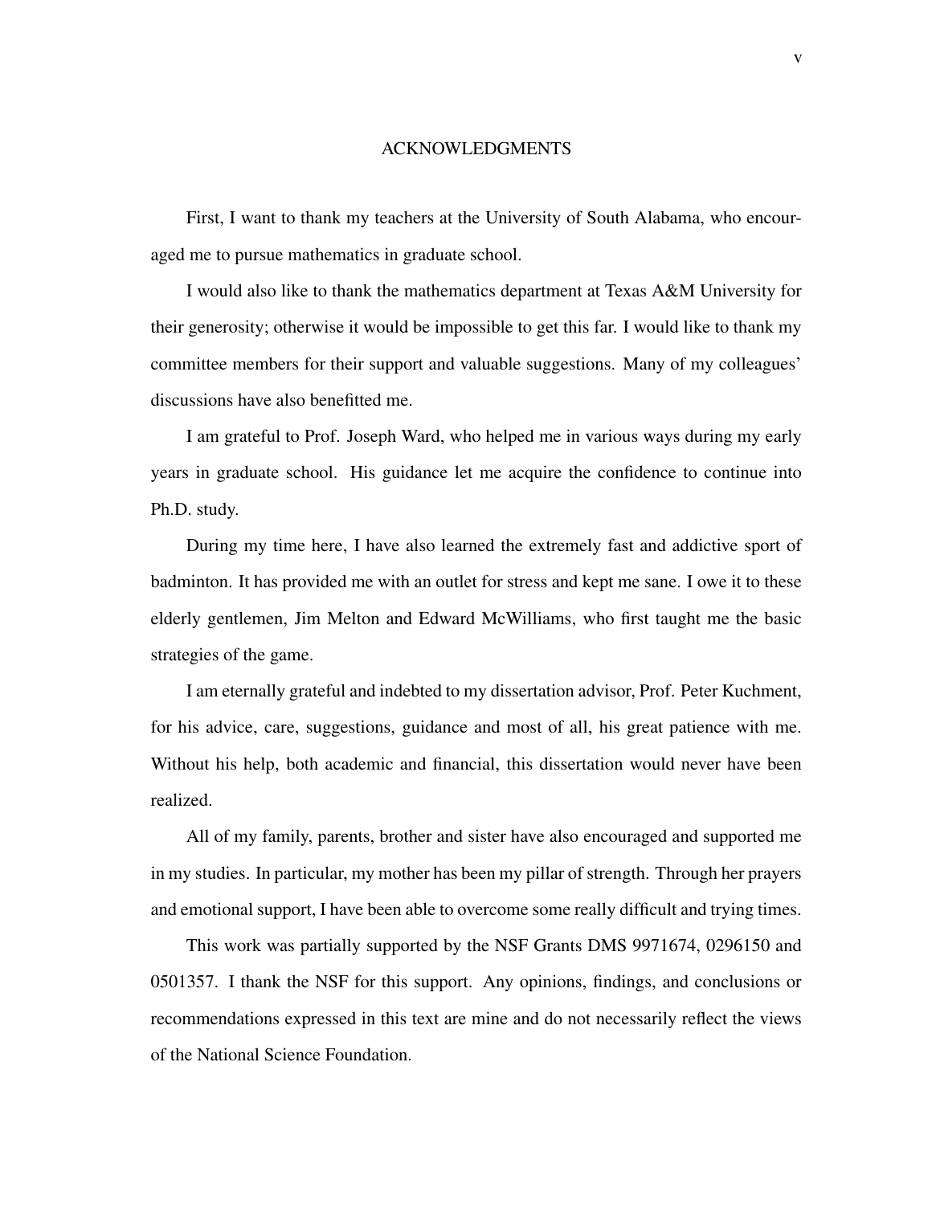# ACKNOWLEDGMENTS

First, I want to thank my teachers at the University of South Alabama, who encouraged me to pursue mathematics in graduate school.

I would also like to thank the mathematics department at Texas A&M University for their generosity; otherwise it would be impossible to get this far. I would like to thank my committee members for their support and valuable suggestions. Many of my colleagues' discussions have also benefitted me.

I am grateful to Prof. Joseph Ward, who helped me in various ways during my early years in graduate school. His guidance let me acquire the confidence to continue into Ph.D. study.

During my time here, I have also learned the extremely fast and addictive sport of badminton. It has provided me with an outlet for stress and kept me sane. I owe it to these elderly gentlemen, Jim Melton and Edward McWilliams, who first taught me the basic strategies of the game.

I am eternally grateful and indebted to my dissertation advisor, Prof. Peter Kuchment, for his advice, care, suggestions, guidance and most of all, his great patience with me. Without his help, both academic and financial, this dissertation would never have been realized.

All of my family, parents, brother and sister have also encouraged and supported me in my studies. In particular, my mother has been my pillar of strength. Through her prayers and emotional support, I have been able to overcome some really difficult and trying times.

This work was partially supported by the NSF Grants DMS 9971674, 0296150 and 0501357. I thank the NSF for this support. Any opinions, findings, and conclusions or recommendations expressed in this text are mine and do not necessarily reflect the views of the National Science Foundation.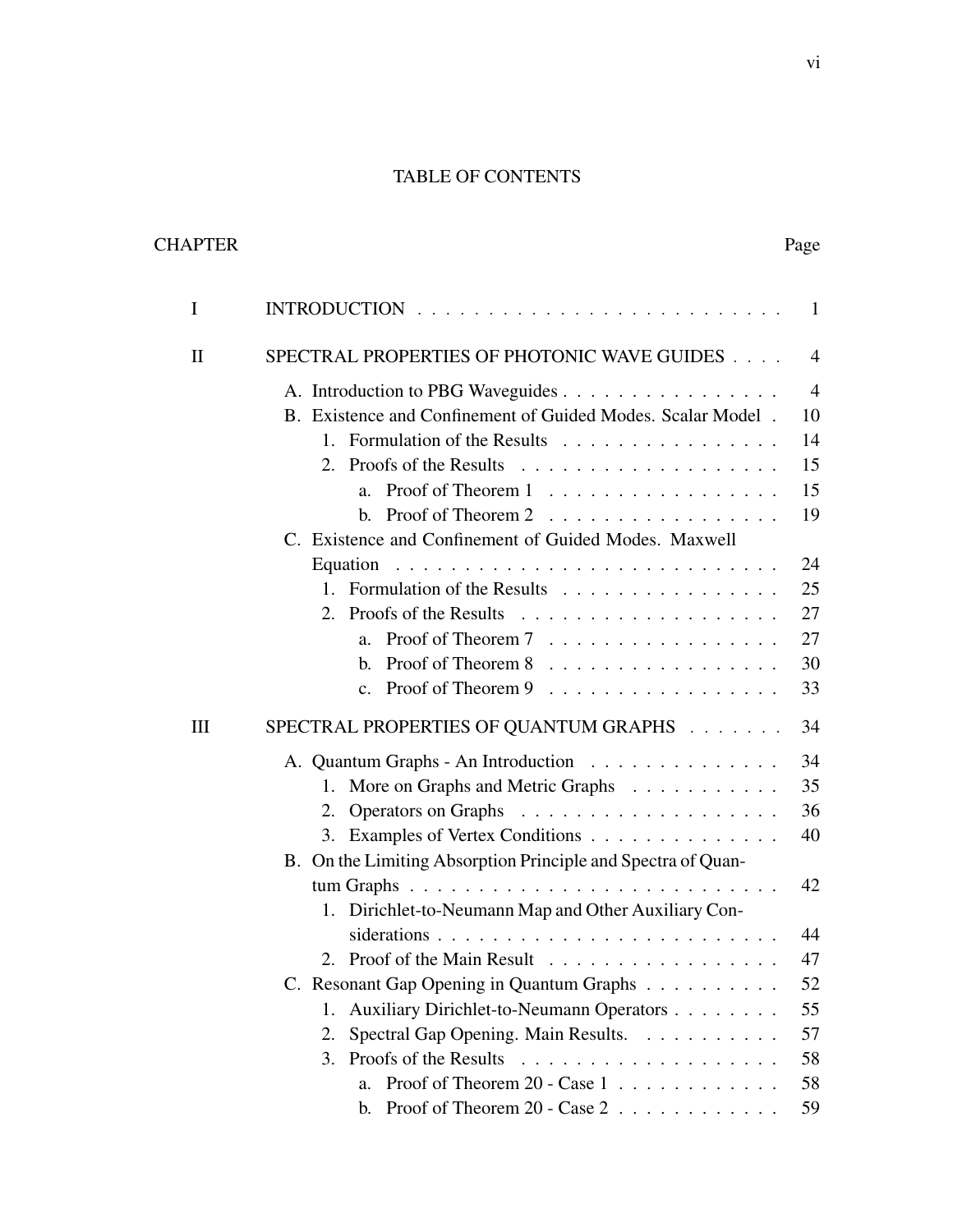# TABLE OF CONTENTS

| CHAPTER | | Page |
|---|---|---|
| I | INTRODUCTION | 1 |
| II | SPECTRAL PROPERTIES OF PHOTONIC WAVE GUIDES | 4 |
| | A. Introduction to PBG Waveguides | 4 |
| | B. Existence and Confinement of Guided Modes. Scalar Model | 10 |
| | 1. Formulation of the Results | 14 |
| | 2. Proofs of the Results | 15 |
| | a. Proof of Theorem 1 | 15 |
| | b. Proof of Theorem 2 | 19 |
| | C. Existence and Confinement of Guided Modes. Maxwell Equation | 24 |
| | 1. Formulation of the Results | 25 |
| | 2. Proofs of the Results | 27 |
| | a. Proof of Theorem 7 | 27 |
| | b. Proof of Theorem 8 | 30 |
| | c. Proof of Theorem 9 | 33 |
| III | SPECTRAL PROPERTIES OF QUANTUM GRAPHS | 34 |
| | A. Quantum Graphs - An Introduction | 34 |
| | 1. More on Graphs and Metric Graphs | 35 |
| | 2. Operators on Graphs | 36 |
| | 3. Examples of Vertex Conditions | 40 |
| | B. On the Limiting Absorption Principle and Spectra of Quantum Graphs | 42 |
| | 1. Dirichlet-to-Neumann Map and Other Auxiliary Considerations | 44 |
| | 2. Proof of the Main Result | 47 |
| | C. Resonant Gap Opening in Quantum Graphs | 52 |
| | 1. Auxiliary Dirichlet-to-Neumann Operators | 55 |
| | 2. Spectral Gap Opening. Main Results. | 57 |
| | 3. Proofs of the Results | 58 |
| | a. Proof of Theorem 20 - Case 1 | 58 |
| | b. Proof of Theorem 20 - Case 2 | 59 |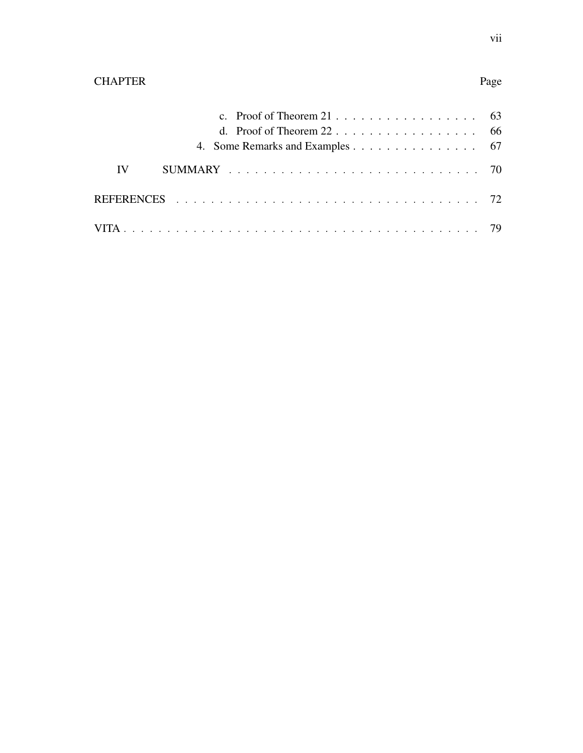CHAPTER Page

c. Proof of Theorem 21 . . . . . . . . . . . . . . . . . . 63

d. Proof of Theorem 22 . . . . . . . . . . . . . . . . . . 66

4. Some Remarks and Examples . . . . . . . . . . . . . . . . 67

IV SUMMARY . . . . . . . . . . . . . . . . . . . . . . . . . . . . . . 70

REFERENCES . . . . . . . . . . . . . . . . . . . . . . . . . . . . . . . . . . . . 72

VITA . . . . . . . . . . . . . . . . . . . . . . . . . . . . . . . . . . . . . . . . . 79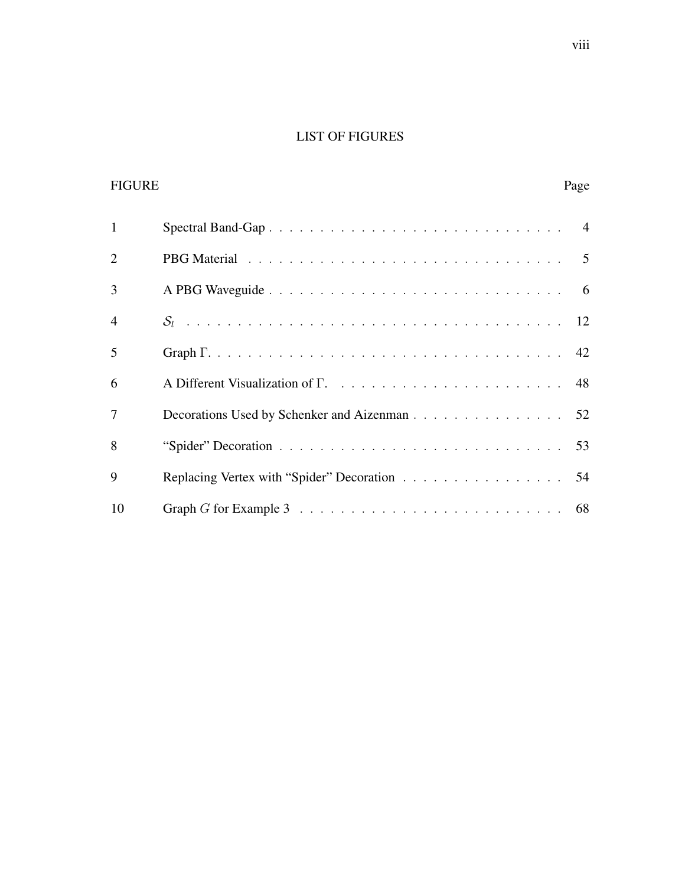# LIST OF FIGURES

| FIGURE | | Page |
|---|---|---|
| 1 | Spectral Band-Gap | 4 |
| 2 | PBG Material | 5 |
| 3 | A PBG Waveguide | 6 |
| 4 | $\mathcal{S}_l$ | 12 |
| 5 | Graph $\Gamma$. | 42 |
| 6 | A Different Visualization of $\Gamma$. | 48 |
| 7 | Decorations Used by Schenker and Aizenman | 52 |
| 8 | "Spider" Decoration | 53 |
| 9 | Replacing Vertex with "Spider" Decoration | 54 |
| 10 | Graph $G$ for Example 3 | 68 |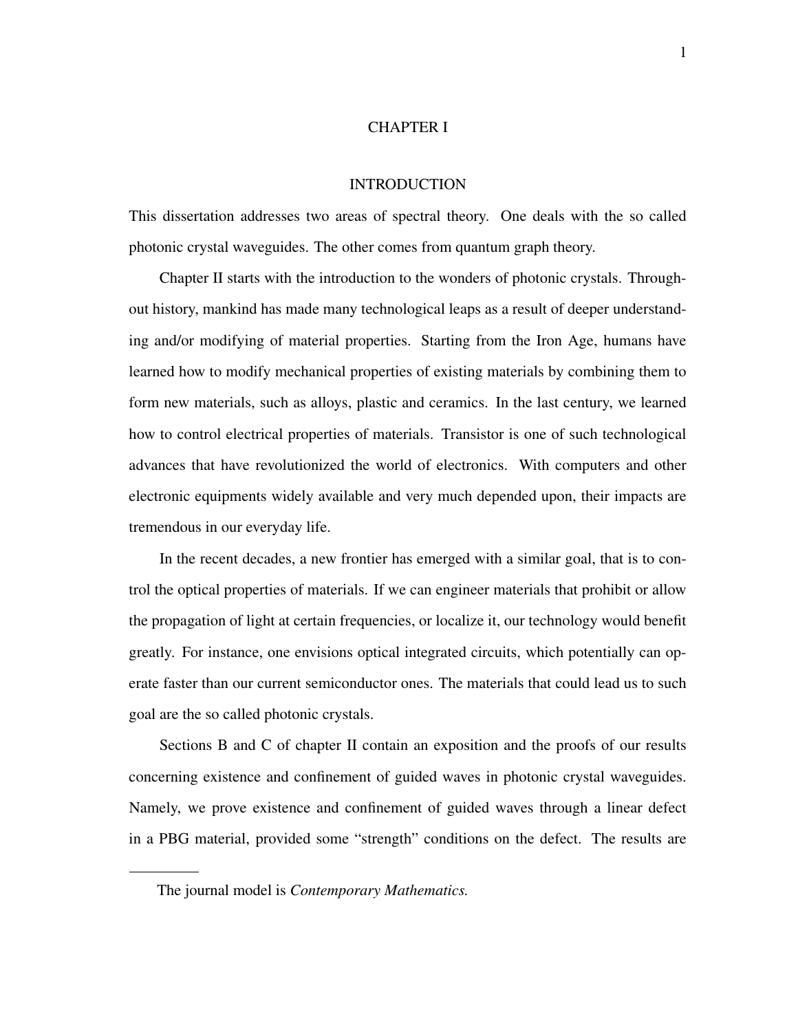# CHAPTER I

## INTRODUCTION

This dissertation addresses two areas of spectral theory. One deals with the so called photonic crystal waveguides. The other comes from quantum graph theory.

Chapter II starts with the introduction to the wonders of photonic crystals. Throughout history, mankind has made many technological leaps as a result of deeper understanding and/or modifying of material properties. Starting from the Iron Age, humans have learned how to modify mechanical properties of existing materials by combining them to form new materials, such as alloys, plastic and ceramics. In the last century, we learned how to control electrical properties of materials. Transistor is one of such technological advances that have revolutionized the world of electronics. With computers and other electronic equipments widely available and very much depended upon, their impacts are tremendous in our everyday life.

In the recent decades, a new frontier has emerged with a similar goal, that is to control the optical properties of materials. If we can engineer materials that prohibit or allow the propagation of light at certain frequencies, or localize it, our technology would benefit greatly. For instance, one envisions optical integrated circuits, which potentially can operate faster than our current semiconductor ones. The materials that could lead us to such goal are the so called photonic crystals.

Sections B and C of chapter II contain an exposition and the proofs of our results concerning existence and confinement of guided waves in photonic crystal waveguides. Namely, we prove existence and confinement of guided waves through a linear defect in a PBG material, provided some "strength" conditions on the defect. The results are

---

The journal model is *Contemporary Mathematics.*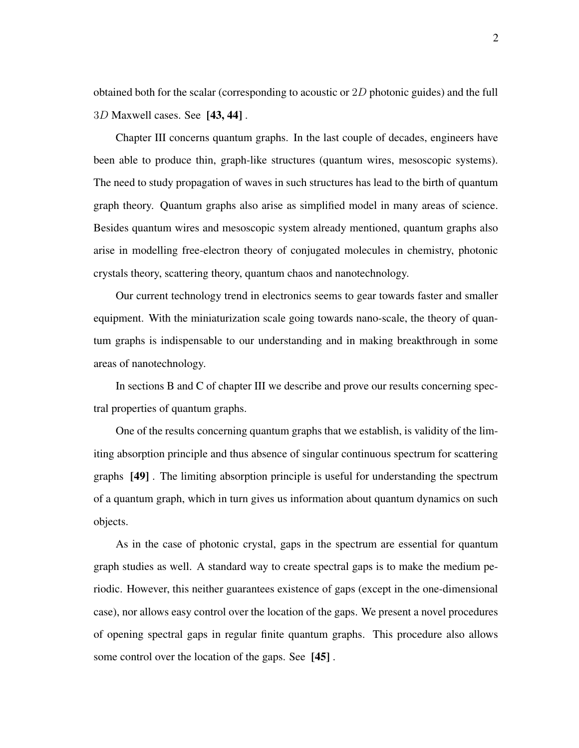obtained both for the scalar (corresponding to acoustic or $2D$ photonic guides) and the full $3D$ Maxwell cases. See **[43, 44]** .

Chapter III concerns quantum graphs. In the last couple of decades, engineers have been able to produce thin, graph-like structures (quantum wires, mesoscopic systems). The need to study propagation of waves in such structures has lead to the birth of quantum graph theory. Quantum graphs also arise as simplified model in many areas of science. Besides quantum wires and mesoscopic system already mentioned, quantum graphs also arise in modelling free-electron theory of conjugated molecules in chemistry, photonic crystals theory, scattering theory, quantum chaos and nanotechnology.

Our current technology trend in electronics seems to gear towards faster and smaller equipment. With the miniaturization scale going towards nano-scale, the theory of quantum graphs is indispensable to our understanding and in making breakthrough in some areas of nanotechnology.

In sections B and C of chapter III we describe and prove our results concerning spectral properties of quantum graphs.

One of the results concerning quantum graphs that we establish, is validity of the limiting absorption principle and thus absence of singular continuous spectrum for scattering graphs **[49]** . The limiting absorption principle is useful for understanding the spectrum of a quantum graph, which in turn gives us information about quantum dynamics on such objects.

As in the case of photonic crystal, gaps in the spectrum are essential for quantum graph studies as well. A standard way to create spectral gaps is to make the medium periodic. However, this neither guarantees existence of gaps (except in the one-dimensional case), nor allows easy control over the location of the gaps. We present a novel procedures of opening spectral gaps in regular finite quantum graphs. This procedure also allows some control over the location of the gaps. See **[45]** .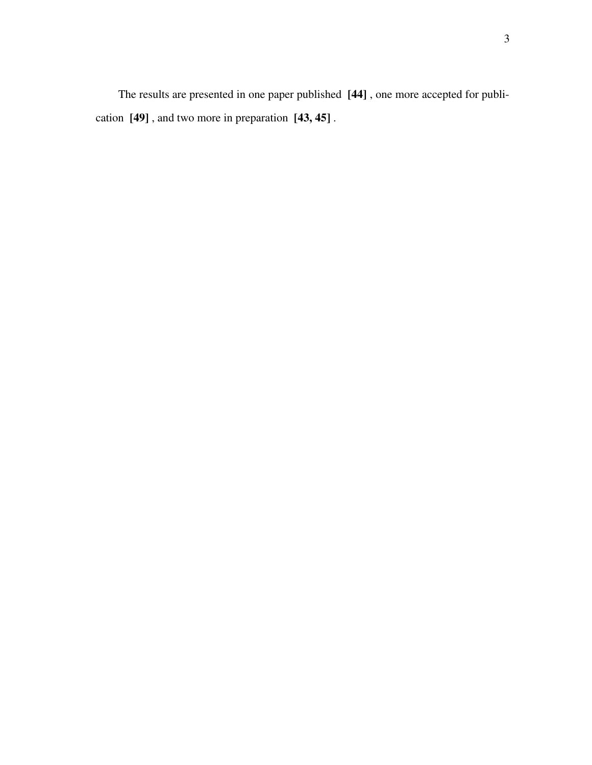The results are presented in one paper published **[44]** , one more accepted for publication **[49]** , and two more in preparation **[43, 45]** .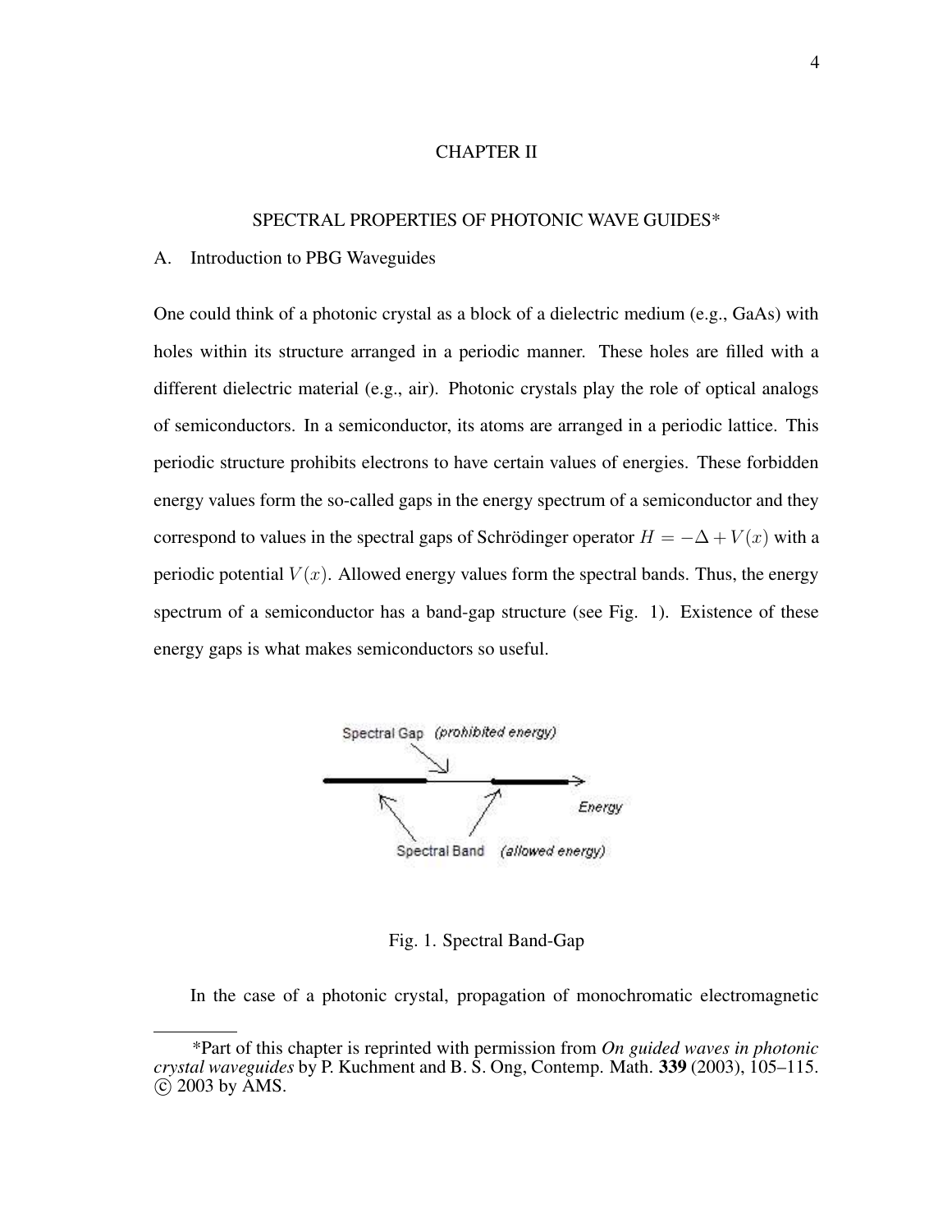# CHAPTER II

## SPECTRAL PROPERTIES OF PHOTONIC WAVE GUIDES*

### A. Introduction to PBG Waveguides

One could think of a photonic crystal as a block of a dielectric medium (e.g., GaAs) with holes within its structure arranged in a periodic manner. These holes are filled with a different dielectric material (e.g., air). Photonic crystals play the role of optical analogs of semiconductors. In a semiconductor, its atoms are arranged in a periodic lattice. This periodic structure prohibits electrons to have certain values of energies. These forbidden energy values form the so-called gaps in the energy spectrum of a semiconductor and they correspond to values in the spectral gaps of Schrödinger operator $H = -\Delta + V(x)$ with a periodic potential $V(x)$. Allowed energy values form the spectral bands. Thus, the energy spectrum of a semiconductor has a band-gap structure (see Fig. 1). Existence of these energy gaps is what makes semiconductors so useful.

Spectral Gap *(prohibited energy)*

*Energy*

Spectral Band *(allowed energy)*

Fig. 1. Spectral Band-Gap

In the case of a photonic crystal, propagation of monochromatic electromagnetic

---

*Part of this chapter is reprinted with permission from *On guided waves in photonic crystal waveguides* by P. Kuchment and B. S. Ong, Contemp. Math. **339** (2003), 105–115. © 2003 by AMS.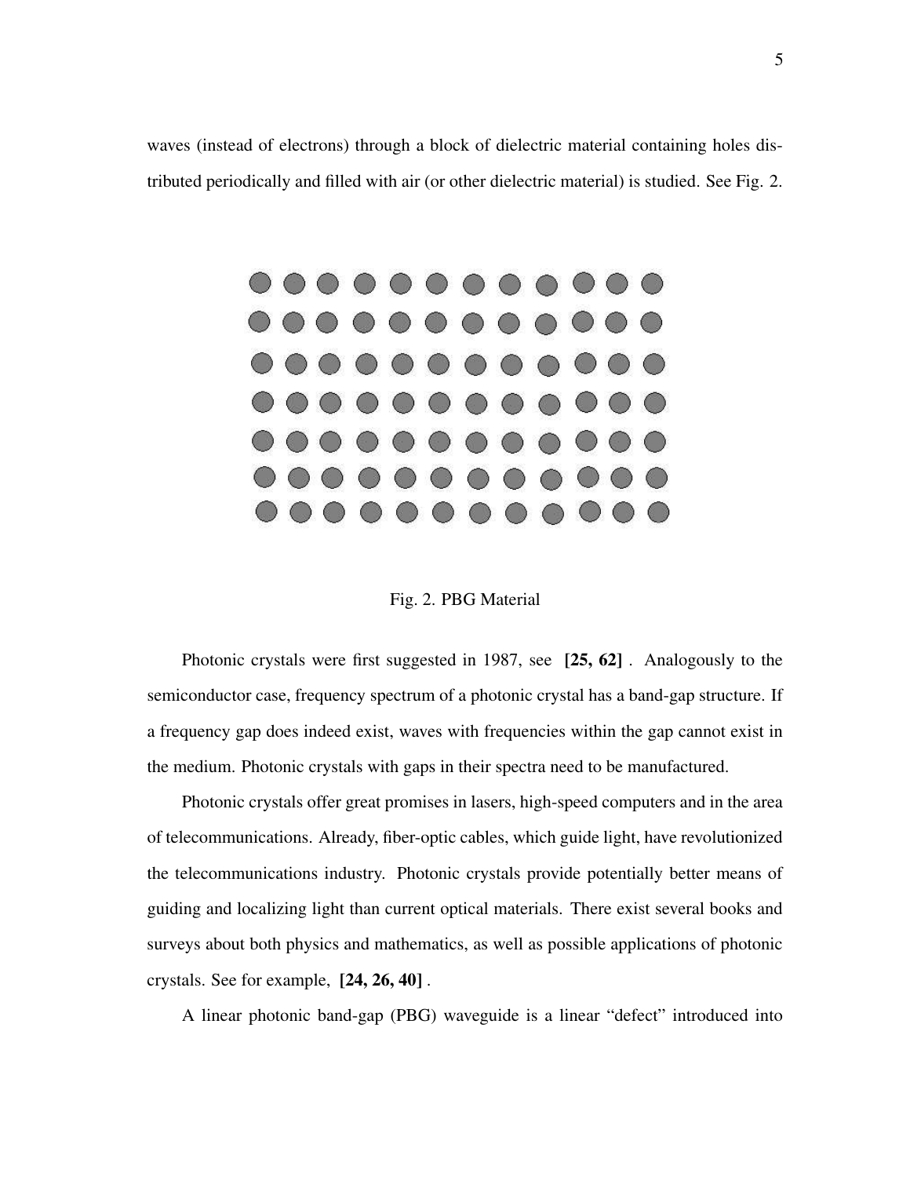waves (instead of electrons) through a block of dielectric material containing holes distributed periodically and filled with air (or other dielectric material) is studied. See Fig. 2.

Fig. 2. PBG Material

Photonic crystals were first suggested in 1987, see **[25, 62]** . Analogously to the semiconductor case, frequency spectrum of a photonic crystal has a band-gap structure. If a frequency gap does indeed exist, waves with frequencies within the gap cannot exist in the medium. Photonic crystals with gaps in their spectra need to be manufactured.

Photonic crystals offer great promises in lasers, high-speed computers and in the area of telecommunications. Already, fiber-optic cables, which guide light, have revolutionized the telecommunications industry. Photonic crystals provide potentially better means of guiding and localizing light than current optical materials. There exist several books and surveys about both physics and mathematics, as well as possible applications of photonic crystals. See for example, **[24, 26, 40]** .

A linear photonic band-gap (PBG) waveguide is a linear "defect" introduced into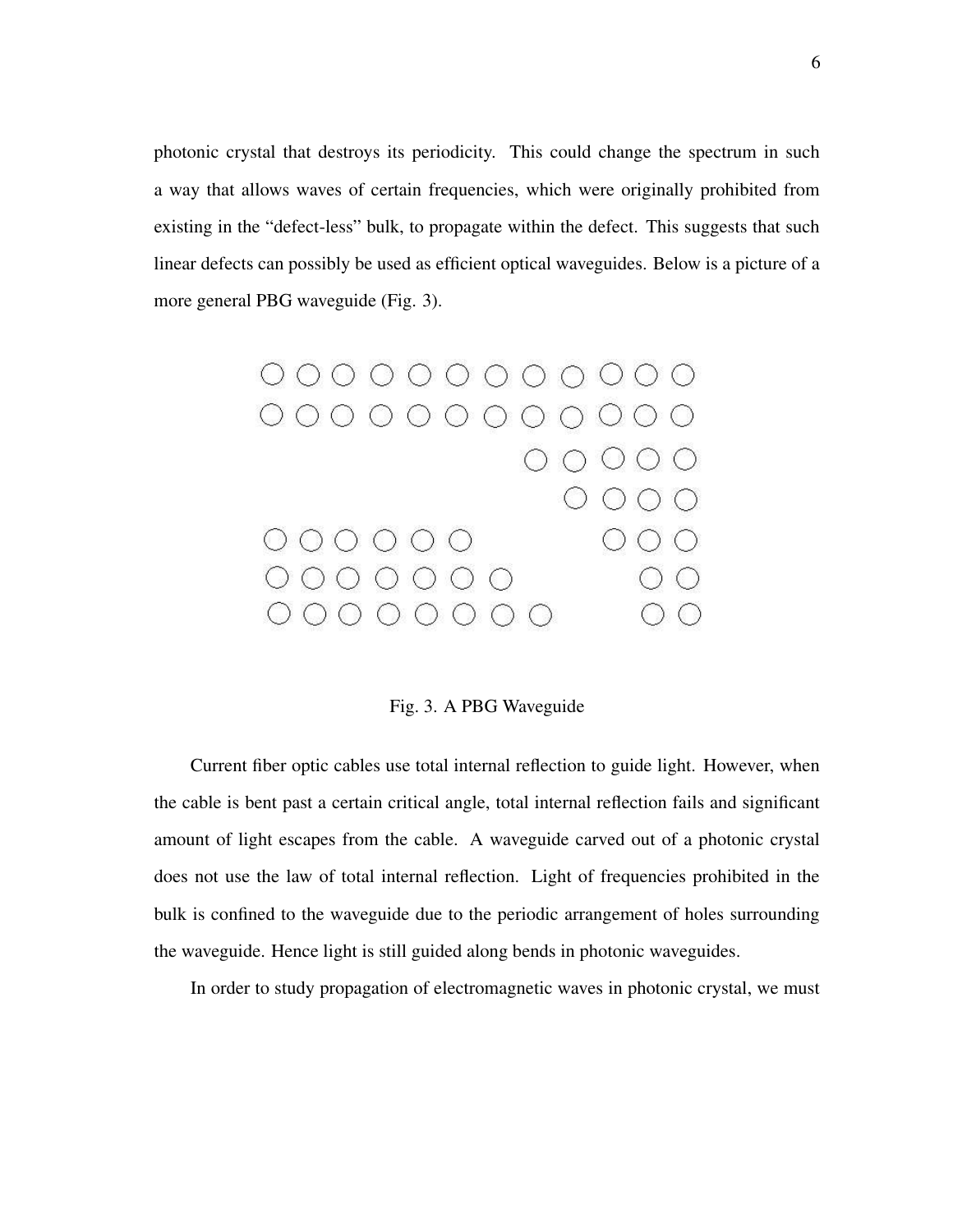photonic crystal that destroys its periodicity. This could change the spectrum in such a way that allows waves of certain frequencies, which were originally prohibited from existing in the "defect-less" bulk, to propagate within the defect. This suggests that such linear defects can possibly be used as efficient optical waveguides. Below is a picture of a more general PBG waveguide (Fig. 3).

Fig. 3. A PBG Waveguide

Current fiber optic cables use total internal reflection to guide light. However, when the cable is bent past a certain critical angle, total internal reflection fails and significant amount of light escapes from the cable. A waveguide carved out of a photonic crystal does not use the law of total internal reflection. Light of frequencies prohibited in the bulk is confined to the waveguide due to the periodic arrangement of holes surrounding the waveguide. Hence light is still guided along bends in photonic waveguides.

In order to study propagation of electromagnetic waves in photonic crystal, we must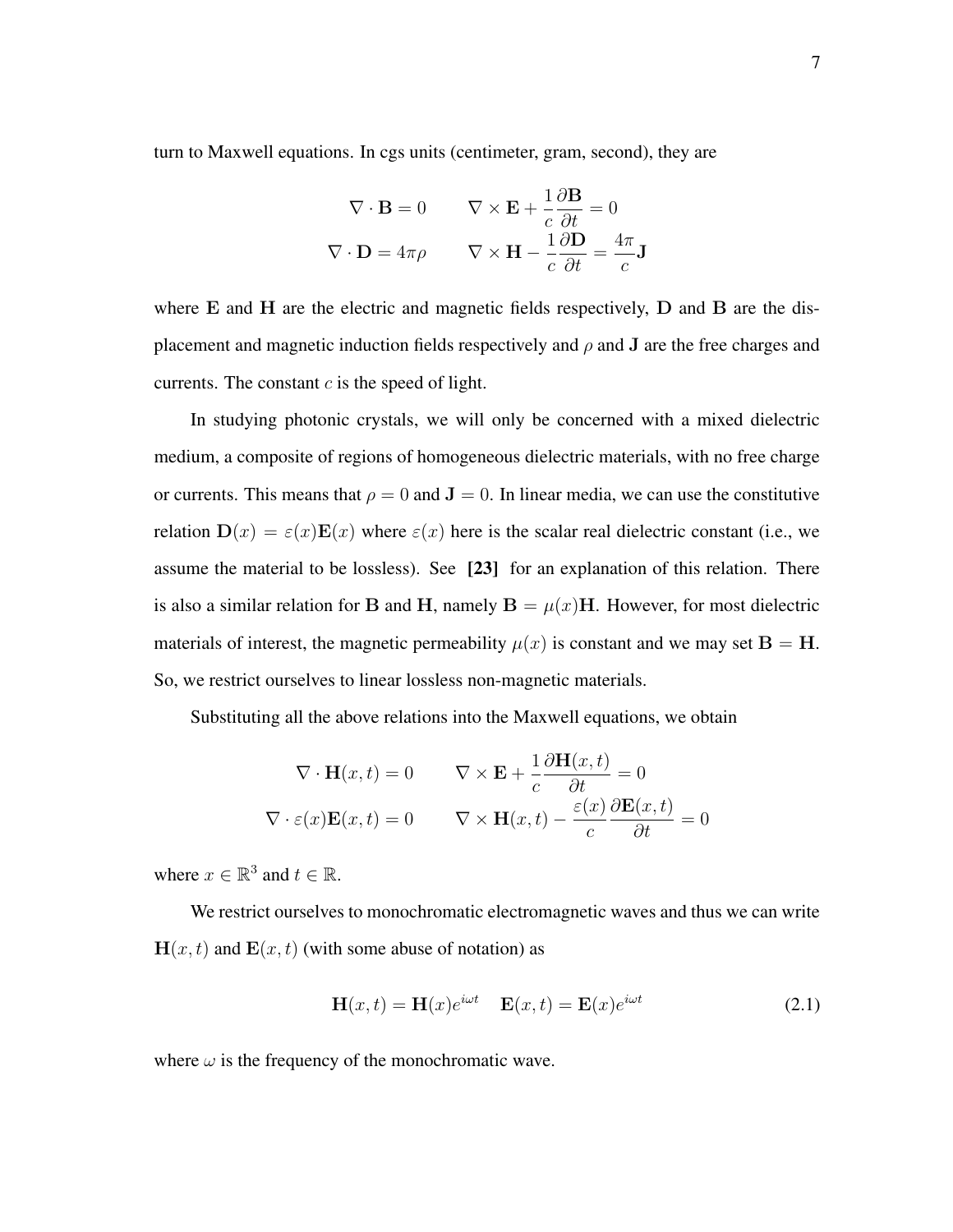turn to Maxwell equations. In cgs units (centimeter, gram, second), they are

$$\nabla \cdot \mathbf{B} = 0 \qquad \nabla \times \mathbf{E} + \frac{1}{c}\frac{\partial \mathbf{B}}{\partial t} = 0$$
$$\nabla \cdot \mathbf{D} = 4\pi\rho \qquad \nabla \times \mathbf{H} - \frac{1}{c}\frac{\partial \mathbf{D}}{\partial t} = \frac{4\pi}{c}\mathbf{J}$$

where $\mathbf{E}$ and $\mathbf{H}$ are the electric and magnetic fields respectively, $\mathbf{D}$ and $\mathbf{B}$ are the displacement and magnetic induction fields respectively and $\rho$ and $\mathbf{J}$ are the free charges and currents. The constant $c$ is the speed of light.

In studying photonic crystals, we will only be concerned with a mixed dielectric medium, a composite of regions of homogeneous dielectric materials, with no free charge or currents. This means that $\rho = 0$ and $\mathbf{J} = 0$. In linear media, we can use the constitutive relation $\mathbf{D}(x) = \varepsilon(x)\mathbf{E}(x)$ where $\varepsilon(x)$ here is the scalar real dielectric constant (i.e., we assume the material to be lossless). See **[23]** for an explanation of this relation. There is also a similar relation for $\mathbf{B}$ and $\mathbf{H}$, namely $\mathbf{B} = \mu(x)\mathbf{H}$. However, for most dielectric materials of interest, the magnetic permeability $\mu(x)$ is constant and we may set $\mathbf{B} = \mathbf{H}$. So, we restrict ourselves to linear lossless non-magnetic materials.

Substituting all the above relations into the Maxwell equations, we obtain

$$\nabla \cdot \mathbf{H}(x,t) = 0 \qquad \nabla \times \mathbf{E} + \frac{1}{c}\frac{\partial \mathbf{H}(x,t)}{\partial t} = 0$$
$$\nabla \cdot \varepsilon(x)\mathbf{E}(x,t) = 0 \qquad \nabla \times \mathbf{H}(x,t) - \frac{\varepsilon(x)}{c}\frac{\partial \mathbf{E}(x,t)}{\partial t} = 0$$

where $x \in \mathbb{R}^3$ and $t \in \mathbb{R}$.

We restrict ourselves to monochromatic electromagnetic waves and thus we can write $\mathbf{H}(x,t)$ and $\mathbf{E}(x,t)$ (with some abuse of notation) as

$$\mathbf{H}(x,t) = \mathbf{H}(x)e^{i\omega t} \quad \mathbf{E}(x,t) = \mathbf{E}(x)e^{i\omega t} \tag{2.1}$$

where $\omega$ is the frequency of the monochromatic wave.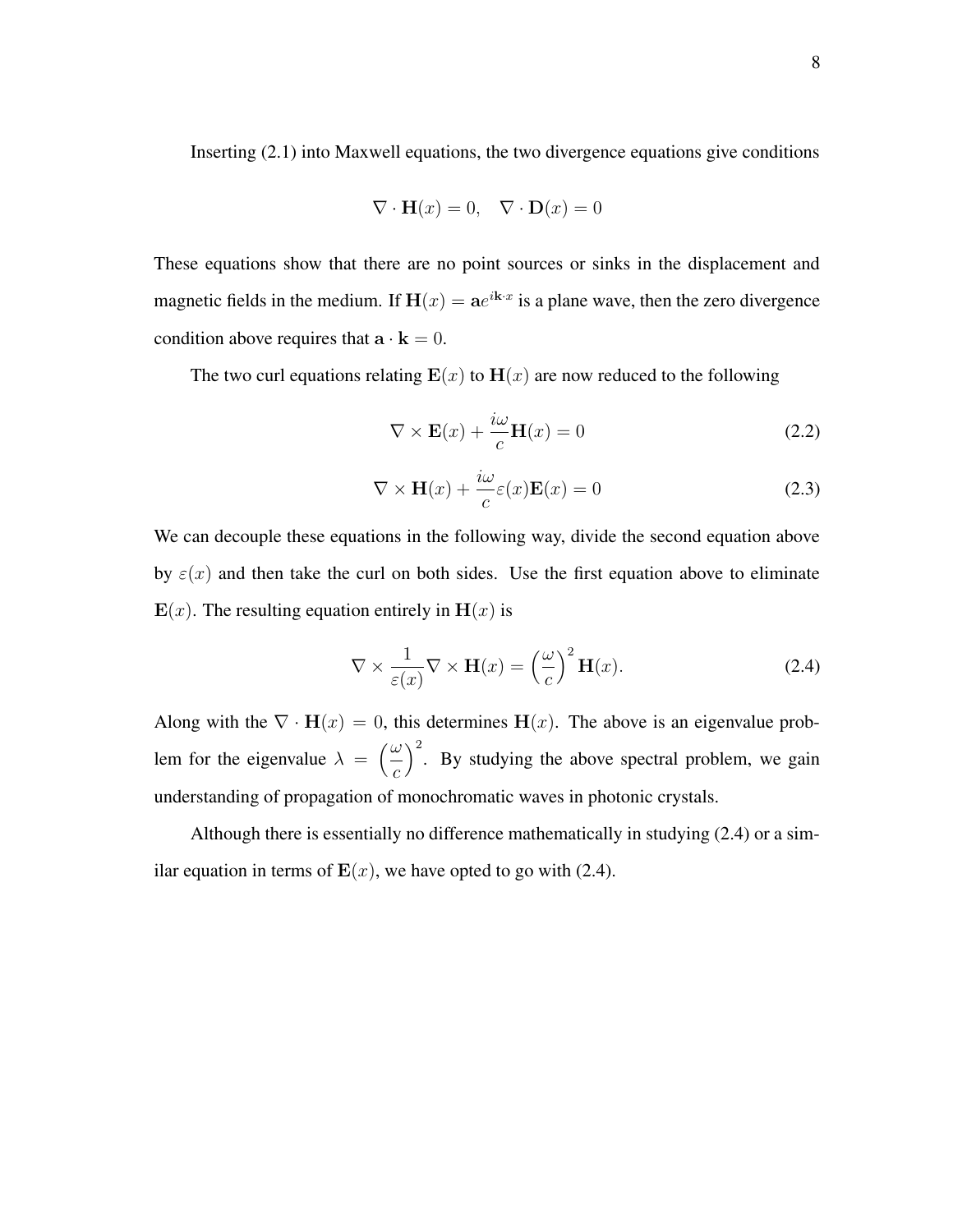Inserting (2.1) into Maxwell equations, the two divergence equations give conditions

$$\nabla \cdot \mathbf{H}(x) = 0, \quad \nabla \cdot \mathbf{D}(x) = 0$$

These equations show that there are no point sources or sinks in the displacement and magnetic fields in the medium. If $\mathbf{H}(x) = \mathbf{a}e^{i\mathbf{k}\cdot x}$ is a plane wave, then the zero divergence condition above requires that $\mathbf{a} \cdot \mathbf{k} = 0$.

The two curl equations relating $\mathbf{E}(x)$ to $\mathbf{H}(x)$ are now reduced to the following

$$\nabla \times \mathbf{E}(x) + \frac{i\omega}{c}\mathbf{H}(x) = 0 \tag{2.2}$$

$$\nabla \times \mathbf{H}(x) + \frac{i\omega}{c}\varepsilon(x)\mathbf{E}(x) = 0 \tag{2.3}$$

We can decouple these equations in the following way, divide the second equation above by $\varepsilon(x)$ and then take the curl on both sides. Use the first equation above to eliminate $\mathbf{E}(x)$. The resulting equation entirely in $\mathbf{H}(x)$ is

$$\nabla \times \frac{1}{\varepsilon(x)}\nabla \times \mathbf{H}(x) = \left(\frac{\omega}{c}\right)^2 \mathbf{H}(x). \tag{2.4}$$

Along with the $\nabla \cdot \mathbf{H}(x) = 0$, this determines $\mathbf{H}(x)$. The above is an eigenvalue problem for the eigenvalue $\lambda = \left(\frac{\omega}{c}\right)^2$. By studying the above spectral problem, we gain understanding of propagation of monochromatic waves in photonic crystals.

Although there is essentially no difference mathematically in studying (2.4) or a similar equation in terms of $\mathbf{E}(x)$, we have opted to go with (2.4).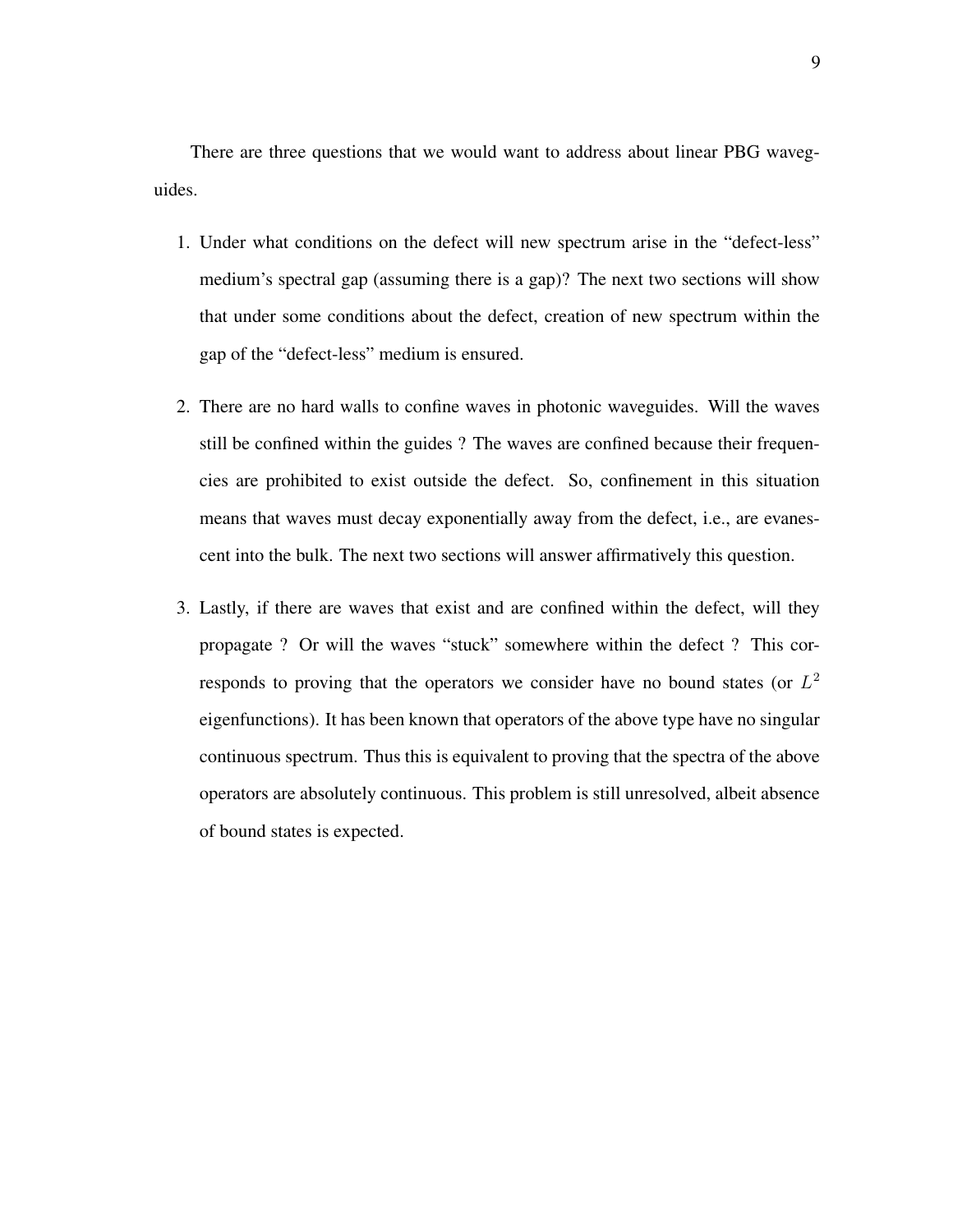There are three questions that we would want to address about linear PBG waveguides.

1. Under what conditions on the defect will new spectrum arise in the "defect-less" medium's spectral gap (assuming there is a gap)? The next two sections will show that under some conditions about the defect, creation of new spectrum within the gap of the "defect-less" medium is ensured.

2. There are no hard walls to confine waves in photonic waveguides. Will the waves still be confined within the guides ? The waves are confined because their frequencies are prohibited to exist outside the defect. So, confinement in this situation means that waves must decay exponentially away from the defect, i.e., are evanescent into the bulk. The next two sections will answer affirmatively this question.

3. Lastly, if there are waves that exist and are confined within the defect, will they propagate ? Or will the waves "stuck" somewhere within the defect ? This corresponds to proving that the operators we consider have no bound states (or $L^2$ eigenfunctions). It has been known that operators of the above type have no singular continuous spectrum. Thus this is equivalent to proving that the spectra of the above operators are absolutely continuous. This problem is still unresolved, albeit absence of bound states is expected.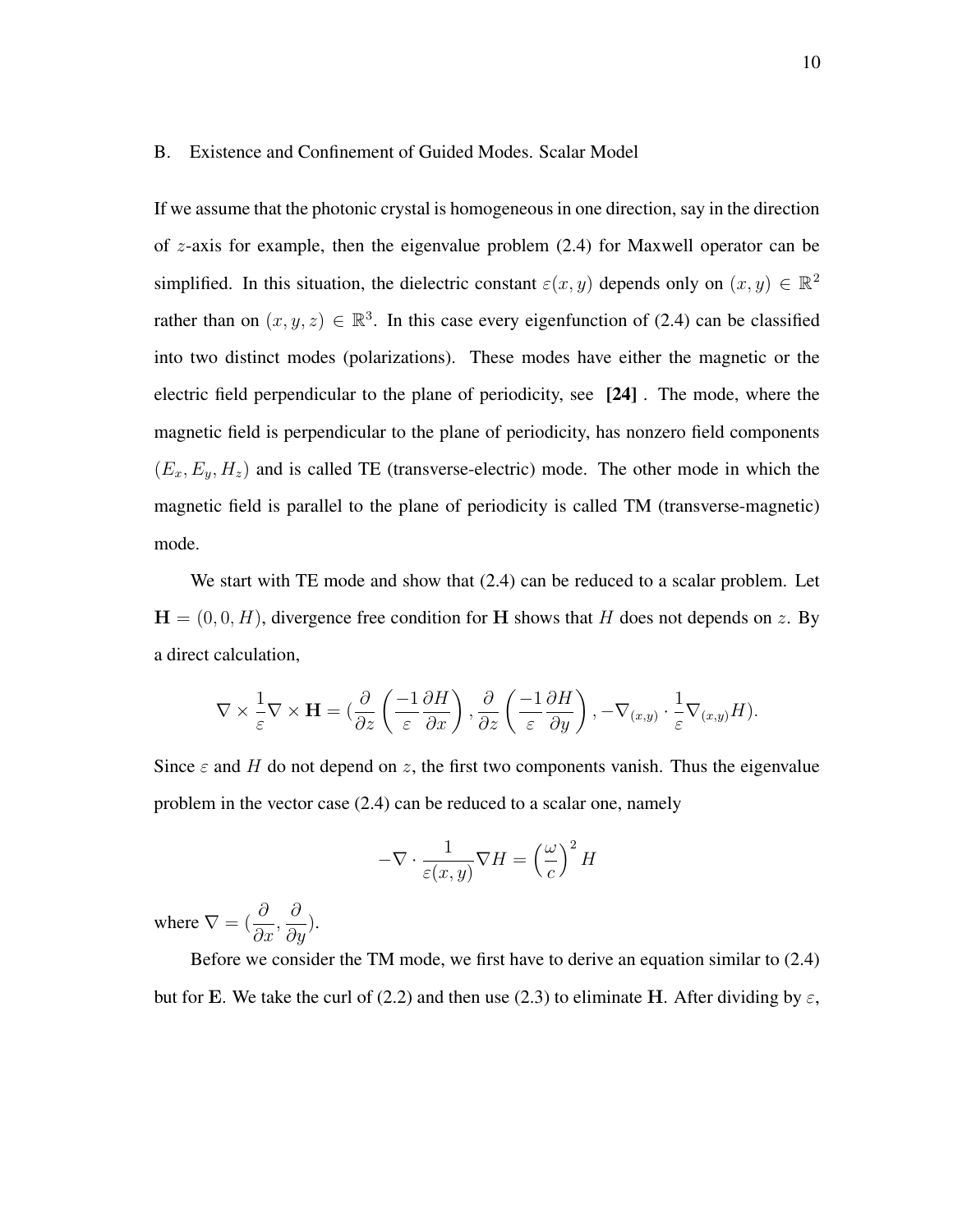### B. Existence and Confinement of Guided Modes. Scalar Model

If we assume that the photonic crystal is homogeneous in one direction, say in the direction of $z$-axis for example, then the eigenvalue problem (2.4) for Maxwell operator can be simplified. In this situation, the dielectric constant $\varepsilon(x, y)$ depends only on $(x, y) \in \mathbb{R}^2$ rather than on $(x, y, z) \in \mathbb{R}^3$. In this case every eigenfunction of (2.4) can be classified into two distinct modes (polarizations). These modes have either the magnetic or the electric field perpendicular to the plane of periodicity, see **[24]** . The mode, where the magnetic field is perpendicular to the plane of periodicity, has nonzero field components $(E_x, E_y, H_z)$ and is called TE (transverse-electric) mode. The other mode in which the magnetic field is parallel to the plane of periodicity is called TM (transverse-magnetic) mode.

We start with TE mode and show that (2.4) can be reduced to a scalar problem. Let $\mathbf{H} = (0, 0, H)$, divergence free condition for $\mathbf{H}$ shows that $H$ does not depends on $z$. By a direct calculation,

$$\nabla \times \frac{1}{\varepsilon} \nabla \times \mathbf{H} = (\frac{\partial}{\partial z}\left(\frac{-1}{\varepsilon}\frac{\partial H}{\partial x}\right), \frac{\partial}{\partial z}\left(\frac{-1}{\varepsilon}\frac{\partial H}{\partial y}\right), -\nabla_{(x,y)} \cdot \frac{1}{\varepsilon}\nabla_{(x,y)} H).$$

Since $\varepsilon$ and $H$ do not depend on $z$, the first two components vanish. Thus the eigenvalue problem in the vector case (2.4) can be reduced to a scalar one, namely

$$-\nabla \cdot \frac{1}{\varepsilon(x, y)} \nabla H = \left(\frac{\omega}{c}\right)^2 H$$

where $\nabla = (\dfrac{\partial}{\partial x}, \dfrac{\partial}{\partial y})$.

Before we consider the TM mode, we first have to derive an equation similar to (2.4) but for $\mathbf{E}$. We take the curl of (2.2) and then use (2.3) to eliminate $\mathbf{H}$. After dividing by $\varepsilon$,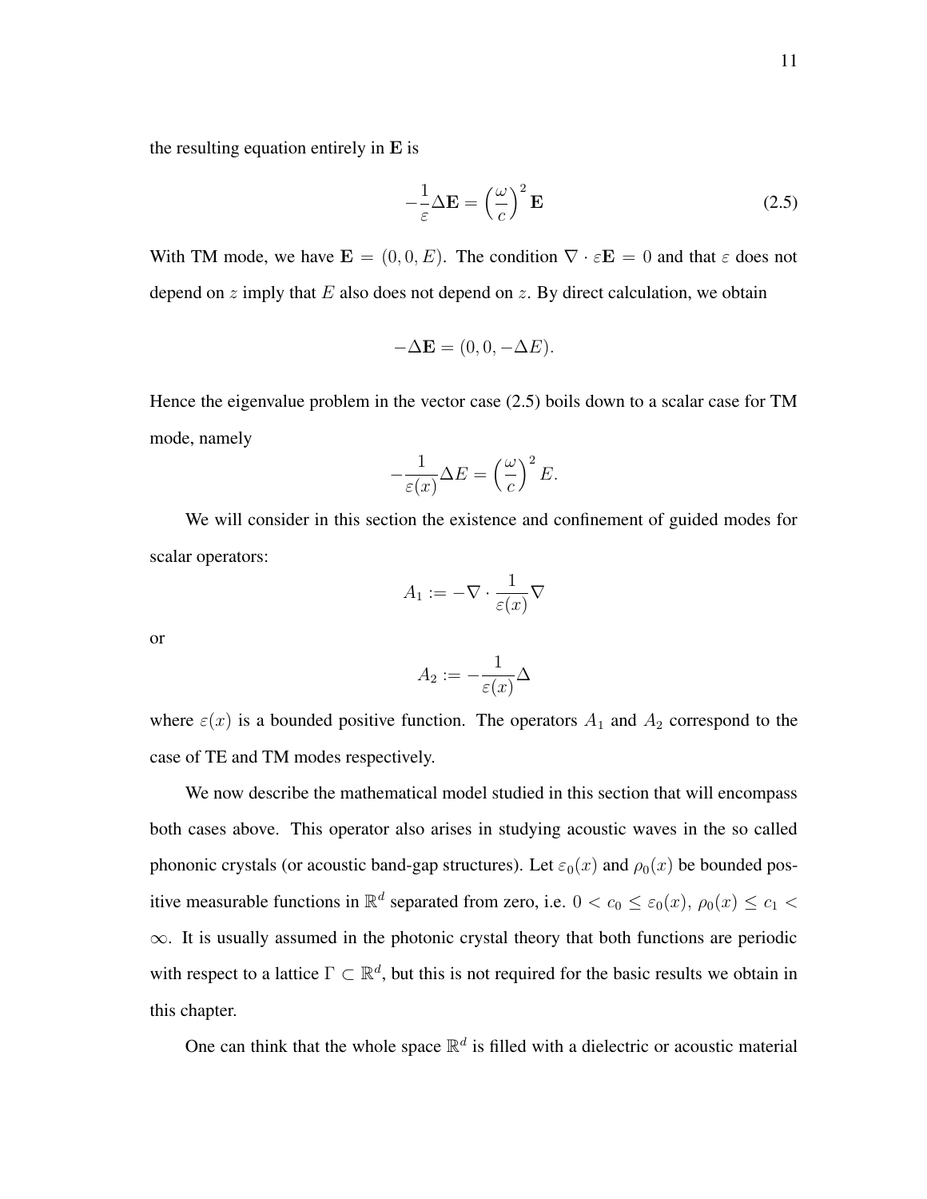the resulting equation entirely in $\mathbf{E}$ is

$$-\frac{1}{\varepsilon}\Delta \mathbf{E} = \left(\frac{\omega}{c}\right)^2 \mathbf{E} \tag{2.5}$$

With TM mode, we have $\mathbf{E} = (0, 0, E)$. The condition $\nabla \cdot \varepsilon \mathbf{E} = 0$ and that $\varepsilon$ does not depend on $z$ imply that $E$ also does not depend on $z$. By direct calculation, we obtain

$$-\Delta \mathbf{E} = (0, 0, -\Delta E).$$

Hence the eigenvalue problem in the vector case (2.5) boils down to a scalar case for TM mode, namely

$$-\frac{1}{\varepsilon(x)}\Delta E = \left(\frac{\omega}{c}\right)^2 E.$$

We will consider in this section the existence and confinement of guided modes for scalar operators:

$$A_1 := -\nabla \cdot \frac{1}{\varepsilon(x)} \nabla$$

or

$$A_2 := -\frac{1}{\varepsilon(x)}\Delta$$

where $\varepsilon(x)$ is a bounded positive function. The operators $A_1$ and $A_2$ correspond to the case of TE and TM modes respectively.

We now describe the mathematical model studied in this section that will encompass both cases above. This operator also arises in studying acoustic waves in the so called phononic crystals (or acoustic band-gap structures). Let $\varepsilon_0(x)$ and $\rho_0(x)$ be bounded positive measurable functions in $\mathbb{R}^d$ separated from zero, i.e. $0 < c_0 \leq \varepsilon_0(x),\ \rho_0(x) \leq c_1 < \infty$. It is usually assumed in the photonic crystal theory that both functions are periodic with respect to a lattice $\Gamma \subset \mathbb{R}^d$, but this is not required for the basic results we obtain in this chapter.

One can think that the whole space $\mathbb{R}^d$ is filled with a dielectric or acoustic material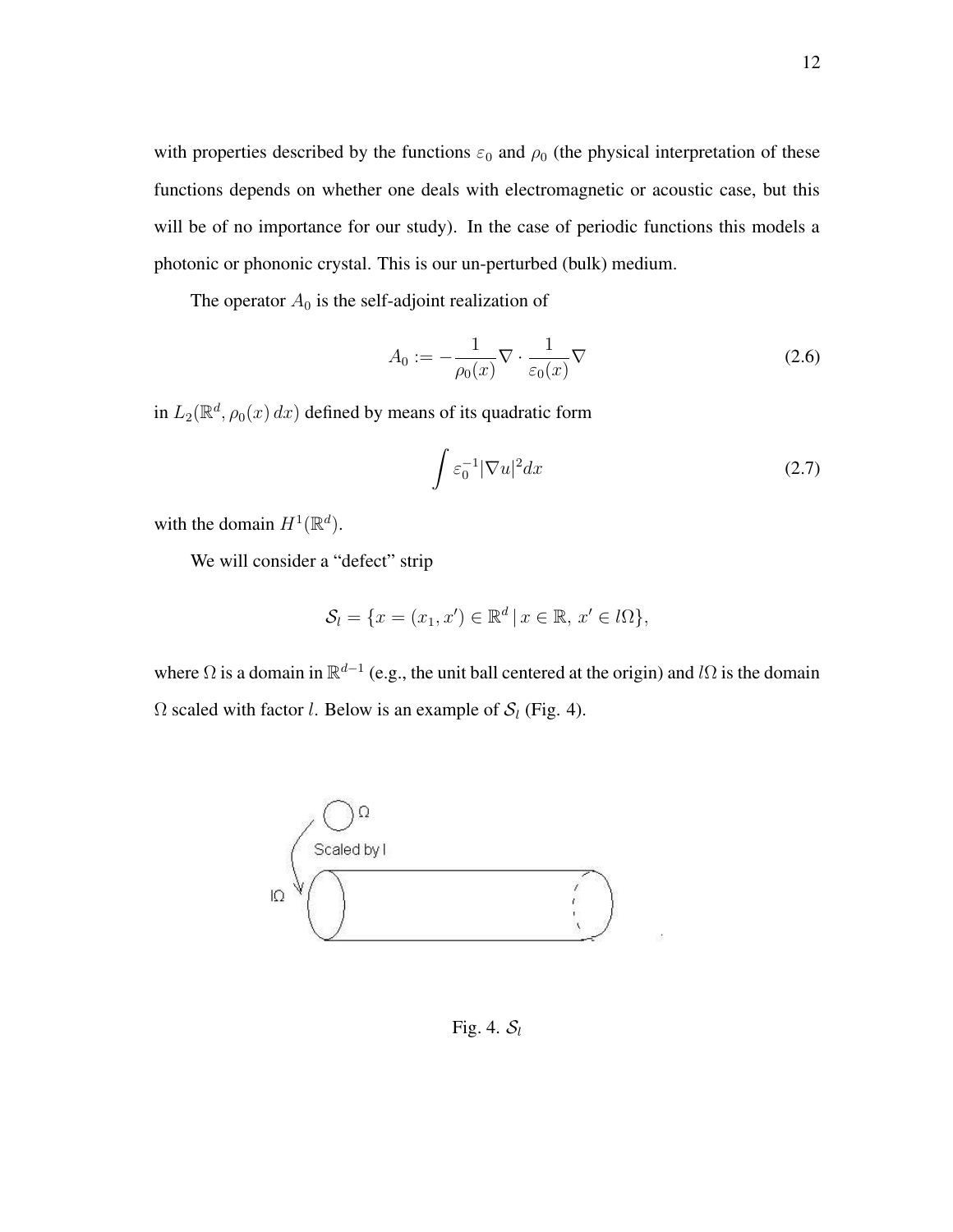with properties described by the functions $\varepsilon_0$ and $\rho_0$ (the physical interpretation of these functions depends on whether one deals with electromagnetic or acoustic case, but this will be of no importance for our study). In the case of periodic functions this models a photonic or phononic crystal. This is our un-perturbed (bulk) medium.

The operator $A_0$ is the self-adjoint realization of

$$A_0 := -\frac{1}{\rho_0(x)}\nabla \cdot \frac{1}{\varepsilon_0(x)}\nabla \tag{2.6}$$

in $L_2(\mathbb{R}^d, \rho_0(x)\,dx)$ defined by means of its quadratic form

$$\int \varepsilon_0^{-1}|\nabla u|^2 dx \tag{2.7}$$

with the domain $H^1(\mathbb{R}^d)$.

We will consider a "defect" strip

$$\mathcal{S}_l = \{x = (x_1, x') \in \mathbb{R}^d \,|\, x \in \mathbb{R},\, x' \in l\Omega\},$$

where $\Omega$ is a domain in $\mathbb{R}^{d-1}$ (e.g., the unit ball centered at the origin) and $l\Omega$ is the domain $\Omega$ scaled with factor $l$. Below is an example of $\mathcal{S}_l$ (Fig. 4).

Ω

Scaled by l

lΩ

Fig. 4. $\mathcal{S}_l$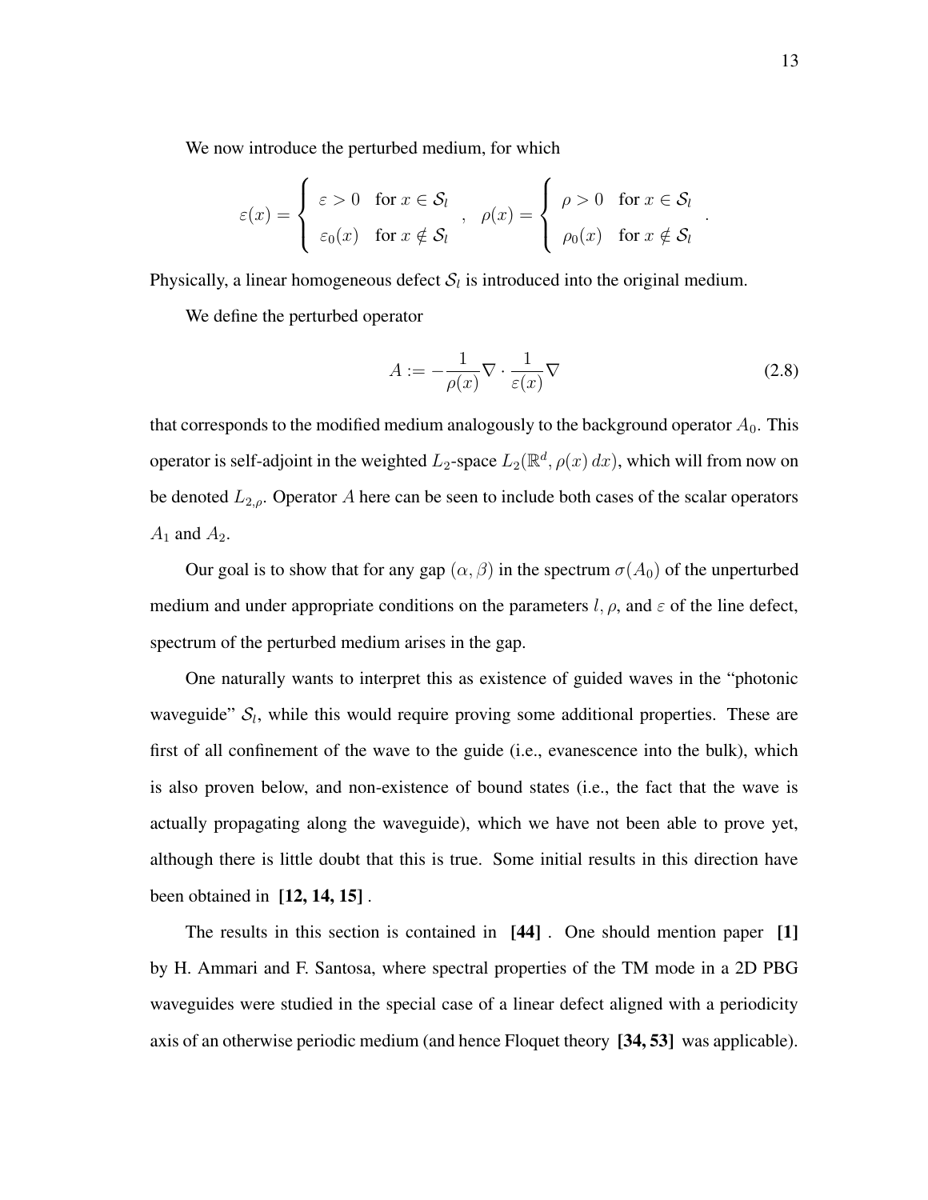We now introduce the perturbed medium, for which

$$\varepsilon(x) = \begin{cases} \varepsilon > 0 & \text{for } x \in \mathcal{S}_l \\ \varepsilon_0(x) & \text{for } x \notin \mathcal{S}_l \end{cases}, \quad \rho(x) = \begin{cases} \rho > 0 & \text{for } x \in \mathcal{S}_l \\ \rho_0(x) & \text{for } x \notin \mathcal{S}_l \end{cases}.$$

Physically, a linear homogeneous defect $\mathcal{S}_l$ is introduced into the original medium.

We define the perturbed operator

$$A := -\frac{1}{\rho(x)} \nabla \cdot \frac{1}{\varepsilon(x)} \nabla \tag{2.8}$$

that corresponds to the modified medium analogously to the background operator $A_0$. This operator is self-adjoint in the weighted $L_2$-space $L_2(\mathbb{R}^d, \rho(x)\, dx)$, which will from now on be denoted $L_{2,\rho}$. Operator $A$ here can be seen to include both cases of the scalar operators $A_1$ and $A_2$.

Our goal is to show that for any gap $(\alpha, \beta)$ in the spectrum $\sigma(A_0)$ of the unperturbed medium and under appropriate conditions on the parameters $l, \rho$, and $\varepsilon$ of the line defect, spectrum of the perturbed medium arises in the gap.

One naturally wants to interpret this as existence of guided waves in the "photonic waveguide" $\mathcal{S}_l$, while this would require proving some additional properties. These are first of all confinement of the wave to the guide (i.e., evanescence into the bulk), which is also proven below, and non-existence of bound states (i.e., the fact that the wave is actually propagating along the waveguide), which we have not been able to prove yet, although there is little doubt that this is true. Some initial results in this direction have been obtained in **[12, 14, 15]** .

The results in this section is contained in **[44]** . One should mention paper **[1]** by H. Ammari and F. Santosa, where spectral properties of the TM mode in a 2D PBG waveguides were studied in the special case of a linear defect aligned with a periodicity axis of an otherwise periodic medium (and hence Floquet theory **[34, 53]** was applicable).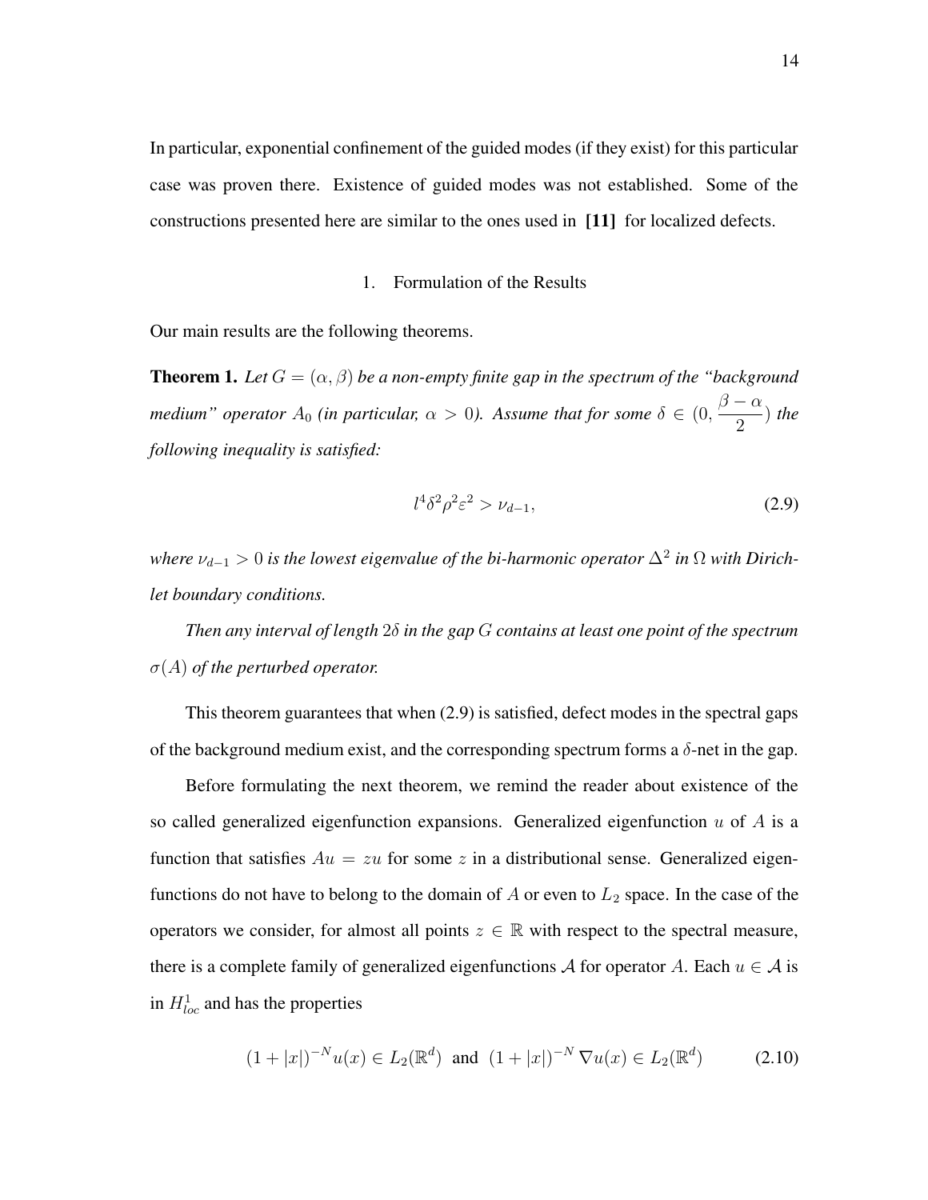In particular, exponential confinement of the guided modes (if they exist) for this particular case was proven there. Existence of guided modes was not established. Some of the constructions presented here are similar to the ones used in **[11]** for localized defects.

## 1. Formulation of the Results

Our main results are the following theorems.

**Theorem 1.** *Let $G = (\alpha, \beta)$ be a non-empty finite gap in the spectrum of the "background medium" operator $A_0$ (in particular, $\alpha > 0$). Assume that for some $\delta \in (0, \frac{\beta - \alpha}{2})$ the following inequality is satisfied:*

$$l^4 \delta^2 \rho^2 \varepsilon^2 > \nu_{d-1}, \tag{2.9}$$

*where $\nu_{d-1} > 0$ is the lowest eigenvalue of the bi-harmonic operator $\Delta^2$ in $\Omega$ with Dirichlet boundary conditions.*

*Then any interval of length $2\delta$ in the gap $G$ contains at least one point of the spectrum $\sigma(A)$ of the perturbed operator.*

This theorem guarantees that when (2.9) is satisfied, defect modes in the spectral gaps of the background medium exist, and the corresponding spectrum forms a $\delta$-net in the gap.

Before formulating the next theorem, we remind the reader about existence of the so called generalized eigenfunction expansions. Generalized eigenfunction $u$ of $A$ is a function that satisfies $Au = zu$ for some $z$ in a distributional sense. Generalized eigenfunctions do not have to belong to the domain of $A$ or even to $L_2$ space. In the case of the operators we consider, for almost all points $z \in \mathbb{R}$ with respect to the spectral measure, there is a complete family of generalized eigenfunctions $\mathcal{A}$ for operator $A$. Each $u \in \mathcal{A}$ is in $H^1_{loc}$ and has the properties

$$(1 + |x|)^{-N} u(x) \in L_2(\mathbb{R}^d) \text{ and } (1 + |x|)^{-N} \nabla u(x) \in L_2(\mathbb{R}^d) \tag{2.10}$$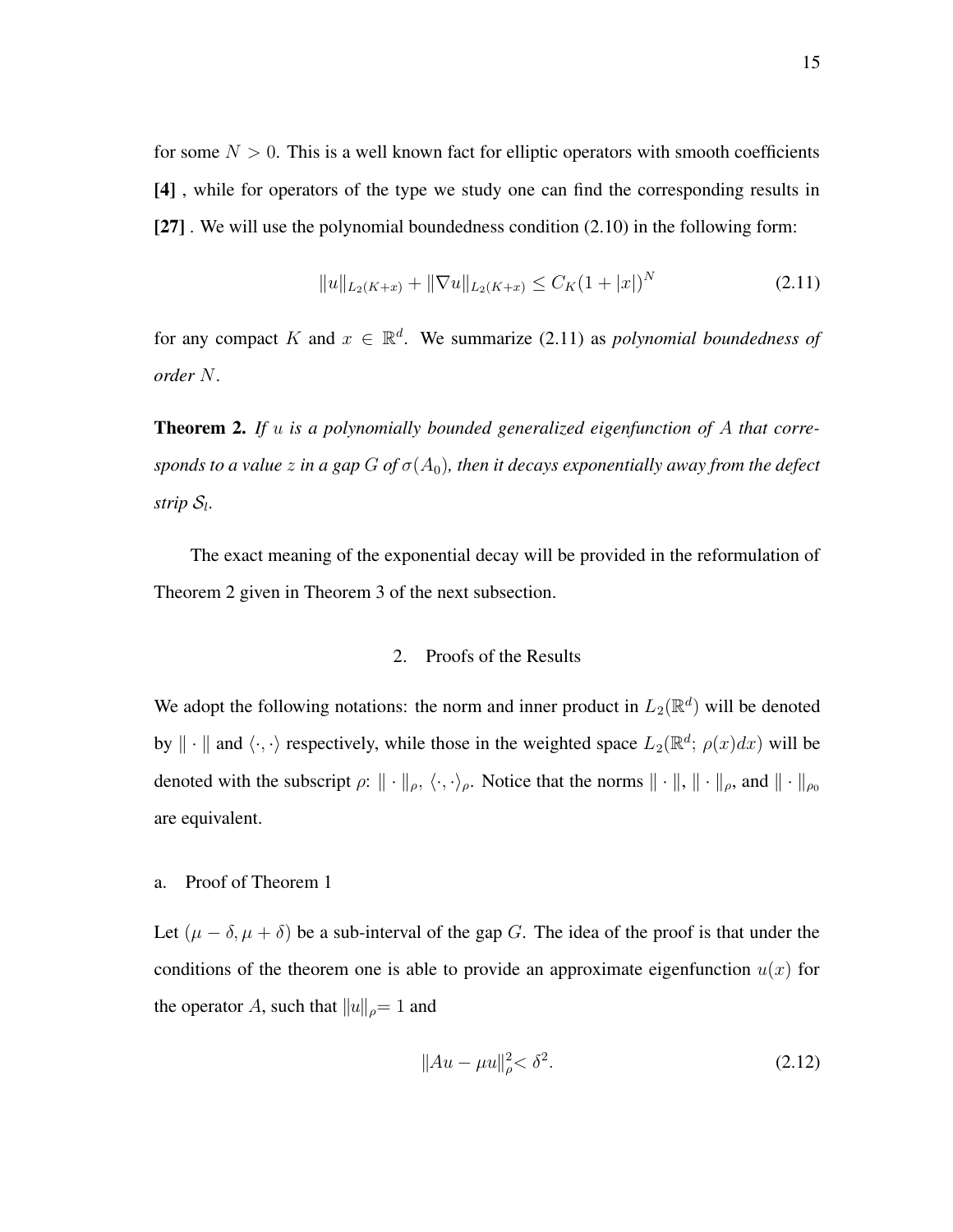for some $N > 0$. This is a well known fact for elliptic operators with smooth coefficients **[4]** , while for operators of the type we study one can find the corresponding results in **[27]** . We will use the polynomial boundedness condition (2.10) in the following form:

$$\|u\|_{L_2(K+x)} + \|\nabla u\|_{L_2(K+x)} \leq C_K(1+|x|)^N \tag{2.11}$$

for any compact $K$ and $x \in \mathbb{R}^d$. We summarize (2.11) as *polynomial boundedness of order* $N$.

**Theorem 2.** *If $u$ is a polynomially bounded generalized eigenfunction of $A$ that corresponds to a value $z$ in a gap $G$ of $\sigma(A_0)$, then it decays exponentially away from the defect strip $\mathcal{S}_l$.*

The exact meaning of the exponential decay will be provided in the reformulation of Theorem 2 given in Theorem 3 of the next subsection.

## 2. Proofs of the Results

We adopt the following notations: the norm and inner product in $L_2(\mathbb{R}^d)$ will be denoted by $\|\cdot\|$ and $\langle\cdot,\cdot\rangle$ respectively, while those in the weighted space $L_2(\mathbb{R}^d;\, \rho(x)dx)$ will be denoted with the subscript $\rho$: $\|\cdot\|_\rho$, $\langle\cdot,\cdot\rangle_\rho$. Notice that the norms $\|\cdot\|$, $\|\cdot\|_\rho$, and $\|\cdot\|_{\rho_0}$ are equivalent.

### a. Proof of Theorem 1

Let $(\mu-\delta, \mu+\delta)$ be a sub-interval of the gap $G$. The idea of the proof is that under the conditions of the theorem one is able to provide an approximate eigenfunction $u(x)$ for the operator $A$, such that $\|u\|_\rho = 1$ and

$$\|Au - \mu u\|_\rho^2 < \delta^2. \tag{2.12}$$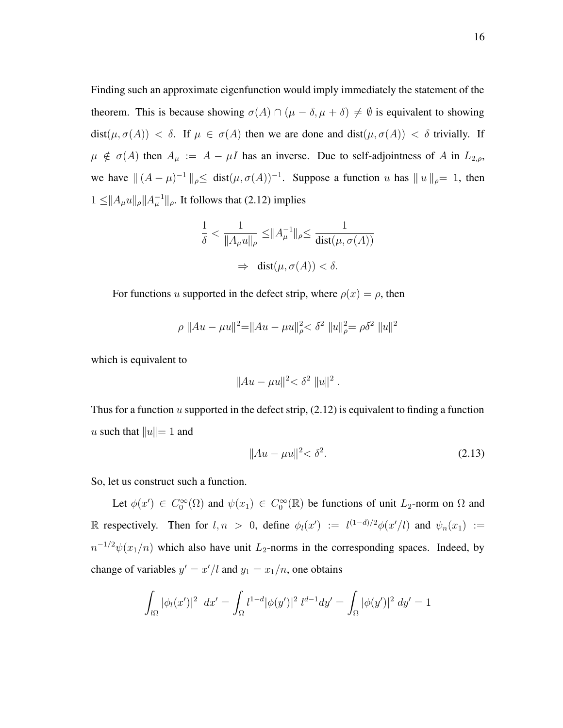Finding such an approximate eigenfunction would imply immediately the statement of the theorem. This is because showing $\sigma(A) \cap (\mu - \delta, \mu + \delta) \neq \emptyset$ is equivalent to showing $\text{dist}(\mu, \sigma(A)) < \delta$. If $\mu \in \sigma(A)$ then we are done and $\text{dist}(\mu, \sigma(A)) < \delta$ trivially. If $\mu \notin \sigma(A)$ then $A_\mu := A - \mu I$ has an inverse. Due to self-adjointness of $A$ in $L_{2,\rho}$, we have $\| (A - \mu)^{-1} \|_\rho \leq \text{dist}(\mu, \sigma(A))^{-1}$. Suppose a function $u$ has $\| u \|_\rho = 1$, then $1 \leq \|A_\mu u\|_\rho \|A_\mu^{-1}\|_\rho$. It follows that (2.12) implies

$$\frac{1}{\delta} < \frac{1}{\|A_\mu u\|_\rho} \leq \|A_\mu^{-1}\|_\rho \leq \frac{1}{\text{dist}(\mu, \sigma(A))}$$

$$\Rightarrow \quad \text{dist}(\mu, \sigma(A)) < \delta.$$

For functions $u$ supported in the defect strip, where $\rho(x) = \rho$, then

$$\rho \, \|Au - \mu u\|^2 = \|Au - \mu u\|_\rho^2 < \delta^2 \, \|u\|_\rho^2 = \rho \delta^2 \, \|u\|^2$$

which is equivalent to

$$\|Au - \mu u\|^2 < \delta^2 \, \|u\|^2 \, .$$

Thus for a function $u$ supported in the defect strip, (2.12) is equivalent to finding a function $u$ such that $\|u\| = 1$ and

$$\|Au - \mu u\|^2 < \delta^2. \tag{2.13}$$

So, let us construct such a function.

Let $\phi(x') \in C_0^\infty(\Omega)$ and $\psi(x_1) \in C_0^\infty(\mathbb{R})$ be functions of unit $L_2$-norm on $\Omega$ and $\mathbb{R}$ respectively. Then for $l, n > 0$, define $\phi_l(x') := l^{(1-d)/2} \phi(x'/l)$ and $\psi_n(x_1) := n^{-1/2} \psi(x_1/n)$ which also have unit $L_2$-norms in the corresponding spaces. Indeed, by change of variables $y' = x'/l$ and $y_1 = x_1/n$, one obtains

$$\int_{l\Omega} |\phi_l(x')|^2 \, dx' = \int_\Omega l^{1-d} |\phi(y')|^2 \, l^{d-1} dy' = \int_\Omega |\phi(y')|^2 \, dy' = 1$$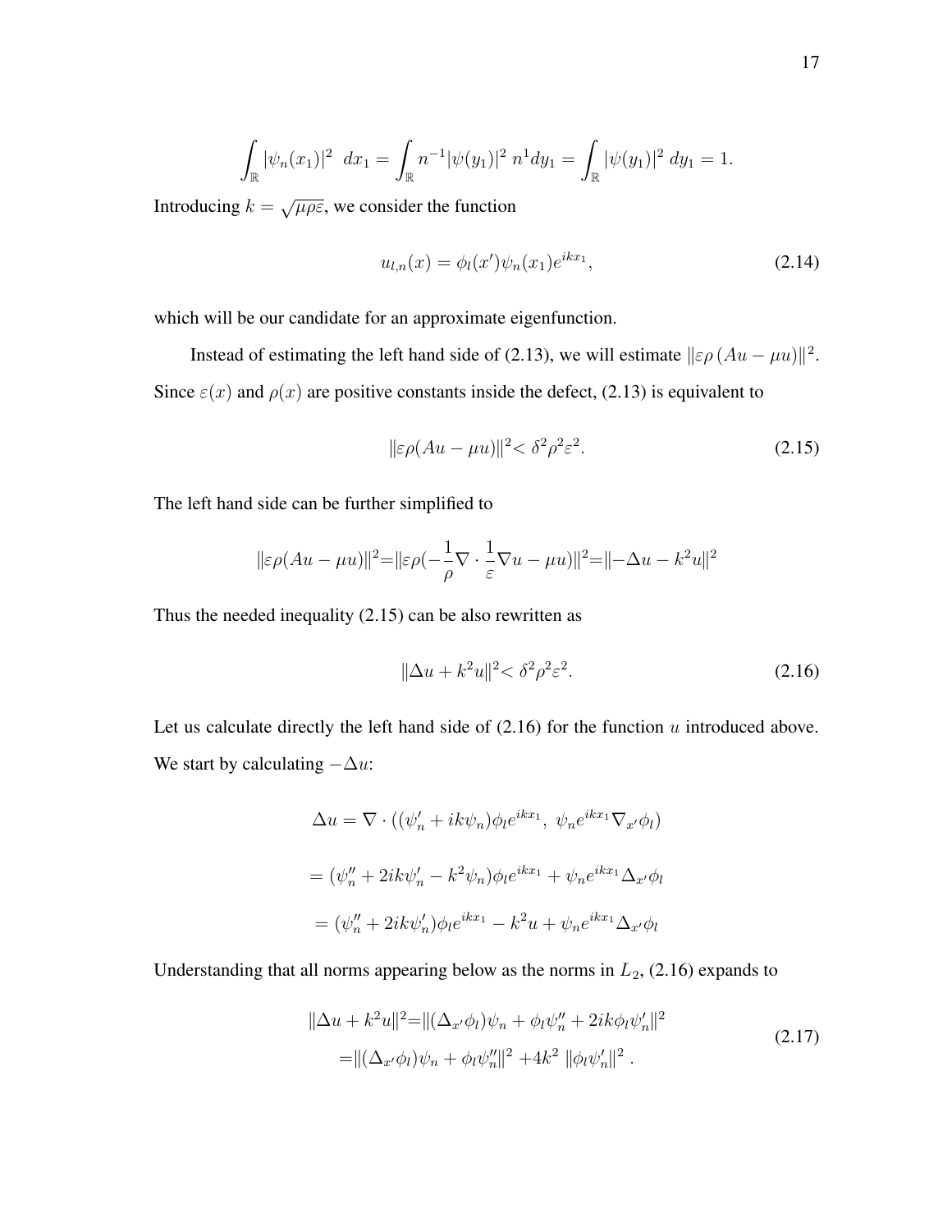$$\int_{\mathbb{R}} |\psi_n(x_1)|^2 \ \ dx_1 = \int_{\mathbb{R}} n^{-1}|\psi(y_1)|^2 \ n^1 dy_1 = \int_{\mathbb{R}} |\psi(y_1)|^2 \ dy_1 = 1.$$

Introducing $k = \sqrt{\mu\rho\varepsilon}$, we consider the function

$$u_{l,n}(x) = \phi_l(x')\psi_n(x_1)e^{ikx_1}, \tag{2.14}$$

which will be our candidate for an approximate eigenfunction.

Instead of estimating the left hand side of (2.13), we will estimate $\|\varepsilon\rho\,(Au - \mu u)\|^2$. Since $\varepsilon(x)$ and $\rho(x)$ are positive constants inside the defect, (2.13) is equivalent to

$$\|\varepsilon\rho(Au - \mu u)\|^2 < \delta^2\rho^2\varepsilon^2. \tag{2.15}$$

The left hand side can be further simplified to

$$\|\varepsilon\rho(Au - \mu u)\|^2 = \|\varepsilon\rho(-\frac{1}{\rho}\nabla \cdot \frac{1}{\varepsilon}\nabla u - \mu u)\|^2 = \|-\Delta u - k^2 u\|^2$$

Thus the needed inequality (2.15) can be also rewritten as

$$\|\Delta u + k^2 u\|^2 < \delta^2\rho^2\varepsilon^2. \tag{2.16}$$

Let us calculate directly the left hand side of (2.16) for the function $u$ introduced above. We start by calculating $-\Delta u$:

$$\begin{aligned}
\Delta u &= \nabla \cdot ((\psi_n' + ik\psi_n)\phi_l e^{ikx_1},\ \psi_n e^{ikx_1}\nabla_{x'}\phi_l) \\
&= (\psi_n'' + 2ik\psi_n' - k^2\psi_n)\phi_l e^{ikx_1} + \psi_n e^{ikx_1}\Delta_{x'}\phi_l \\
&= (\psi_n'' + 2ik\psi_n')\phi_l e^{ikx_1} - k^2 u + \psi_n e^{ikx_1}\Delta_{x'}\phi_l
\end{aligned}$$

Understanding that all norms appearing below as the norms in $L_2$, (2.16) expands to

$$\begin{aligned}
\|\Delta u + k^2 u\|^2 &= \|(\Delta_{x'}\phi_l)\psi_n + \phi_l\psi_n'' + 2ik\phi_l\psi_n'\|^2 \\
&= \|(\Delta_{x'}\phi_l)\psi_n + \phi_l\psi_n''\|^2 + 4k^2\ \|\phi_l\psi_n'\|^2 .
\end{aligned} \tag{2.17}$$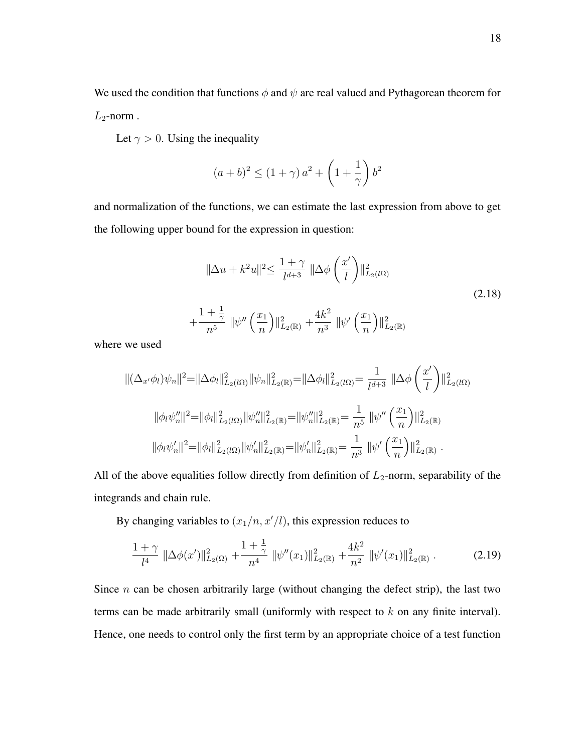We used the condition that functions $\phi$ and $\psi$ are real valued and Pythagorean theorem for $L_2$-norm .

Let $\gamma > 0$. Using the inequality

$$(a+b)^2 \leq (1+\gamma)\, a^2 + \left(1 + \frac{1}{\gamma}\right) b^2$$

and normalization of the functions, we can estimate the last expression from above to get the following upper bound for the expression in question:

$$\|\Delta u + k^2 u\|^2 \leq \frac{1+\gamma}{l^{d+3}}\ \|\Delta \phi\left(\frac{x'}{l}\right)\|^2_{L_2(l\Omega)}$$
$$+\frac{1+\frac{1}{\gamma}}{n^5}\ \|\psi''\left(\frac{x_1}{n}\right)\|^2_{L_2(\mathbb{R})} + \frac{4k^2}{n^3}\ \|\psi'\left(\frac{x_1}{n}\right)\|^2_{L_2(\mathbb{R})} \tag{2.18}$$

where we used

$$\|(\Delta_{x'}\phi_l)\psi_n\|^2 = \|\Delta\phi_l\|^2_{L_2(l\Omega)}\|\psi_n\|^2_{L_2(\mathbb{R})} = \|\Delta\phi_l\|^2_{L_2(l\Omega)} = \frac{1}{l^{d+3}}\ \|\Delta\phi\left(\frac{x'}{l}\right)\|^2_{L_2(l\Omega)}$$

$$\|\phi_l\psi_n''\|^2 = \|\phi_l\|^2_{L_2(l\Omega)}\|\psi_n''\|^2_{L_2(\mathbb{R})} = \|\psi_n''\|^2_{L_2(\mathbb{R})} = \frac{1}{n^5}\ \|\psi''\left(\frac{x_1}{n}\right)\|^2_{L_2(\mathbb{R})}$$

$$\|\phi_l\psi_n'\|^2 = \|\phi_l\|^2_{L_2(l\Omega)}\|\psi_n'\|^2_{L_2(\mathbb{R})} = \|\psi_n'\|^2_{L_2(\mathbb{R})} = \frac{1}{n^3}\ \|\psi'\left(\frac{x_1}{n}\right)\|^2_{L_2(\mathbb{R})}\ .$$

All of the above equalities follow directly from definition of $L_2$-norm, separability of the integrands and chain rule.

By changing variables to $(x_1/n, x'/l)$, this expression reduces to

$$\frac{1+\gamma}{l^4}\ \|\Delta\phi(x')\|^2_{L_2(\Omega)} + \frac{1+\frac{1}{\gamma}}{n^4}\ \|\psi''(x_1)\|^2_{L_2(\mathbb{R})} + \frac{4k^2}{n^2}\ \|\psi'(x_1)\|^2_{L_2(\mathbb{R})}\ . \tag{2.19}$$

Since $n$ can be chosen arbitrarily large (without changing the defect strip), the last two terms can be made arbitrarily small (uniformly with respect to $k$ on any finite interval). Hence, one needs to control only the first term by an appropriate choice of a test function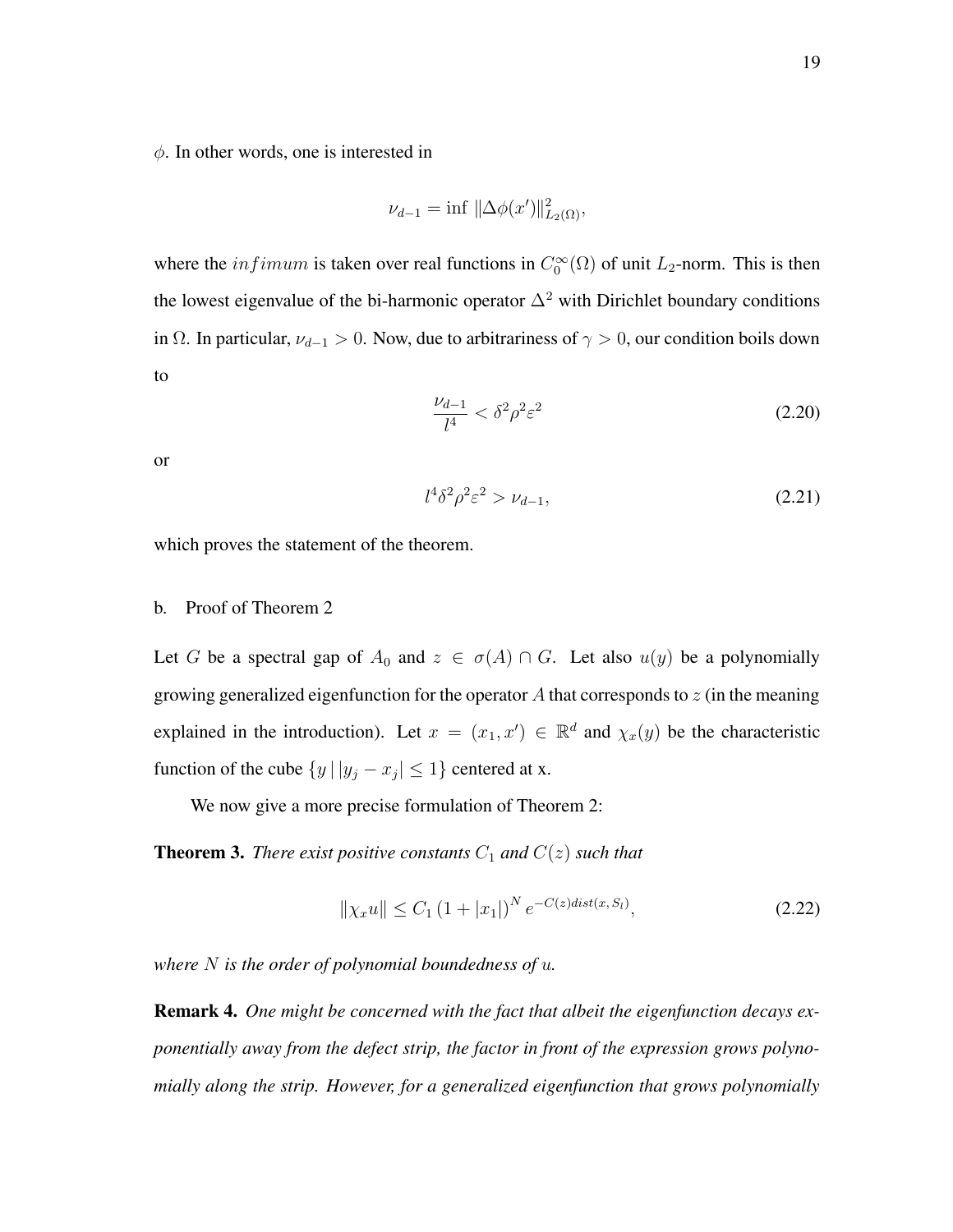$\phi$. In other words, one is interested in

$$\nu_{d-1} = \inf \|\Delta\phi(x')\|^2_{L_2(\Omega)},$$

where the $infimum$ is taken over real functions in $C_0^\infty(\Omega)$ of unit $L_2$-norm. This is then the lowest eigenvalue of the bi-harmonic operator $\Delta^2$ with Dirichlet boundary conditions in $\Omega$. In particular, $\nu_{d-1} > 0$. Now, due to arbitrariness of $\gamma > 0$, our condition boils down to

$$\frac{\nu_{d-1}}{l^4} < \delta^2\rho^2\varepsilon^2 \tag{2.20}$$

or

$$l^4\delta^2\rho^2\varepsilon^2 > \nu_{d-1}, \tag{2.21}$$

which proves the statement of the theorem.

### b. Proof of Theorem 2

Let $G$ be a spectral gap of $A_0$ and $z \in \sigma(A) \cap G$. Let also $u(y)$ be a polynomially growing generalized eigenfunction for the operator $A$ that corresponds to $z$ (in the meaning explained in the introduction). Let $x = (x_1, x') \in \mathbb{R}^d$ and $\chi_x(y)$ be the characteristic function of the cube $\{y \,|\, |y_j - x_j| \leq 1\}$ centered at x.

We now give a more precise formulation of Theorem 2:

**Theorem 3.** *There exist positive constants $C_1$ and $C(z)$ such that*

$$\|\chi_x u\| \leq C_1 \left(1 + |x_1|\right)^N e^{-C(z) dist(x, S_l)}, \tag{2.22}$$

*where $N$ is the order of polynomial boundedness of $u$.*

**Remark 4.** *One might be concerned with the fact that albeit the eigenfunction decays exponentially away from the defect strip, the factor in front of the expression grows polynomially along the strip. However, for a generalized eigenfunction that grows polynomially*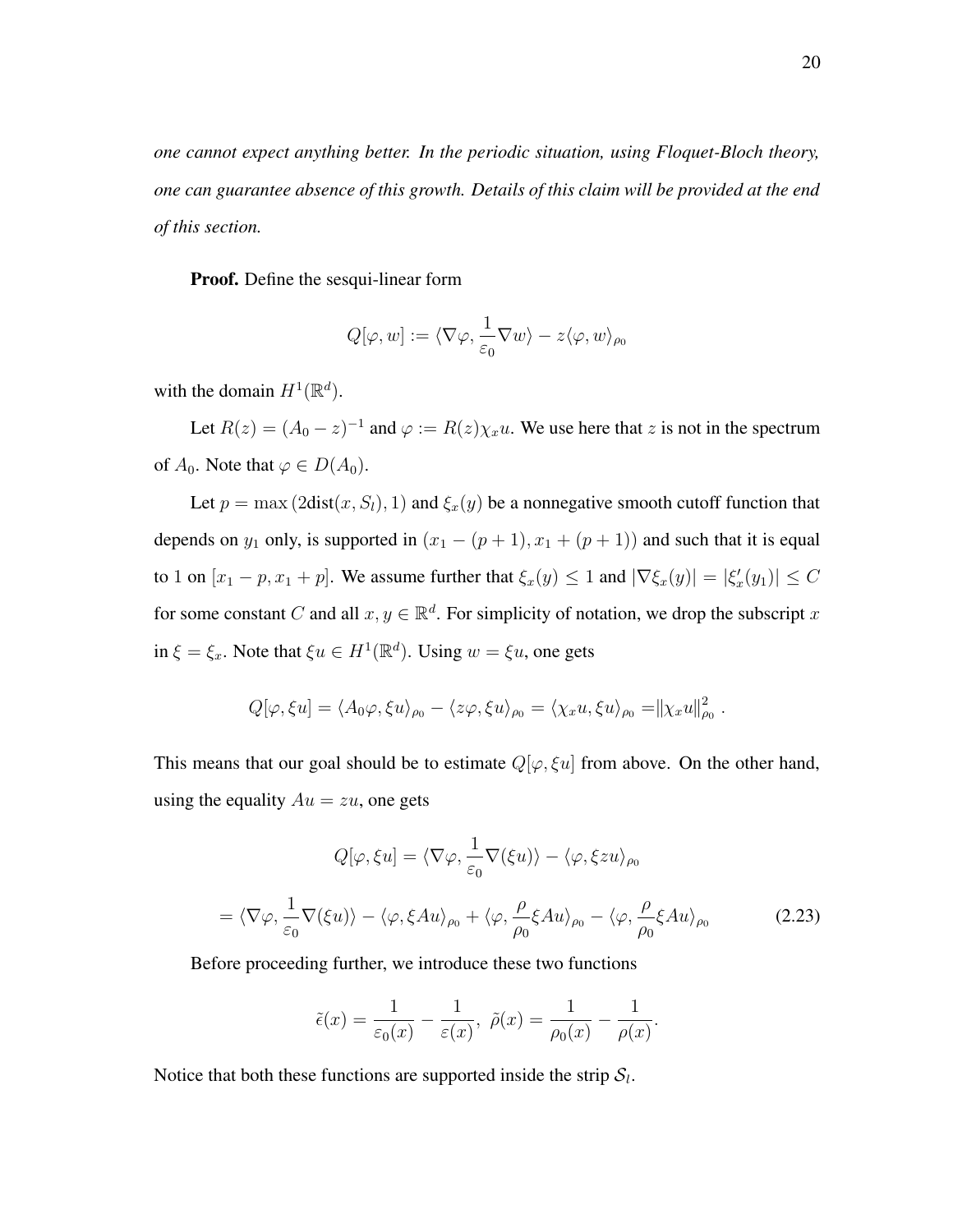*one cannot expect anything better. In the periodic situation, using Floquet-Bloch theory, one can guarantee absence of this growth. Details of this claim will be provided at the end of this section.*

**Proof.** Define the sesqui-linear form

$$Q[\varphi, w] := \langle \nabla\varphi, \frac{1}{\varepsilon_0}\nabla w\rangle - z\langle \varphi, w\rangle_{\rho_0}$$

with the domain $H^1(\mathbb{R}^d)$.

Let $R(z) = (A_0 - z)^{-1}$ and $\varphi := R(z)\chi_x u$. We use here that $z$ is not in the spectrum of $A_0$. Note that $\varphi \in D(A_0)$.

Let $p = \max(2\text{dist}(x, S_l), 1)$ and $\xi_x(y)$ be a nonnegative smooth cutoff function that depends on $y_1$ only, is supported in $(x_1 - (p+1), x_1 + (p+1))$ and such that it is equal to $1$ on $[x_1 - p, x_1 + p]$. We assume further that $\xi_x(y) \le 1$ and $|\nabla \xi_x(y)| = |\xi_x'(y_1)| \le C$ for some constant $C$ and all $x, y \in \mathbb{R}^d$. For simplicity of notation, we drop the subscript $x$ in $\xi = \xi_x$. Note that $\xi u \in H^1(\mathbb{R}^d)$. Using $w = \xi u$, one gets

$$Q[\varphi, \xi u] = \langle A_0\varphi, \xi u\rangle_{\rho_0} - \langle z\varphi, \xi u\rangle_{\rho_0} = \langle \chi_x u, \xi u\rangle_{\rho_0} = \|\chi_x u\|^2_{\rho_0}.$$

This means that our goal should be to estimate $Q[\varphi, \xi u]$ from above. On the other hand, using the equality $Au = zu$, one gets

$$Q[\varphi, \xi u] = \langle \nabla\varphi, \frac{1}{\varepsilon_0}\nabla(\xi u)\rangle - \langle \varphi, \xi z u\rangle_{\rho_0}$$

$$= \langle \nabla\varphi, \frac{1}{\varepsilon_0}\nabla(\xi u)\rangle - \langle \varphi, \xi A u\rangle_{\rho_0} + \langle \varphi, \frac{\rho}{\rho_0}\xi A u\rangle_{\rho_0} - \langle \varphi, \frac{\rho}{\rho_0}\xi A u\rangle_{\rho_0} \tag{2.23}$$

Before proceeding further, we introduce these two functions

$$\tilde{\epsilon}(x) = \frac{1}{\varepsilon_0(x)} - \frac{1}{\varepsilon(x)},\ \ \tilde{\rho}(x) = \frac{1}{\rho_0(x)} - \frac{1}{\rho(x)}.$$

Notice that both these functions are supported inside the strip $\mathcal{S}_l$.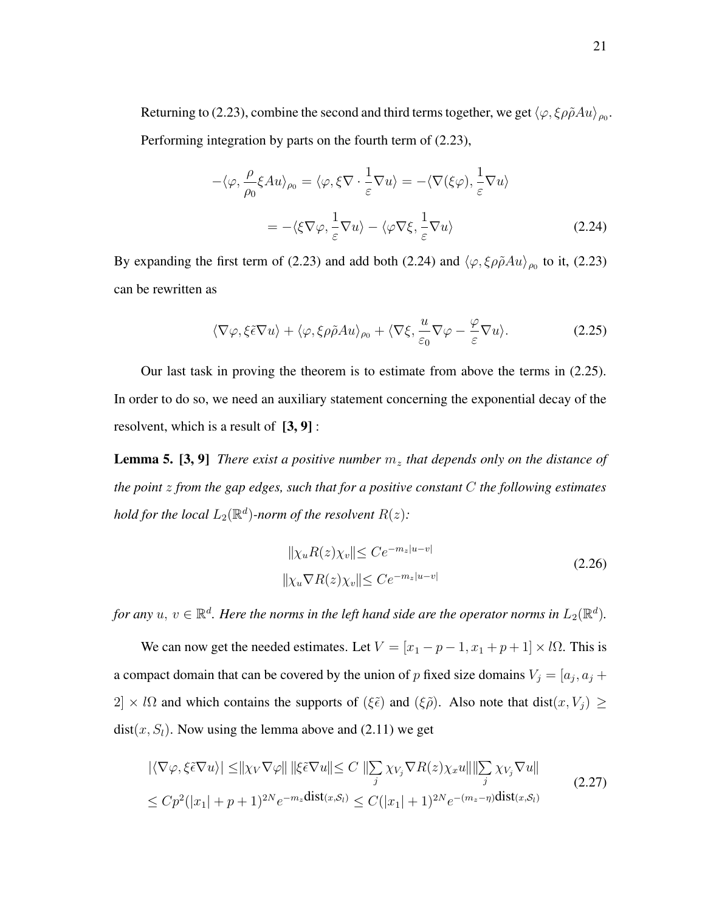Returning to (2.23), combine the second and third terms together, we get $\langle \varphi, \xi\rho\tilde{\rho}Au\rangle_{\rho_0}$. Performing integration by parts on the fourth term of (2.23),

$$
\begin{aligned}
-\langle \varphi, \frac{\rho}{\rho_0}\xi Au\rangle_{\rho_0} &= \langle \varphi, \xi\nabla\cdot\frac{1}{\varepsilon}\nabla u\rangle = -\langle \nabla(\xi\varphi), \frac{1}{\varepsilon}\nabla u\rangle \\
&= -\langle \xi\nabla\varphi, \frac{1}{\varepsilon}\nabla u\rangle - \langle \varphi\nabla\xi, \frac{1}{\varepsilon}\nabla u\rangle
\end{aligned}
\tag{2.24}
$$

By expanding the first term of (2.23) and add both (2.24) and $\langle \varphi, \xi\rho\tilde{\rho}Au\rangle_{\rho_0}$ to it, (2.23) can be rewritten as

$$
\langle \nabla\varphi, \xi\tilde{\epsilon}\nabla u\rangle + \langle \varphi, \xi\rho\tilde{\rho}Au\rangle_{\rho_0} + \langle \nabla\xi, \frac{u}{\varepsilon_0}\nabla\varphi - \frac{\varphi}{\varepsilon}\nabla u\rangle. \tag{2.25}
$$

Our last task in proving the theorem is to estimate from above the terms in (2.25). In order to do so, we need an auxiliary statement concerning the exponential decay of the resolvent, which is a result of **[3, 9]** :

**Lemma 5.** **[3, 9]** *There exist a positive number $m_z$ that depends only on the distance of the point $z$ from the gap edges, such that for a positive constant $C$ the following estimates hold for the local $L_2(\mathbb{R}^d)$-norm of the resolvent $R(z)$:*

$$
\begin{aligned}
\|\chi_u R(z)\chi_v\| &\leq Ce^{-m_z|u-v|} \\
\|\chi_u \nabla R(z)\chi_v\| &\leq Ce^{-m_z|u-v|}
\end{aligned}
\tag{2.26}
$$

*for any $u,\ v \in \mathbb{R}^d$. Here the norms in the left hand side are the operator norms in $L_2(\mathbb{R}^d)$.*

We can now get the needed estimates. Let $V = [x_1 - p - 1, x_1 + p + 1] \times l\Omega$. This is a compact domain that can be covered by the union of $p$ fixed size domains $V_j = [a_j, a_j + 2] \times l\Omega$ and which contains the supports of $(\xi\tilde{\epsilon})$ and $(\xi\tilde{\rho})$. Also note that $\text{dist}(x, V_j) \geq \text{dist}(x, S_l)$. Now using the lemma above and (2.11) we get

$$
\begin{aligned}
|\langle \nabla\varphi, \xi\tilde{\epsilon}\nabla u\rangle| &\leq \|\chi_V\nabla\varphi\|\,\|\xi\tilde{\epsilon}\nabla u\| \leq C\,\|\sum_j \chi_{V_j}\nabla R(z)\chi_x u\|\|\sum_j \chi_{V_j}\nabla u\| \\
&\leq Cp^2(|x_1| + p + 1)^{2N}e^{-m_z\text{dist}(x,\mathcal{S}_l)} \leq C(|x_1| + 1)^{2N}e^{-(m_z-\eta)\text{dist}(x,\mathcal{S}_l)}
\end{aligned}
\tag{2.27}
$$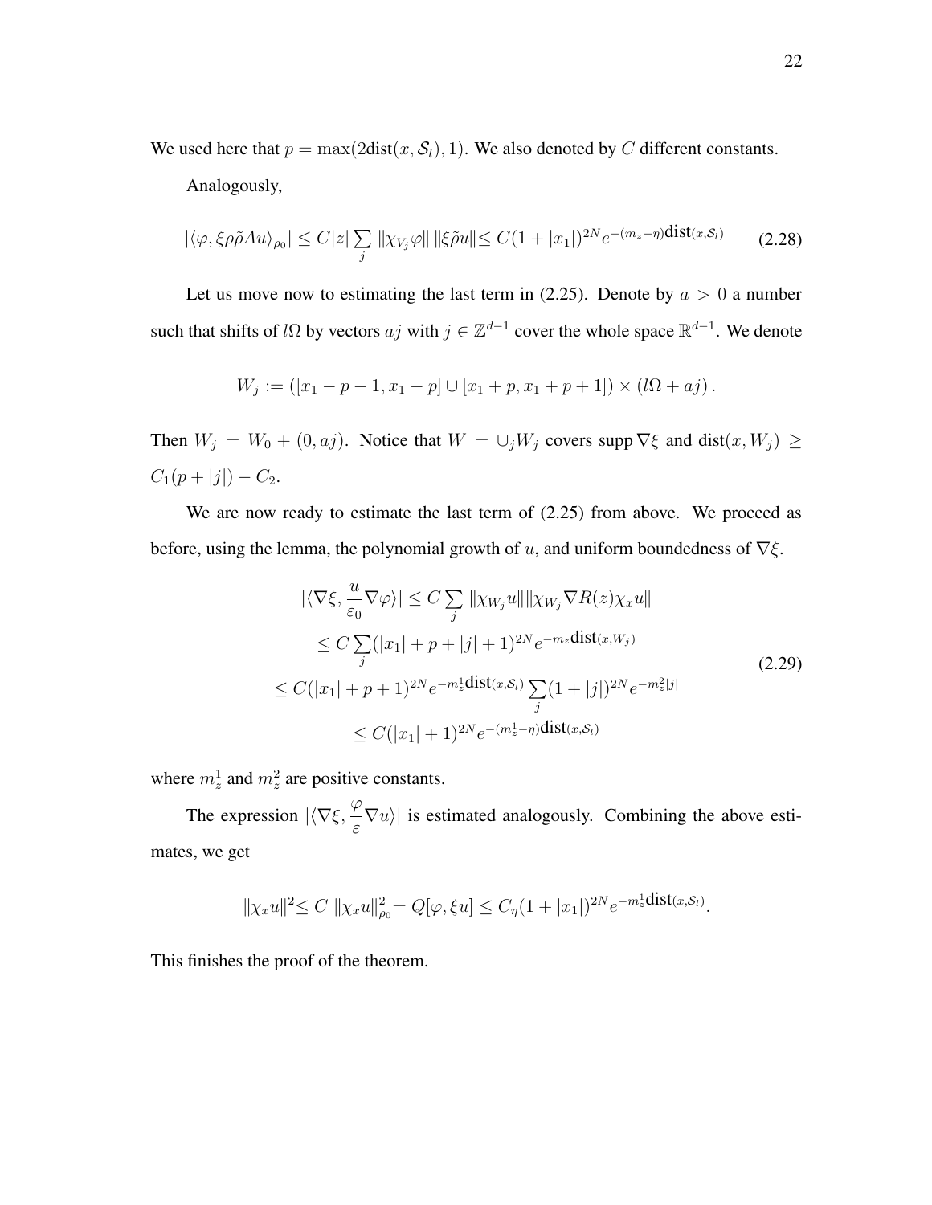We used here that $p = \max(2\text{dist}(x, \mathcal{S}_l), 1)$. We also denoted by $C$ different constants.

Analogously,

$$|\langle \varphi, \xi\rho\tilde{\rho}Au\rangle_{\rho_0}| \leq C|z| \sum_j \|\chi_{V_j}\varphi\| \, \|\xi\tilde{\rho}u\| \leq C(1+|x_1|)^{2N} e^{-(m_z-\eta)\text{dist}(x,\mathcal{S}_l)} \tag{2.28}$$

Let us move now to estimating the last term in (2.25). Denote by $a > 0$ a number such that shifts of $l\Omega$ by vectors $aj$ with $j \in \mathbb{Z}^{d-1}$ cover the whole space $\mathbb{R}^{d-1}$. We denote

$$W_j := ([x_1 - p - 1, x_1 - p] \cup [x_1 + p, x_1 + p + 1]) \times (l\Omega + aj) \, .$$

Then $W_j = W_0 + (0, aj)$. Notice that $W = \cup_j W_j$ covers $\operatorname{supp} \nabla\xi$ and $\text{dist}(x, W_j) \geq C_1(p + |j|) - C_2$.

We are now ready to estimate the last term of (2.25) from above. We proceed as before, using the lemma, the polynomial growth of $u$, and uniform boundedness of $\nabla\xi$.

$$\begin{aligned}
|\langle \nabla\xi, \frac{u}{\varepsilon_0}\nabla\varphi\rangle| &\leq C \sum_j \|\chi_{W_j}u\| \|\chi_{W_j}\nabla R(z)\chi_x u\| \\
&\leq C \sum_j (|x_1| + p + |j| + 1)^{2N} e^{-m_z \text{dist}(x,W_j)} \\
&\leq C(|x_1| + p + 1)^{2N} e^{-m_z^1 \text{dist}(x,\mathcal{S}_l)} \sum_j (1 + |j|)^{2N} e^{-m_z^2 |j|} \\
&\leq C(|x_1| + 1)^{2N} e^{-(m_z^1 - \eta)\text{dist}(x,\mathcal{S}_l)}
\end{aligned} \tag{2.29}$$

where $m_z^1$ and $m_z^2$ are positive constants.

The expression $|\langle \nabla\xi, \dfrac{\varphi}{\varepsilon}\nabla u\rangle|$ is estimated analogously. Combining the above estimates, we get

$$\|\chi_x u\|^2 \leq C \, \|\chi_x u\|^2_{\rho_0} = Q[\varphi, \xi u] \leq C_\eta (1 + |x_1|)^{2N} e^{-m_z^1 \text{dist}(x,\mathcal{S}_l)}.$$

This finishes the proof of the theorem.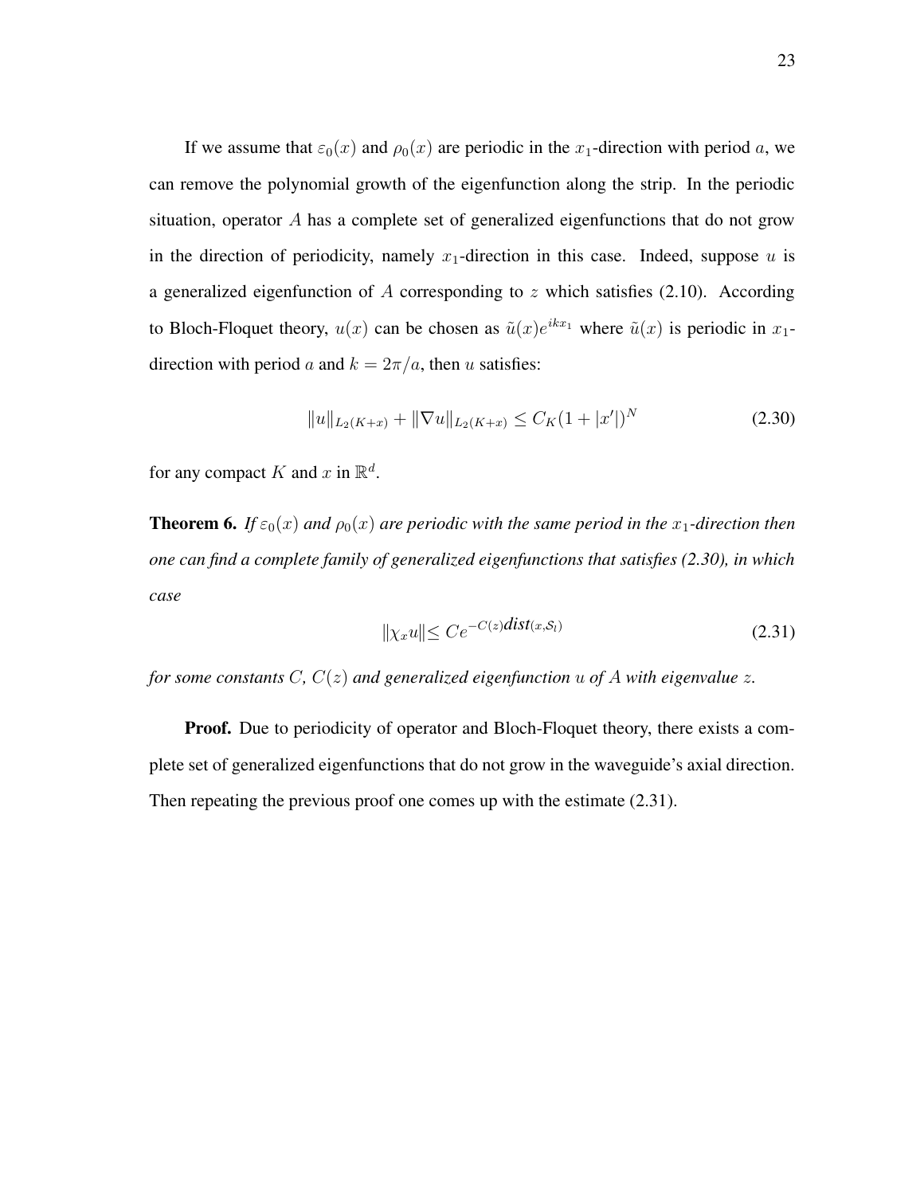If we assume that $\varepsilon_0(x)$ and $\rho_0(x)$ are periodic in the $x_1$-direction with period $a$, we can remove the polynomial growth of the eigenfunction along the strip. In the periodic situation, operator $A$ has a complete set of generalized eigenfunctions that do not grow in the direction of periodicity, namely $x_1$-direction in this case. Indeed, suppose $u$ is a generalized eigenfunction of $A$ corresponding to $z$ which satisfies (2.10). According to Bloch-Floquet theory, $u(x)$ can be chosen as $\tilde{u}(x)e^{ikx_1}$ where $\tilde{u}(x)$ is periodic in $x_1$-direction with period $a$ and $k = 2\pi/a$, then $u$ satisfies:

$$\|u\|_{L_2(K+x)} + \|\nabla u\|_{L_2(K+x)} \leq C_K(1 + |x'|)^N \tag{2.30}$$

for any compact $K$ and $x$ in $\mathbb{R}^d$.

**Theorem 6.** *If $\varepsilon_0(x)$ and $\rho_0(x)$ are periodic with the same period in the $x_1$-direction then one can find a complete family of generalized eigenfunctions that satisfies (2.30), in which case*

$$\|\chi_x u\| \leq Ce^{-C(z)\textbf{dist}(x,\mathcal{S}_l)} \tag{2.31}$$

*for some constants $C$, $C(z)$ and generalized eigenfunction $u$ of $A$ with eigenvalue $z$.*

**Proof.** Due to periodicity of operator and Bloch-Floquet theory, there exists a complete set of generalized eigenfunctions that do not grow in the waveguide's axial direction. Then repeating the previous proof one comes up with the estimate (2.31).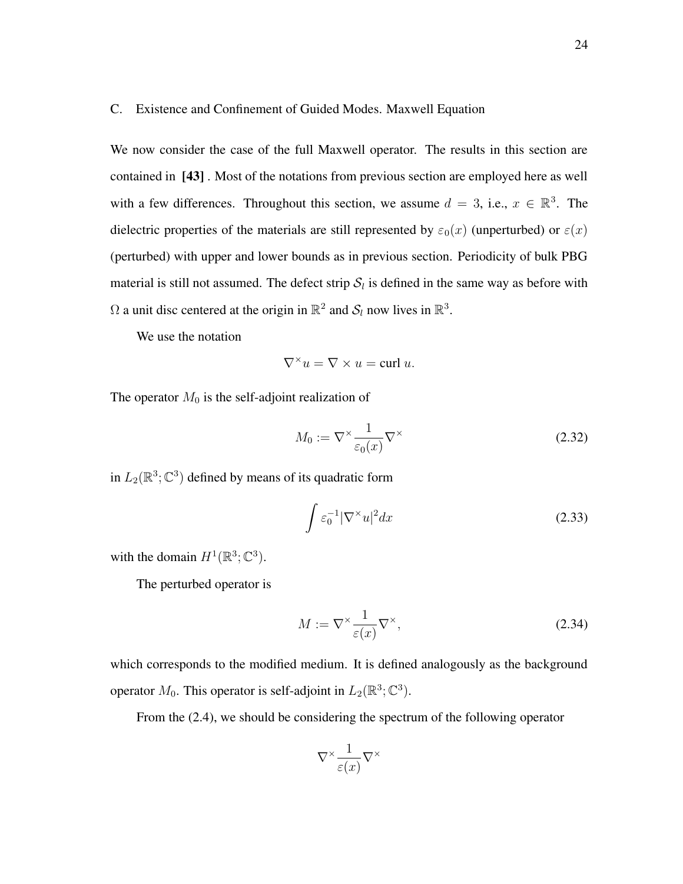### C. Existence and Confinement of Guided Modes. Maxwell Equation

We now consider the case of the full Maxwell operator. The results in this section are contained in **[43]** . Most of the notations from previous section are employed here as well with a few differences. Throughout this section, we assume $d = 3$, i.e., $x \in \mathbb{R}^3$. The dielectric properties of the materials are still represented by $\varepsilon_0(x)$ (unperturbed) or $\varepsilon(x)$ (perturbed) with upper and lower bounds as in previous section. Periodicity of bulk PBG material is still not assumed. The defect strip $\mathcal{S}_l$ is defined in the same way as before with $\Omega$ a unit disc centered at the origin in $\mathbb{R}^2$ and $\mathcal{S}_l$ now lives in $\mathbb{R}^3$.

We use the notation

$$\nabla^\times u = \nabla \times u = \text{curl } u.$$

The operator $M_0$ is the self-adjoint realization of

$$M_0 := \nabla^\times \frac{1}{\varepsilon_0(x)} \nabla^\times \tag{2.32}$$

in $L_2(\mathbb{R}^3; \mathbb{C}^3)$ defined by means of its quadratic form

$$\int \varepsilon_0^{-1} |\nabla^\times u|^2 dx \tag{2.33}$$

with the domain $H^1(\mathbb{R}^3; \mathbb{C}^3)$.

The perturbed operator is

$$M := \nabla^\times \frac{1}{\varepsilon(x)} \nabla^\times, \tag{2.34}$$

which corresponds to the modified medium. It is defined analogously as the background operator $M_0$. This operator is self-adjoint in $L_2(\mathbb{R}^3; \mathbb{C}^3)$.

From the (2.4), we should be considering the spectrum of the following operator

$$\nabla^\times \frac{1}{\varepsilon(x)} \nabla^\times$$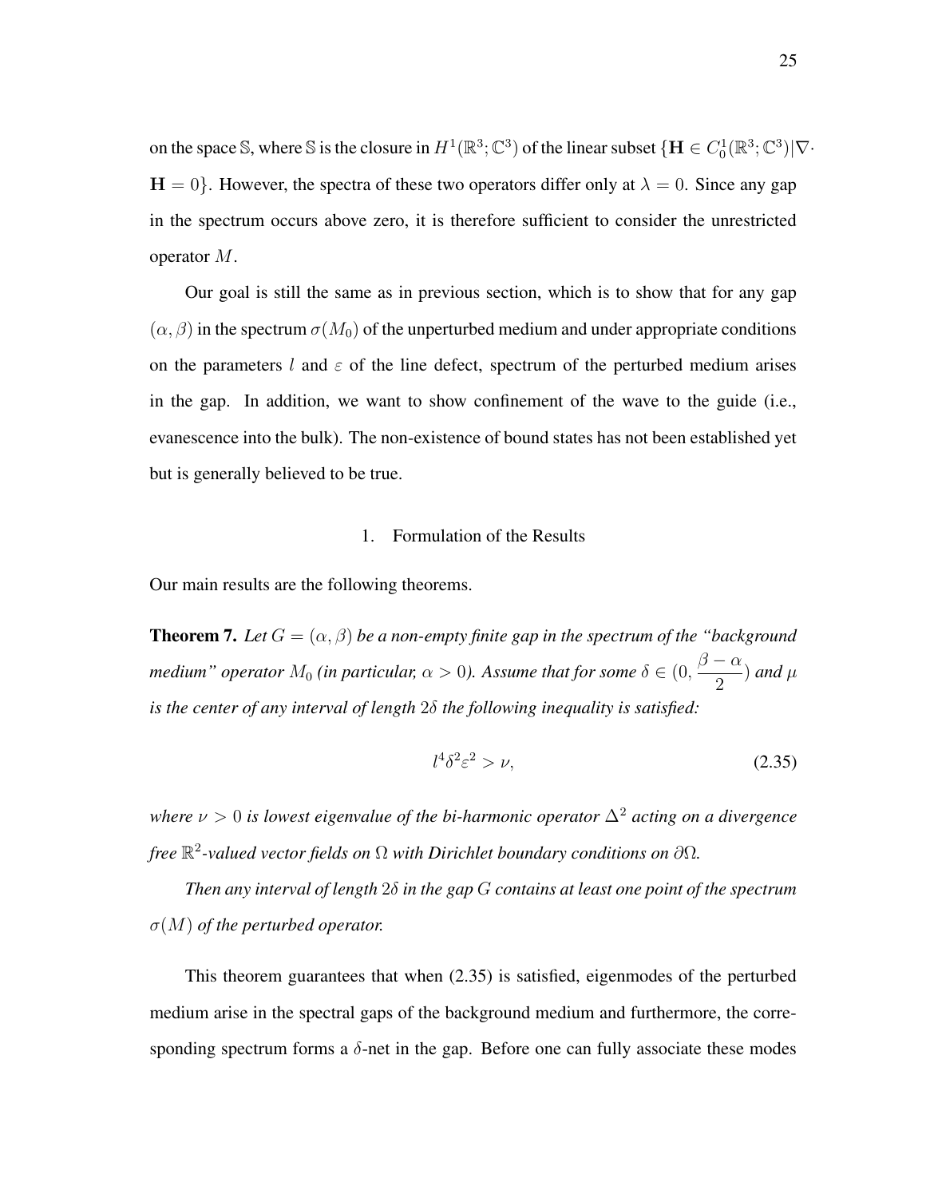on the space $\mathbb{S}$, where $\mathbb{S}$ is the closure in $H^1(\mathbb{R}^3; \mathbb{C}^3)$ of the linear subset $\{\mathbf{H} \in C_0^1(\mathbb{R}^3; \mathbb{C}^3) | \nabla \cdot \mathbf{H} = 0\}$. However, the spectra of these two operators differ only at $\lambda = 0$. Since any gap in the spectrum occurs above zero, it is therefore sufficient to consider the unrestricted operator $M$.

Our goal is still the same as in previous section, which is to show that for any gap $(\alpha, \beta)$ in the spectrum $\sigma(M_0)$ of the unperturbed medium and under appropriate conditions on the parameters $l$ and $\varepsilon$ of the line defect, spectrum of the perturbed medium arises in the gap. In addition, we want to show confinement of the wave to the guide (i.e., evanescence into the bulk). The non-existence of bound states has not been established yet but is generally believed to be true.

## 1. Formulation of the Results

Our main results are the following theorems.

**Theorem 7.** *Let $G = (\alpha, \beta)$ be a non-empty finite gap in the spectrum of the "background medium" operator $M_0$ (in particular, $\alpha > 0$). Assume that for some $\delta \in (0, \dfrac{\beta - \alpha}{2})$ and $\mu$ is the center of any interval of length $2\delta$ the following inequality is satisfied:*

$$l^4 \delta^2 \varepsilon^2 > \nu, \tag{2.35}$$

*where $\nu > 0$ is lowest eigenvalue of the bi-harmonic operator $\Delta^2$ acting on a divergence free $\mathbb{R}^2$-valued vector fields on $\Omega$ with Dirichlet boundary conditions on $\partial\Omega$.*

*Then any interval of length $2\delta$ in the gap $G$ contains at least one point of the spectrum $\sigma(M)$ of the perturbed operator.*

This theorem guarantees that when (2.35) is satisfied, eigenmodes of the perturbed medium arise in the spectral gaps of the background medium and furthermore, the corresponding spectrum forms a $\delta$-net in the gap. Before one can fully associate these modes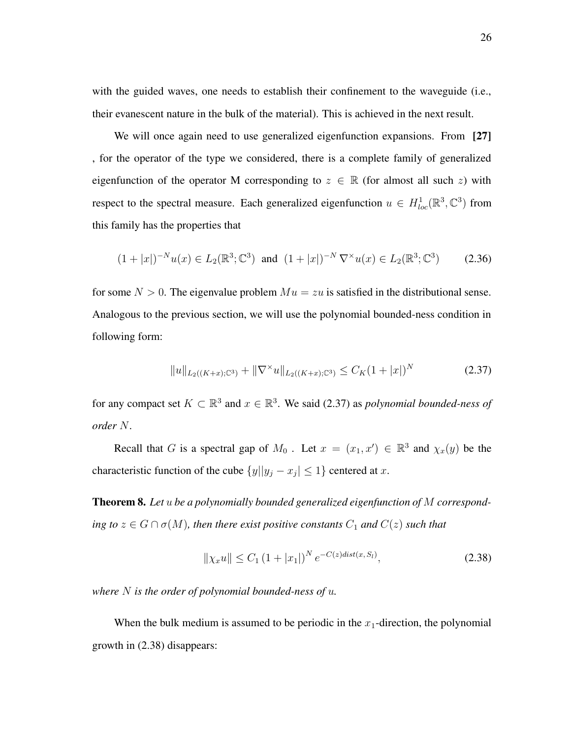with the guided waves, one needs to establish their confinement to the waveguide (i.e., their evanescent nature in the bulk of the material). This is achieved in the next result.

We will once again need to use generalized eigenfunction expansions. From **[27]** , for the operator of the type we considered, there is a complete family of generalized eigenfunction of the operator M corresponding to $z \in \mathbb{R}$ (for almost all such $z$) with respect to the spectral measure. Each generalized eigenfunction $u \in H^1_{loc}(\mathbb{R}^3, \mathbb{C}^3)$ from this family has the properties that

$$(1+|x|)^{-N}u(x) \in L_2(\mathbb{R}^3;\mathbb{C}^3) \ \text{ and } \ (1+|x|)^{-N}\,\nabla^{\times}u(x) \in L_2(\mathbb{R}^3;\mathbb{C}^3) \tag{2.36}$$

for some $N > 0$. The eigenvalue problem $Mu = zu$ is satisfied in the distributional sense. Analogous to the previous section, we will use the polynomial bounded-ness condition in following form:

$$\|u\|_{L_2((K+x);\mathbb{C}^3)} + \|\nabla^{\times}u\|_{L_2((K+x);\mathbb{C}^3)} \le C_K(1+|x|)^N \tag{2.37}$$

for any compact set $K \subset \mathbb{R}^3$ and $x \in \mathbb{R}^3$. We said (2.37) as *polynomial bounded-ness of order* $N$.

Recall that $G$ is a spectral gap of $M_0$ . Let $x = (x_1, x') \in \mathbb{R}^3$ and $\chi_x(y)$ be the characteristic function of the cube $\{y||y_j - x_j| \le 1\}$ centered at $x$.

**Theorem 8.** *Let $u$ be a polynomially bounded generalized eigenfunction of $M$ corresponding to $z \in G \cap \sigma(M)$, then there exist positive constants $C_1$ and $C(z)$ such that*

$$\|\chi_x u\| \le C_1\,(1+|x_1|)^N\, e^{-C(z)dist(x,S_l)}, \tag{2.38}$$

*where $N$ is the order of polynomial bounded-ness of $u$.*

When the bulk medium is assumed to be periodic in the $x_1$-direction, the polynomial growth in (2.38) disappears: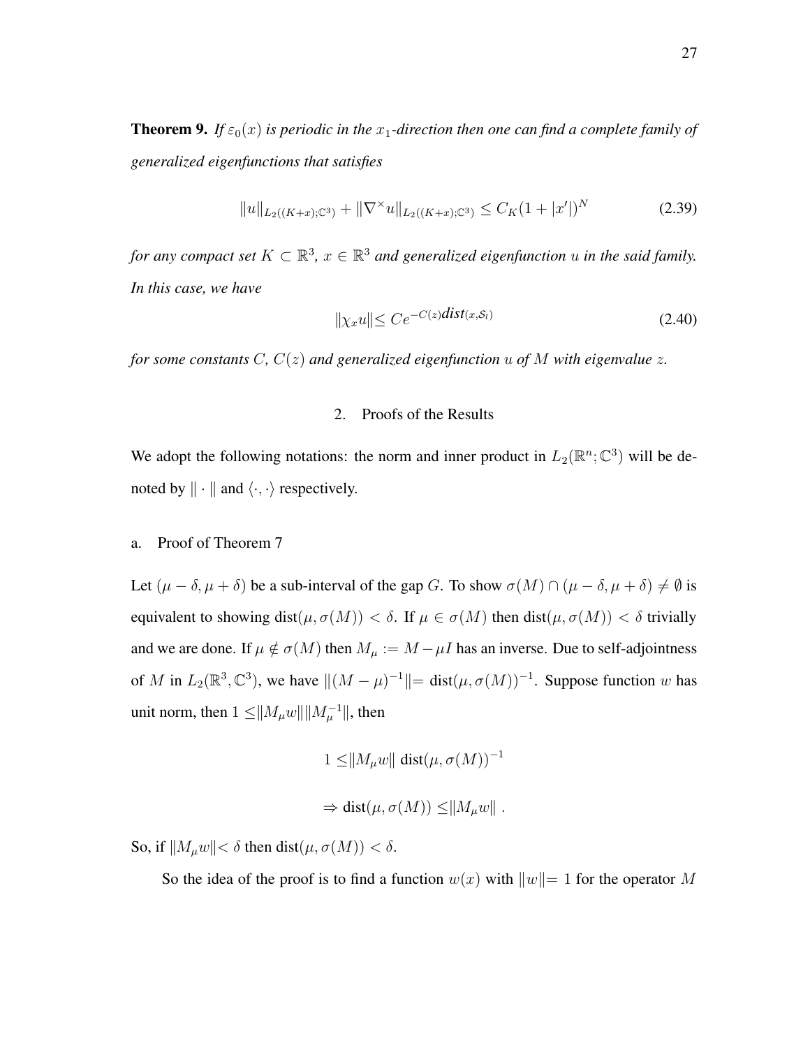**Theorem 9.** *If $\varepsilon_0(x)$ is periodic in the $x_1$-direction then one can find a complete family of generalized eigenfunctions that satisfies*

$$\|u\|_{L_2((K+x);\mathbb{C}^3)} + \|\nabla^\times u\|_{L_2((K+x);\mathbb{C}^3)} \leq C_K(1+|x'|)^N \tag{2.39}$$

*for any compact set $K \subset \mathbb{R}^3$, $x \in \mathbb{R}^3$ and generalized eigenfunction $u$ in the said family. In this case, we have*

$$\|\chi_x u\| \leq Ce^{-C(z)\textit{dist}(x,\mathcal{S}_l)} \tag{2.40}$$

*for some constants $C$, $C(z)$ and generalized eigenfunction $u$ of $M$ with eigenvalue $z$.*

## 2. Proofs of the Results

We adopt the following notations: the norm and inner product in $L_2(\mathbb{R}^n;\mathbb{C}^3)$ will be denoted by $\|\cdot\|$ and $\langle\cdot,\cdot\rangle$ respectively.

### a. Proof of Theorem 7

Let $(\mu-\delta,\mu+\delta)$ be a sub-interval of the gap $G$. To show $\sigma(M)\cap(\mu-\delta,\mu+\delta)\neq\emptyset$ is equivalent to showing $\text{dist}(\mu,\sigma(M))<\delta$. If $\mu\in\sigma(M)$ then $\text{dist}(\mu,\sigma(M))<\delta$ trivially and we are done. If $\mu\notin\sigma(M)$ then $M_\mu := M-\mu I$ has an inverse. Due to self-adjointness of $M$ in $L_2(\mathbb{R}^3,\mathbb{C}^3)$, we have $\|(M-\mu)^{-1}\| = \text{dist}(\mu,\sigma(M))^{-1}$. Suppose function $w$ has unit norm, then $1 \leq \|M_\mu w\|\|M_\mu^{-1}\|$, then

$$1 \leq \|M_\mu w\| \ \text{dist}(\mu,\sigma(M))^{-1}$$

$$\Rightarrow \text{dist}(\mu,\sigma(M)) \leq \|M_\mu w\| \ .$$

So, if $\|M_\mu w\| < \delta$ then $\text{dist}(\mu,\sigma(M)) < \delta$.

So the idea of the proof is to find a function $w(x)$ with $\|w\|=1$ for the operator $M$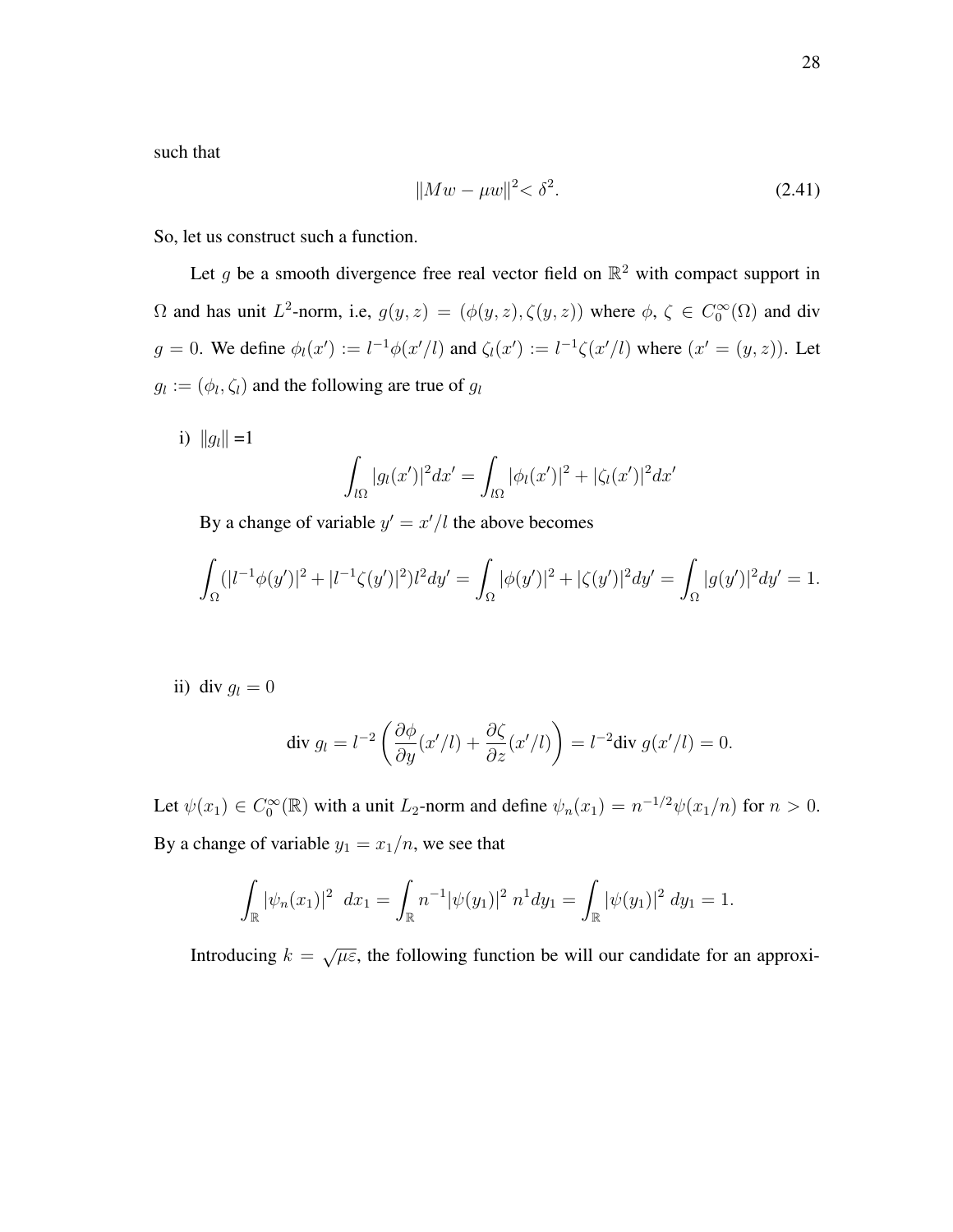such that

$$\|Mw - \mu w\|^2 < \delta^2. \tag{2.41}$$

So, let us construct such a function.

Let $g$ be a smooth divergence free real vector field on $\mathbb{R}^2$ with compact support in $\Omega$ and has unit $L^2$-norm, i.e, $g(y,z) = (\phi(y,z), \zeta(y,z))$ where $\phi,\ \zeta \in C_0^\infty(\Omega)$ and div $g = 0$. We define $\phi_l(x') := l^{-1}\phi(x'/l)$ and $\zeta_l(x') := l^{-1}\zeta(x'/l)$ where $(x' = (y,z))$. Let $g_l := (\phi_l, \zeta_l)$ and the following are true of $g_l$

i) $\|g_l\| = 1$

$$\int_{l\Omega} |g_l(x')|^2 dx' = \int_{l\Omega} |\phi_l(x')|^2 + |\zeta_l(x')|^2 dx'$$

By a change of variable $y' = x'/l$ the above becomes

$$\int_{\Omega} (|l^{-1}\phi(y')|^2 + |l^{-1}\zeta(y')|^2) l^2 dy' = \int_{\Omega} |\phi(y')|^2 + |\zeta(y')|^2 dy' = \int_{\Omega} |g(y')|^2 dy' = 1.$$

ii) div $g_l = 0$

$$\text{div } g_l = l^{-2}\left(\frac{\partial \phi}{\partial y}(x'/l) + \frac{\partial \zeta}{\partial z}(x'/l)\right) = l^{-2}\text{div } g(x'/l) = 0.$$

Let $\psi(x_1) \in C_0^\infty(\mathbb{R})$ with a unit $L_2$-norm and define $\psi_n(x_1) = n^{-1/2}\psi(x_1/n)$ for $n > 0$. By a change of variable $y_1 = x_1/n$, we see that

$$\int_{\mathbb{R}} |\psi_n(x_1)|^2 \ dx_1 = \int_{\mathbb{R}} n^{-1}|\psi(y_1)|^2 \ n^1 dy_1 = \int_{\mathbb{R}} |\psi(y_1)|^2 \ dy_1 = 1.$$

Introducing $k = \sqrt{\mu\varepsilon}$, the following function be will our candidate for an approxi-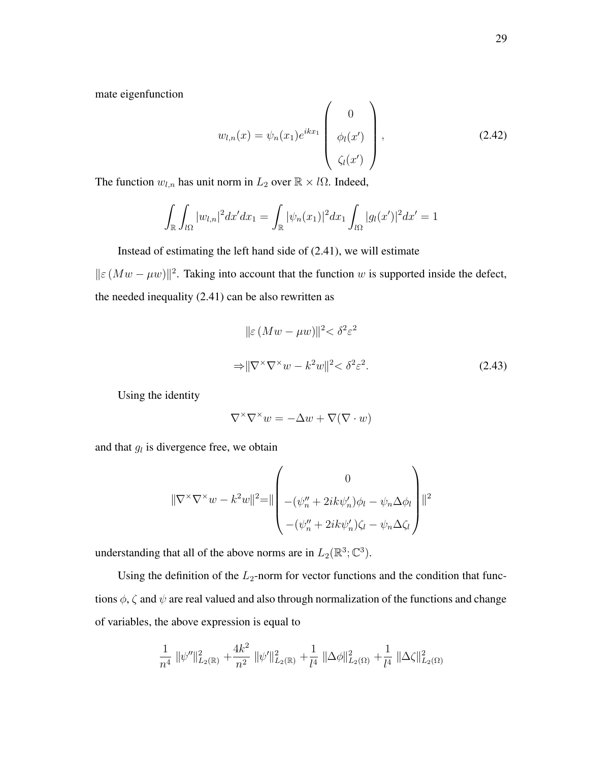mate eigenfunction

$$w_{l,n}(x) = \psi_n(x_1)e^{ikx_1}\begin{pmatrix} 0 \\ \phi_l(x') \\ \zeta_l(x') \end{pmatrix}, \tag{2.42}$$

The function $w_{l,n}$ has unit norm in $L_2$ over $\mathbb{R} \times l\Omega$. Indeed,

$$\int_{\mathbb{R}}\int_{l\Omega} |w_{l,n}|^2 dx' dx_1 = \int_{\mathbb{R}} |\psi_n(x_1)|^2 dx_1 \int_{l\Omega} |g_l(x')|^2 dx' = 1$$

Instead of estimating the left hand side of (2.41), we will estimate $\|\varepsilon\,(Mw - \mu w)\|^2$. Taking into account that the function $w$ is supported inside the defect, the needed inequality (2.41) can be also rewritten as

$$\begin{aligned} &\|\varepsilon\,(Mw - \mu w)\|^2 < \delta^2\varepsilon^2 \\ \Rightarrow &\|\nabla^\times\nabla^\times w - k^2 w\|^2 < \delta^2\varepsilon^2. \end{aligned} \tag{2.43}$$

Using the identity

$$\nabla^\times\nabla^\times w = -\Delta w + \nabla(\nabla \cdot w)$$

and that $g_l$ is divergence free, we obtain

$$\|\nabla^\times\nabla^\times w - k^2 w\|^2 = \left\|\begin{pmatrix} 0 \\ -(\psi_n'' + 2ik\psi_n')\phi_l - \psi_n\Delta\phi_l \\ -(\psi_n'' + 2ik\psi_n')\zeta_l - \psi_n\Delta\zeta_l \end{pmatrix}\right\|^2$$

understanding that all of the above norms are in $L_2(\mathbb{R}^3; \mathbb{C}^3)$.

Using the definition of the $L_2$-norm for vector functions and the condition that functions $\phi$, $\zeta$ and $\psi$ are real valued and also through normalization of the functions and change of variables, the above expression is equal to

$$\frac{1}{n^4}\,\|\psi''\|^2_{L_2(\mathbb{R})} + \frac{4k^2}{n^2}\,\|\psi'\|^2_{L_2(\mathbb{R})} + \frac{1}{l^4}\,\|\Delta\phi\|^2_{L_2(\Omega)} + \frac{1}{l^4}\,\|\Delta\zeta\|^2_{L_2(\Omega)}$$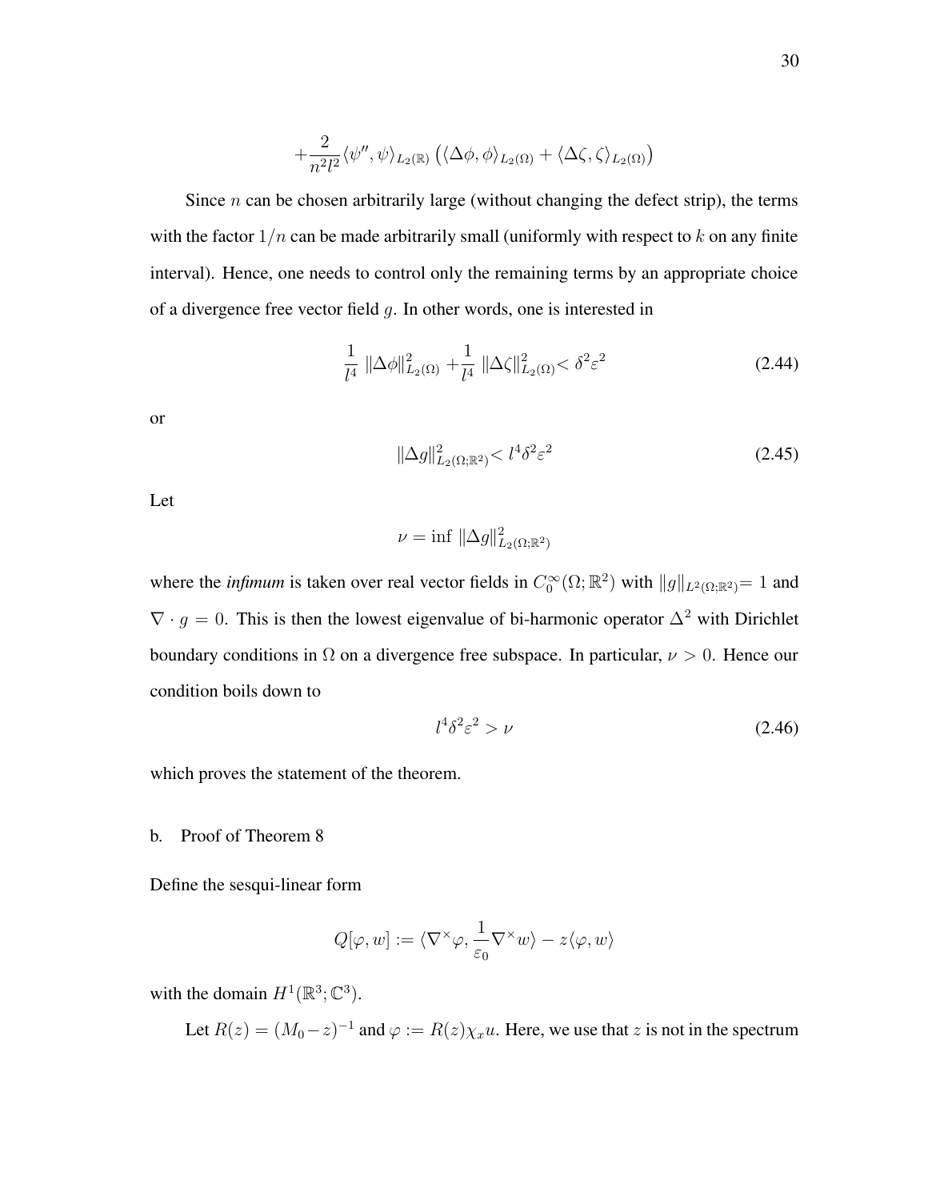$$+\frac{2}{n^2 l^2}\langle \psi'', \psi\rangle_{L_2(\mathbb{R})}\left(\langle \Delta\phi, \phi\rangle_{L_2(\Omega)} + \langle \Delta\zeta, \zeta\rangle_{L_2(\Omega)}\right)$$

Since $n$ can be chosen arbitrarily large (without changing the defect strip), the terms with the factor $1/n$ can be made arbitrarily small (uniformly with respect to $k$ on any finite interval). Hence, one needs to control only the remaining terms by an appropriate choice of a divergence free vector field $g$. In other words, one is interested in

$$\frac{1}{l^4}\ \|\Delta\phi\|^2_{L_2(\Omega)} + \frac{1}{l^4}\ \|\Delta\zeta\|^2_{L_2(\Omega)} < \delta^2\varepsilon^2 \tag{2.44}$$

or

$$\|\Delta g\|^2_{L_2(\Omega;\mathbb{R}^2)} < l^4\delta^2\varepsilon^2 \tag{2.45}$$

Let

$$\nu = \inf\ \|\Delta g\|^2_{L_2(\Omega;\mathbb{R}^2)}$$

where the *infimum* is taken over real vector fields in $C_0^\infty(\Omega;\mathbb{R}^2)$ with $\|g\|_{L^2(\Omega;\mathbb{R}^2)} = 1$ and $\nabla \cdot g = 0$. This is then the lowest eigenvalue of bi-harmonic operator $\Delta^2$ with Dirichlet boundary conditions in $\Omega$ on a divergence free subspace. In particular, $\nu > 0$. Hence our condition boils down to

$$l^4\delta^2\varepsilon^2 > \nu \tag{2.46}$$

which proves the statement of the theorem.

b. Proof of Theorem 8

Define the sesqui-linear form

$$Q[\varphi, w] := \langle \nabla^\times \varphi, \frac{1}{\varepsilon_0}\nabla^\times w\rangle - z\langle \varphi, w\rangle$$

with the domain $H^1(\mathbb{R}^3;\mathbb{C}^3)$.

Let $R(z) = (M_0 - z)^{-1}$ and $\varphi := R(z)\chi_x u$. Here, we use that $z$ is not in the spectrum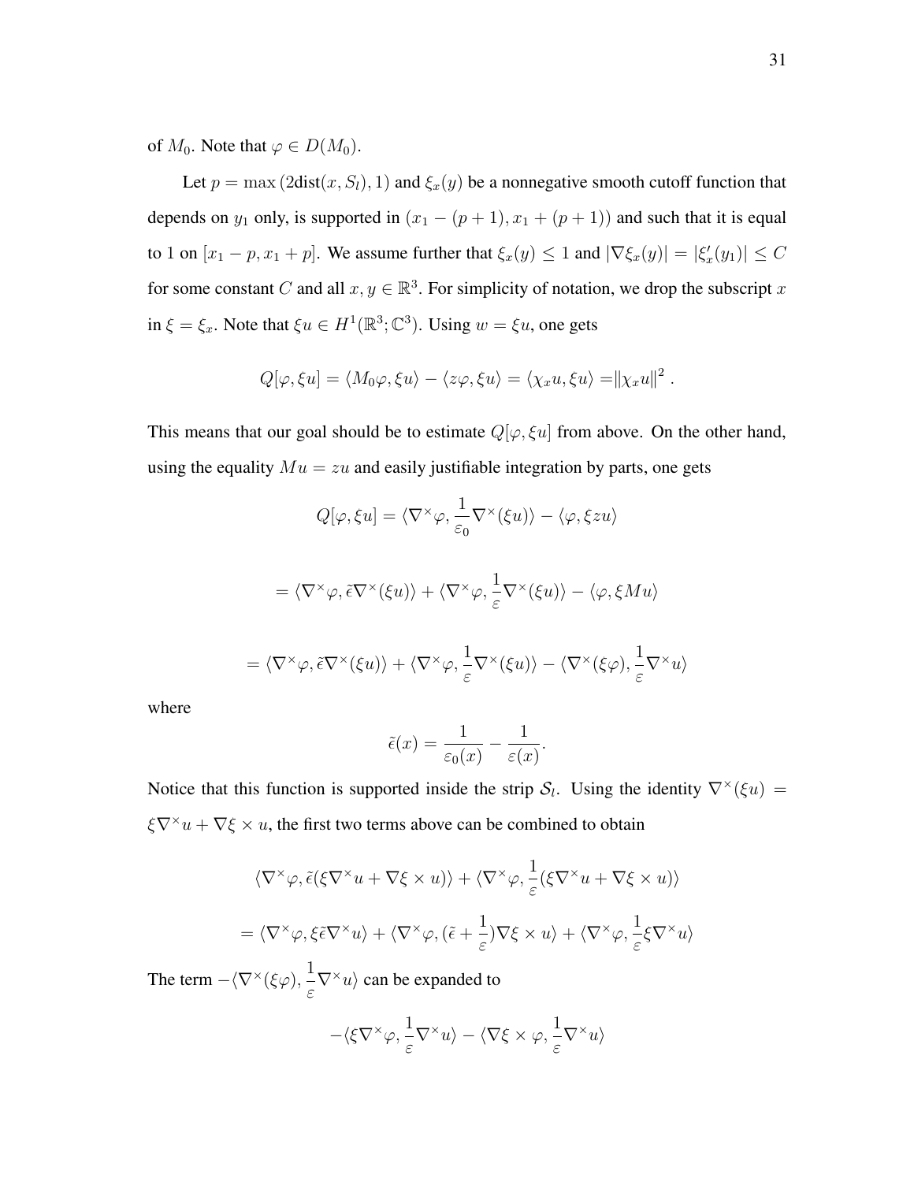of $M_0$. Note that $\varphi \in D(M_0)$.

Let $p = \max\left(2\text{dist}(x, S_l), 1\right)$ and $\xi_x(y)$ be a nonnegative smooth cutoff function that depends on $y_1$ only, is supported in $(x_1 - (p+1), x_1 + (p+1))$ and such that it is equal to 1 on $[x_1 - p, x_1 + p]$. We assume further that $\xi_x(y) \leq 1$ and $|\nabla \xi_x(y)| = |\xi_x'(y_1)| \leq C$ for some constant $C$ and all $x, y \in \mathbb{R}^3$. For simplicity of notation, we drop the subscript $x$ in $\xi = \xi_x$. Note that $\xi u \in H^1(\mathbb{R}^3; \mathbb{C}^3)$. Using $w = \xi u$, one gets

$$Q[\varphi, \xi u] = \langle M_0 \varphi, \xi u \rangle - \langle z\varphi, \xi u \rangle = \langle \chi_x u, \xi u \rangle = \|\chi_x u\|^2 .$$

This means that our goal should be to estimate $Q[\varphi, \xi u]$ from above. On the other hand, using the equality $Mu = zu$ and easily justifiable integration by parts, one gets

$$Q[\varphi, \xi u] = \langle \nabla^\times \varphi, \frac{1}{\varepsilon_0} \nabla^\times (\xi u) \rangle - \langle \varphi, \xi z u \rangle$$

$$= \langle \nabla^\times \varphi, \tilde{\epsilon} \nabla^\times (\xi u) \rangle + \langle \nabla^\times \varphi, \frac{1}{\varepsilon} \nabla^\times (\xi u) \rangle - \langle \varphi, \xi M u \rangle$$

$$= \langle \nabla^\times \varphi, \tilde{\epsilon} \nabla^\times (\xi u) \rangle + \langle \nabla^\times \varphi, \frac{1}{\varepsilon} \nabla^\times (\xi u) \rangle - \langle \nabla^\times (\xi \varphi), \frac{1}{\varepsilon} \nabla^\times u \rangle$$

where

$$\tilde{\epsilon}(x) = \frac{1}{\varepsilon_0(x)} - \frac{1}{\varepsilon(x)}.$$

Notice that this function is supported inside the strip $\mathcal{S}_l$. Using the identity $\nabla^\times(\xi u) = \xi \nabla^\times u + \nabla \xi \times u$, the first two terms above can be combined to obtain

$$\langle \nabla^\times \varphi, \tilde{\epsilon}(\xi \nabla^\times u + \nabla \xi \times u) \rangle + \langle \nabla^\times \varphi, \frac{1}{\varepsilon}(\xi \nabla^\times u + \nabla \xi \times u) \rangle$$

$$= \langle \nabla^\times \varphi, \xi \tilde{\epsilon} \nabla^\times u \rangle + \langle \nabla^\times \varphi, (\tilde{\epsilon} + \frac{1}{\varepsilon}) \nabla \xi \times u \rangle + \langle \nabla^\times \varphi, \frac{1}{\varepsilon} \xi \nabla^\times u \rangle$$

The term $-\langle \nabla^\times (\xi \varphi), \frac{1}{\varepsilon} \nabla^\times u \rangle$ can be expanded to

$$-\langle \xi \nabla^\times \varphi, \frac{1}{\varepsilon} \nabla^\times u \rangle - \langle \nabla \xi \times \varphi, \frac{1}{\varepsilon} \nabla^\times u \rangle$$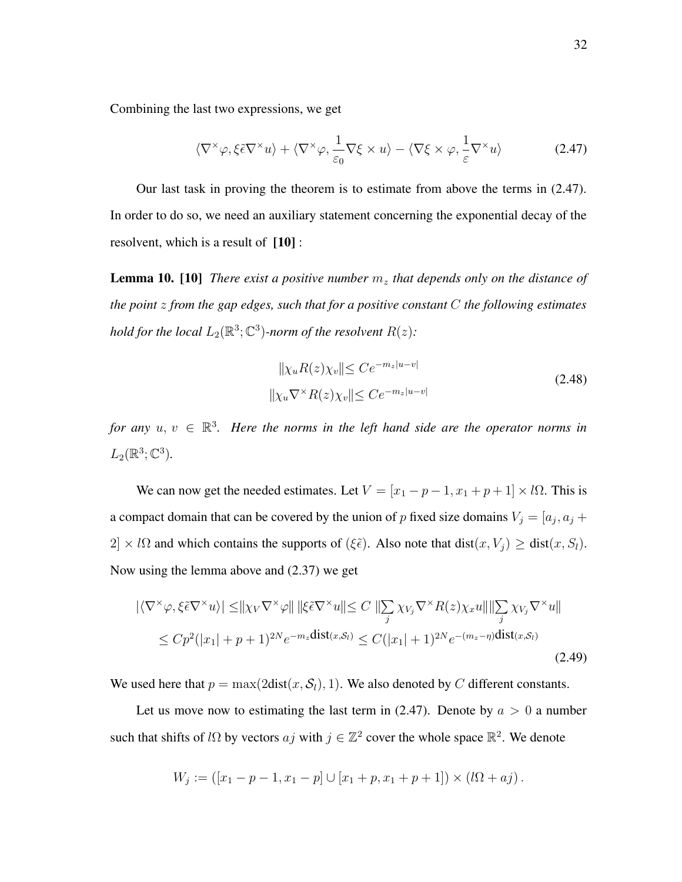Combining the last two expressions, we get

$$\langle \nabla^{\times}\varphi, \xi\tilde{\epsilon}\nabla^{\times}u\rangle + \langle \nabla^{\times}\varphi, \frac{1}{\varepsilon_0}\nabla\xi \times u\rangle - \langle \nabla\xi \times \varphi, \frac{1}{\varepsilon}\nabla^{\times}u\rangle \tag{2.47}$$

Our last task in proving the theorem is to estimate from above the terms in (2.47). In order to do so, we need an auxiliary statement concerning the exponential decay of the resolvent, which is a result of **[10]** :

**Lemma 10. [10]** *There exist a positive number $m_z$ that depends only on the distance of the point $z$ from the gap edges, such that for a positive constant $C$ the following estimates hold for the local $L_2(\mathbb{R}^3;\mathbb{C}^3)$-norm of the resolvent $R(z)$:*

$$\begin{aligned} \|\chi_u R(z)\chi_v\| &\leq Ce^{-m_z|u-v|} \\ \|\chi_u \nabla^{\times} R(z)\chi_v\| &\leq Ce^{-m_z|u-v|} \end{aligned} \tag{2.48}$$

*for any $u,\, v \in \mathbb{R}^3$. Here the norms in the left hand side are the operator norms in $L_2(\mathbb{R}^3;\mathbb{C}^3)$.*

We can now get the needed estimates. Let $V = [x_1 - p - 1, x_1 + p + 1] \times l\Omega$. This is a compact domain that can be covered by the union of $p$ fixed size domains $V_j = [a_j, a_j + 2] \times l\Omega$ and which contains the supports of $(\xi\tilde{\epsilon})$. Also note that $\text{dist}(x, V_j) \geq \text{dist}(x, S_l)$. Now using the lemma above and (2.37) we get

$$\begin{aligned} |\langle \nabla^{\times}\varphi, \xi\tilde{\epsilon}\nabla^{\times}u\rangle| &\leq \|\chi_V \nabla^{\times}\varphi\| \, \|\xi\tilde{\epsilon}\nabla^{\times}u\| \leq C \, \|\sum_j \chi_{V_j}\nabla^{\times}R(z)\chi_x u\| \|\sum_j \chi_{V_j}\nabla^{\times}u\| \\ &\leq Cp^2(|x_1| + p + 1)^{2N}e^{-m_z \text{dist}(x,\mathcal{S}_l)} \leq C(|x_1| + 1)^{2N}e^{-(m_z-\eta)\text{dist}(x,\mathcal{S}_l)} \end{aligned} \tag{2.49}$$

We used here that $p = \max(2\text{dist}(x, \mathcal{S}_l), 1)$. We also denoted by $C$ different constants.

Let us move now to estimating the last term in (2.47). Denote by $a > 0$ a number such that shifts of $l\Omega$ by vectors $aj$ with $j \in \mathbb{Z}^2$ cover the whole space $\mathbb{R}^2$. We denote

$$W_j := ([x_1 - p - 1, x_1 - p] \cup [x_1 + p, x_1 + p + 1]) \times (l\Omega + aj).$$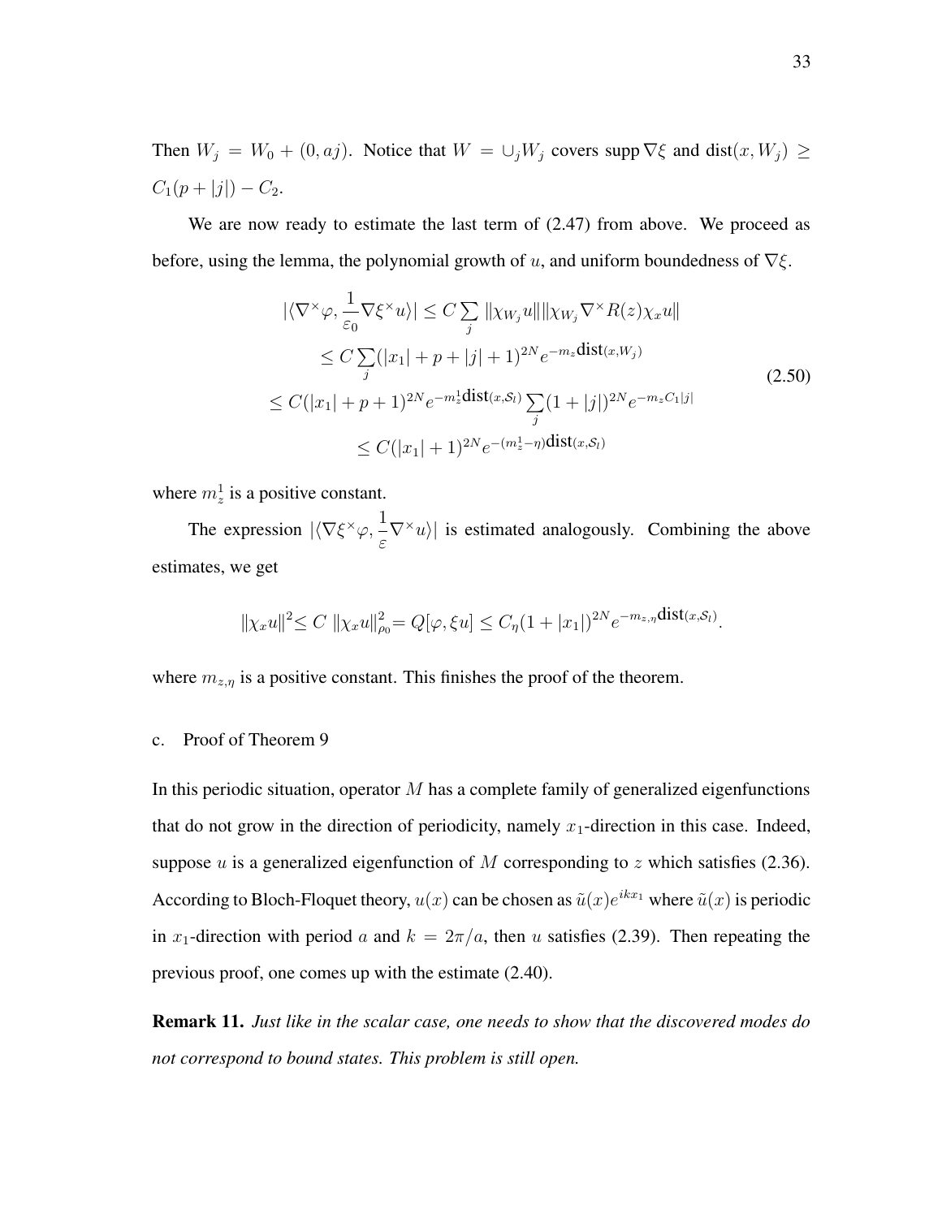Then $W_j = W_0 + (0, aj)$. Notice that $W = \cup_j W_j$ covers $\operatorname{supp} \nabla\xi$ and $\operatorname{dist}(x, W_j) \geq C_1(p + |j|) - C_2$.

We are now ready to estimate the last term of (2.47) from above. We proceed as before, using the lemma, the polynomial growth of $u$, and uniform boundedness of $\nabla\xi$.

$$
\begin{aligned}
|\langle \nabla^\times \varphi, \frac{1}{\varepsilon_0} \nabla\xi^\times u\rangle| &\leq C \sum_j \|\chi_{W_j} u\| \|\chi_{W_j} \nabla^\times R(z) \chi_x u\| \\
&\leq C \sum_j (|x_1| + p + |j| + 1)^{2N} e^{-m_z \operatorname{dist}(x, W_j)} \\
&\leq C(|x_1| + p + 1)^{2N} e^{-m_z^1 \operatorname{dist}(x, \mathcal{S}_l)} \sum_j (1 + |j|)^{2N} e^{-m_z C_1 |j|} \\
&\leq C(|x_1| + 1)^{2N} e^{-(m_z^1 - \eta) \operatorname{dist}(x, \mathcal{S}_l)}
\end{aligned}
\tag{2.50}
$$

where $m_z^1$ is a positive constant.

The expression $|\langle \nabla\xi^\times \varphi, \frac{1}{\varepsilon} \nabla^\times u\rangle|$ is estimated analogously. Combining the above estimates, we get

$$
\|\chi_x u\|^2 \leq C \, \|\chi_x u\|_{\rho_0}^2 = Q[\varphi, \xi u] \leq C_\eta (1 + |x_1|)^{2N} e^{-m_{z,\eta} \operatorname{dist}(x, \mathcal{S}_l)}.
$$

where $m_{z,\eta}$ is a positive constant. This finishes the proof of the theorem.

### c. Proof of Theorem 9

In this periodic situation, operator $M$ has a complete family of generalized eigenfunctions that do not grow in the direction of periodicity, namely $x_1$-direction in this case. Indeed, suppose $u$ is a generalized eigenfunction of $M$ corresponding to $z$ which satisfies (2.36). According to Bloch-Floquet theory, $u(x)$ can be chosen as $\tilde{u}(x)e^{ikx_1}$ where $\tilde{u}(x)$ is periodic in $x_1$-direction with period $a$ and $k = 2\pi/a$, then $u$ satisfies (2.39). Then repeating the previous proof, one comes up with the estimate (2.40).

**Remark 11.** *Just like in the scalar case, one needs to show that the discovered modes do not correspond to bound states. This problem is still open.*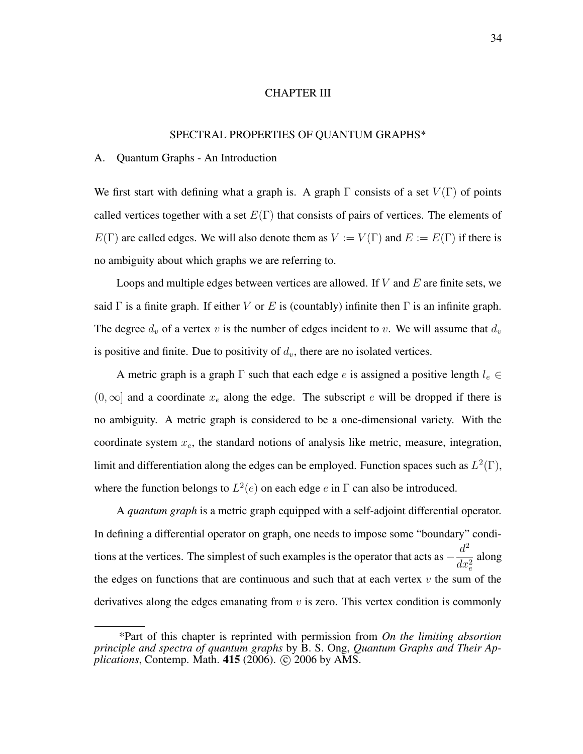# CHAPTER III

# SPECTRAL PROPERTIES OF QUANTUM GRAPHS*

## A. Quantum Graphs - An Introduction

We first start with defining what a graph is. A graph $\Gamma$ consists of a set $V(\Gamma)$ of points called vertices together with a set $E(\Gamma)$ that consists of pairs of vertices. The elements of $E(\Gamma)$ are called edges. We will also denote them as $V := V(\Gamma)$ and $E := E(\Gamma)$ if there is no ambiguity about which graphs we are referring to.

Loops and multiple edges between vertices are allowed. If $V$ and $E$ are finite sets, we said $\Gamma$ is a finite graph. If either $V$ or $E$ is (countably) infinite then $\Gamma$ is an infinite graph. The degree $d_v$ of a vertex $v$ is the number of edges incident to $v$. We will assume that $d_v$ is positive and finite. Due to positivity of $d_v$, there are no isolated vertices.

A metric graph is a graph $\Gamma$ such that each edge $e$ is assigned a positive length $l_e \in (0, \infty]$ and a coordinate $x_e$ along the edge. The subscript $e$ will be dropped if there is no ambiguity. A metric graph is considered to be a one-dimensional variety. With the coordinate system $x_e$, the standard notions of analysis like metric, measure, integration, limit and differentiation along the edges can be employed. Function spaces such as $L^2(\Gamma)$, where the function belongs to $L^2(e)$ on each edge $e$ in $\Gamma$ can also be introduced.

A *quantum graph* is a metric graph equipped with a self-adjoint differential operator. In defining a differential operator on graph, one needs to impose some "boundary" conditions at the vertices. The simplest of such examples is the operator that acts as $-\dfrac{d^2}{dx_e^2}$ along the edges on functions that are continuous and such that at each vertex $v$ the sum of the derivatives along the edges emanating from $v$ is zero. This vertex condition is commonly

*Part of this chapter is reprinted with permission from *On the limiting absorption principle and spectra of quantum graphs* by B. S. Ong, *Quantum Graphs and Their Applications*, Contemp. Math. **415** (2006). © 2006 by AMS.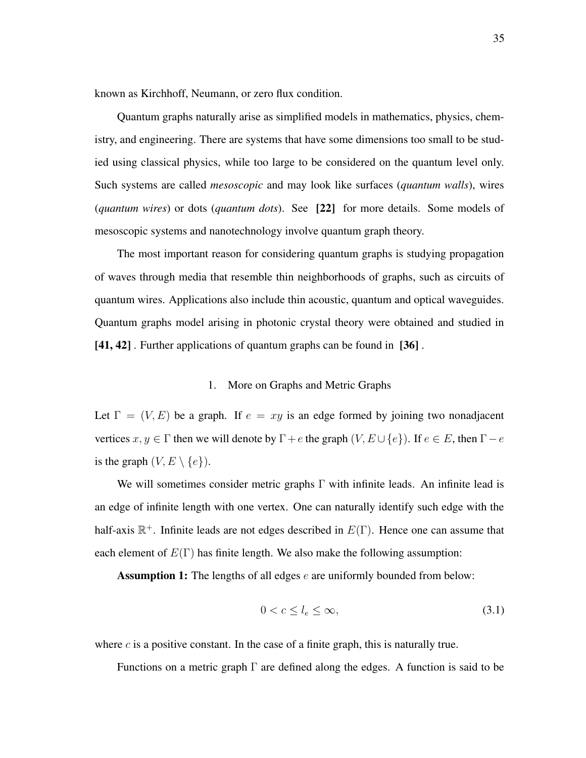known as Kirchhoff, Neumann, or zero flux condition.

Quantum graphs naturally arise as simplified models in mathematics, physics, chemistry, and engineering. There are systems that have some dimensions too small to be studied using classical physics, while too large to be considered on the quantum level only. Such systems are called *mesoscopic* and may look like surfaces (*quantum walls*), wires (*quantum wires*) or dots (*quantum dots*). See **[22]** for more details. Some models of mesoscopic systems and nanotechnology involve quantum graph theory.

The most important reason for considering quantum graphs is studying propagation of waves through media that resemble thin neighborhoods of graphs, such as circuits of quantum wires. Applications also include thin acoustic, quantum and optical waveguides. Quantum graphs model arising in photonic crystal theory were obtained and studied in **[41, 42]** . Further applications of quantum graphs can be found in **[36]** .

## 1. More on Graphs and Metric Graphs

Let $\Gamma = (V, E)$ be a graph. If $e = xy$ is an edge formed by joining two nonadjacent vertices $x, y \in \Gamma$ then we will denote by $\Gamma + e$ the graph $(V, E \cup \{e\})$. If $e \in E$, then $\Gamma - e$ is the graph $(V, E \setminus \{e\})$.

We will sometimes consider metric graphs $\Gamma$ with infinite leads. An infinite lead is an edge of infinite length with one vertex. One can naturally identify such edge with the half-axis $\mathbb{R}^+$. Infinite leads are not edges described in $E(\Gamma)$. Hence one can assume that each element of $E(\Gamma)$ has finite length. We also make the following assumption:

**Assumption 1:** The lengths of all edges $e$ are uniformly bounded from below:

$$0 < c \leq l_e \leq \infty, \tag{3.1}$$

where $c$ is a positive constant. In the case of a finite graph, this is naturally true.

Functions on a metric graph $\Gamma$ are defined along the edges. A function is said to be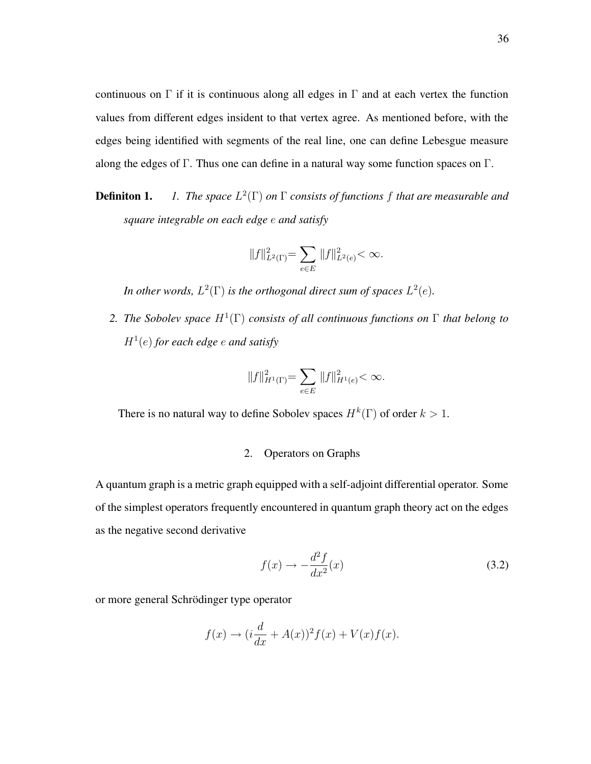continuous on $\Gamma$ if it is continuous along all edges in $\Gamma$ and at each vertex the function values from different edges insident to that vertex agree. As mentioned before, with the edges being identified with segments of the real line, one can define Lebesgue measure along the edges of $\Gamma$. Thus one can define in a natural way some function spaces on $\Gamma$.

**Definiton 1.** *1. The space $L^2(\Gamma)$ on $\Gamma$ consists of functions $f$ that are measurable and square integrable on each edge $e$ and satisfy*

$$\|f\|^2_{L^2(\Gamma)} = \sum_{e \in E} \|f\|^2_{L^2(e)} < \infty.$$

*In other words, $L^2(\Gamma)$ is the orthogonal direct sum of spaces $L^2(e)$.*

*2. The Sobolev space $H^1(\Gamma)$ consists of all continuous functions on $\Gamma$ that belong to $H^1(e)$ for each edge $e$ and satisfy*

$$\|f\|^2_{H^1(\Gamma)} = \sum_{e \in E} \|f\|^2_{H^1(e)} < \infty.$$

There is no natural way to define Sobolev spaces $H^k(\Gamma)$ of order $k > 1$.

## 2. Operators on Graphs

A quantum graph is a metric graph equipped with a self-adjoint differential operator. Some of the simplest operators frequently encountered in quantum graph theory act on the edges as the negative second derivative

$$f(x) \to -\frac{d^2 f}{dx^2}(x) \tag{3.2}$$

or more general Schrödinger type operator

$$f(x) \to (i\frac{d}{dx} + A(x))^2 f(x) + V(x)f(x).$$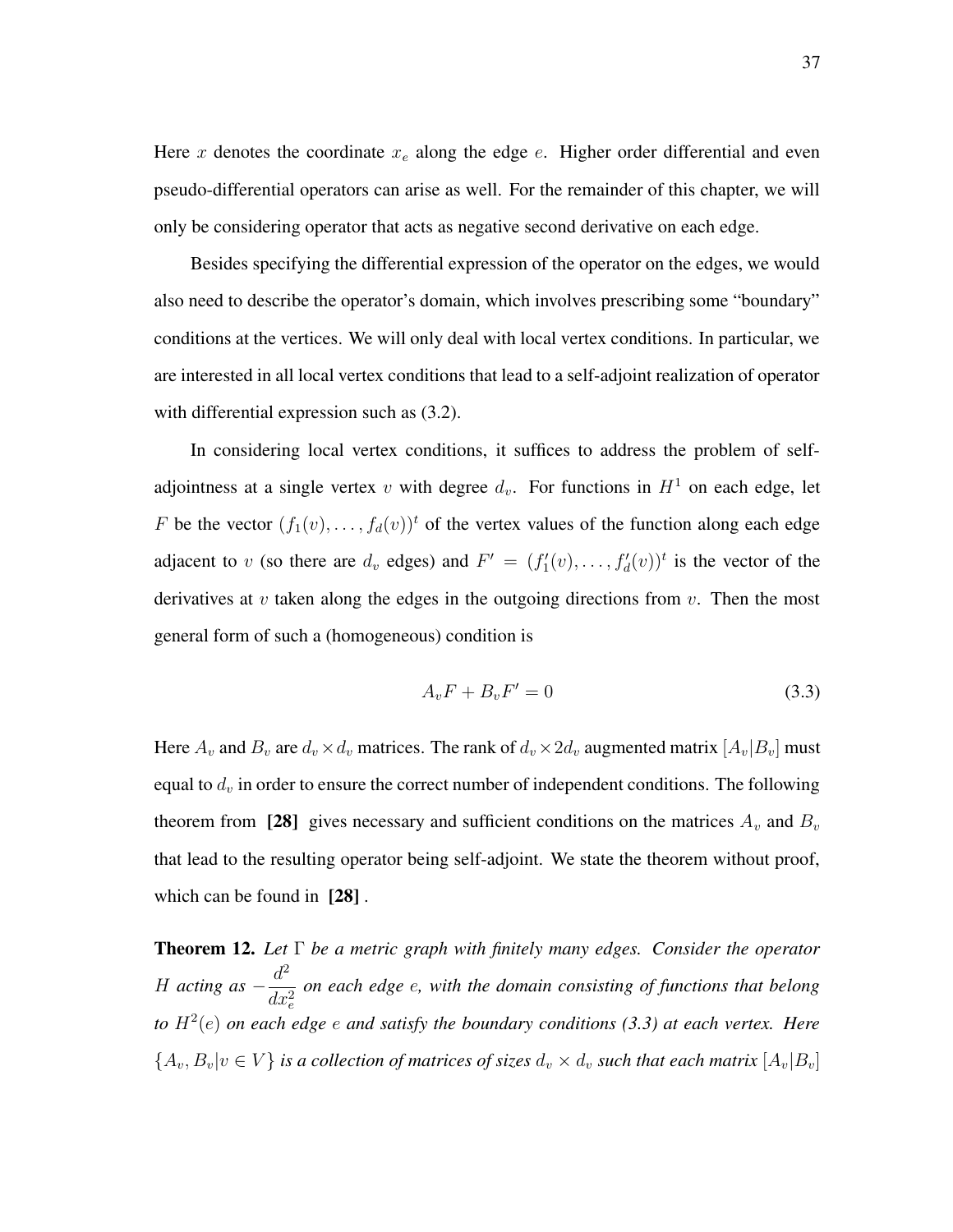Here $x$ denotes the coordinate $x_e$ along the edge $e$. Higher order differential and even pseudo-differential operators can arise as well. For the remainder of this chapter, we will only be considering operator that acts as negative second derivative on each edge.

Besides specifying the differential expression of the operator on the edges, we would also need to describe the operator's domain, which involves prescribing some "boundary" conditions at the vertices. We will only deal with local vertex conditions. In particular, we are interested in all local vertex conditions that lead to a self-adjoint realization of operator with differential expression such as (3.2).

In considering local vertex conditions, it suffices to address the problem of self-adjointness at a single vertex $v$ with degree $d_v$. For functions in $H^1$ on each edge, let $F$ be the vector $(f_1(v), \ldots, f_d(v))^t$ of the vertex values of the function along each edge adjacent to $v$ (so there are $d_v$ edges) and $F' = (f_1'(v), \ldots, f_d'(v))^t$ is the vector of the derivatives at $v$ taken along the edges in the outgoing directions from $v$. Then the most general form of such a (homogeneous) condition is

$$A_v F + B_v F' = 0 \tag{3.3}$$

Here $A_v$ and $B_v$ are $d_v \times d_v$ matrices. The rank of $d_v \times 2d_v$ augmented matrix $[A_v|B_v]$ must equal to $d_v$ in order to ensure the correct number of independent conditions. The following theorem from **[28]** gives necessary and sufficient conditions on the matrices $A_v$ and $B_v$ that lead to the resulting operator being self-adjoint. We state the theorem without proof, which can be found in **[28]** .

**Theorem 12.** *Let $\Gamma$ be a metric graph with finitely many edges. Consider the operator $H$ acting as $-\dfrac{d^2}{dx_e^2}$ on each edge $e$, with the domain consisting of functions that belong to $H^2(e)$ on each edge $e$ and satisfy the boundary conditions (3.3) at each vertex. Here $\{A_v, B_v | v \in V\}$ is a collection of matrices of sizes $d_v \times d_v$ such that each matrix $[A_v|B_v]$*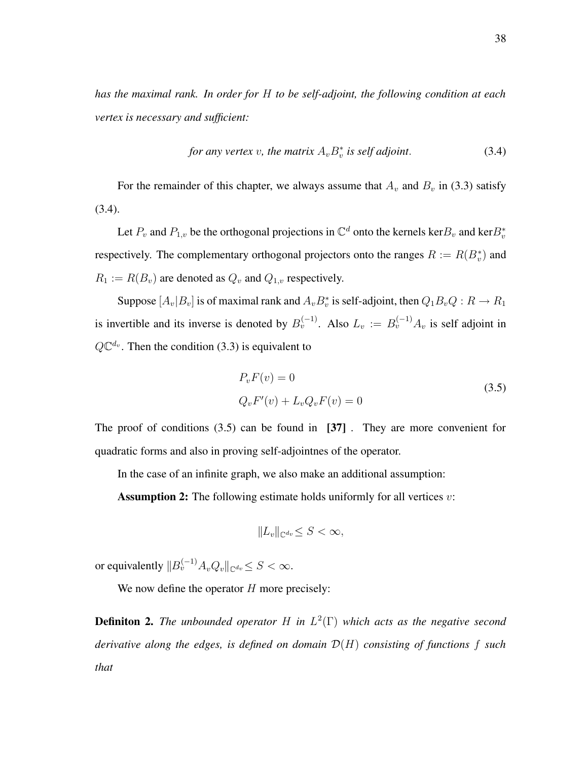*has the maximal rank. In order for $H$ to be self-adjoint, the following condition at each vertex is necessary and sufficient:*

$$\textit{for any vertex } v, \textit{ the matrix } A_v B_v^* \textit{ is self adjoint}. \tag{3.4}$$

For the remainder of this chapter, we always assume that $A_v$ and $B_v$ in (3.3) satisfy (3.4).

Let $P_v$ and $P_{1,v}$ be the orthogonal projections in $\mathbb{C}^d$ onto the kernels $\ker B_v$ and $\ker B_v^*$ respectively. The complementary orthogonal projectors onto the ranges $R := R(B_v^*)$ and $R_1 := R(B_v)$ are denoted as $Q_v$ and $Q_{1,v}$ respectively.

Suppose $[A_v|B_v]$ is of maximal rank and $A_v B_v^*$ is self-adjoint, then $Q_1 B_v Q : R \to R_1$ is invertible and its inverse is denoted by $B_v^{(-1)}$. Also $L_v := B_v^{(-1)} A_v$ is self adjoint in $Q\mathbb{C}^{d_v}$. Then the condition (3.3) is equivalent to

$$\begin{aligned} &P_v F(v) = 0 \\ &Q_v F'(v) + L_v Q_v F(v) = 0 \end{aligned} \tag{3.5}$$

The proof of conditions (3.5) can be found in **[37]** . They are more convenient for quadratic forms and also in proving self-adjointnes of the operator.

In the case of an infinite graph, we also make an additional assumption:

**Assumption 2:** The following estimate holds uniformly for all vertices $v$:

$$\|L_v\|_{\mathbb{C}^{d_v}} \leq S < \infty,$$

or equivalently $\|B_v^{(-1)} A_v Q_v\|_{\mathbb{C}^{d_v}} \leq S < \infty$.

We now define the operator $H$ more precisely:

**Definiton 2.** *The unbounded operator $H$ in $L^2(\Gamma)$ which acts as the negative second derivative along the edges, is defined on domain $\mathcal{D}(H)$ consisting of functions $f$ such that*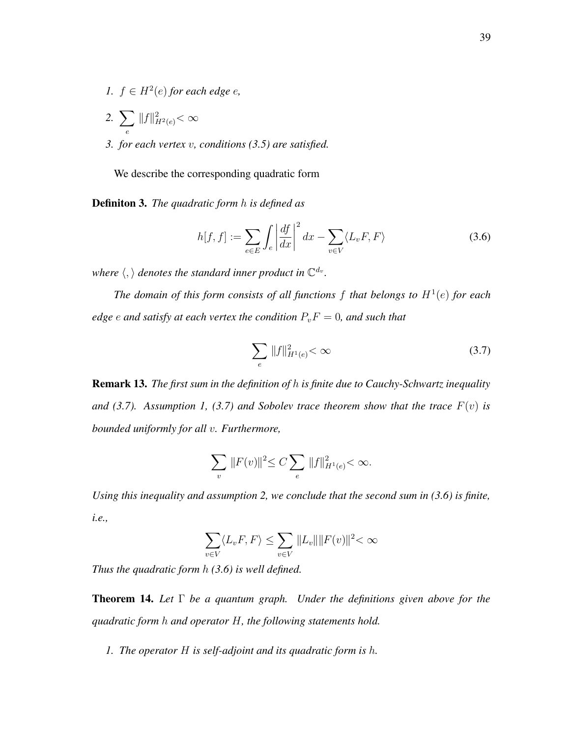*1. $f \in H^2(e)$ for each edge $e$,*

*2. $\sum_e \|f\|^2_{H^2(e)} < \infty$*

*3. for each vertex $v$, conditions (3.5) are satisfied.*

We describe the corresponding quadratic form

**Definiton 3.** *The quadratic form $h$ is defined as*

$$h[f,f] := \sum_{e \in E} \int_e \left| \frac{df}{dx} \right|^2 dx - \sum_{v \in V} \langle L_v F, F \rangle \tag{3.6}$$

*where $\langle , \rangle$ denotes the standard inner product in $\mathbb{C}^{d_v}$.*

*The domain of this form consists of all functions $f$ that belongs to $H^1(e)$ for each edge $e$ and satisfy at each vertex the condition $P_v F = 0$, and such that*

$$\sum_e \|f\|^2_{H^1(e)} < \infty \tag{3.7}$$

**Remark 13.** *The first sum in the definition of $h$ is finite due to Cauchy-Schwartz inequality and (3.7). Assumption 1, (3.7) and Sobolev trace theorem show that the trace $F(v)$ is bounded uniformly for all $v$. Furthermore,*

$$\sum_v \|F(v)\|^2 \leq C \sum_e \|f\|^2_{H^1(e)} < \infty.$$

*Using this inequality and assumption 2, we conclude that the second sum in (3.6) is finite, i.e.,*

$$\sum_{v \in V} \langle L_v F, F \rangle \leq \sum_{v \in V} \|L_v\| \|F(v)\|^2 < \infty$$

*Thus the quadratic form $h$ (3.6) is well defined.*

**Theorem 14.** *Let $\Gamma$ be a quantum graph. Under the definitions given above for the quadratic form $h$ and operator $H$, the following statements hold.*

*1. The operator $H$ is self-adjoint and its quadratic form is $h$.*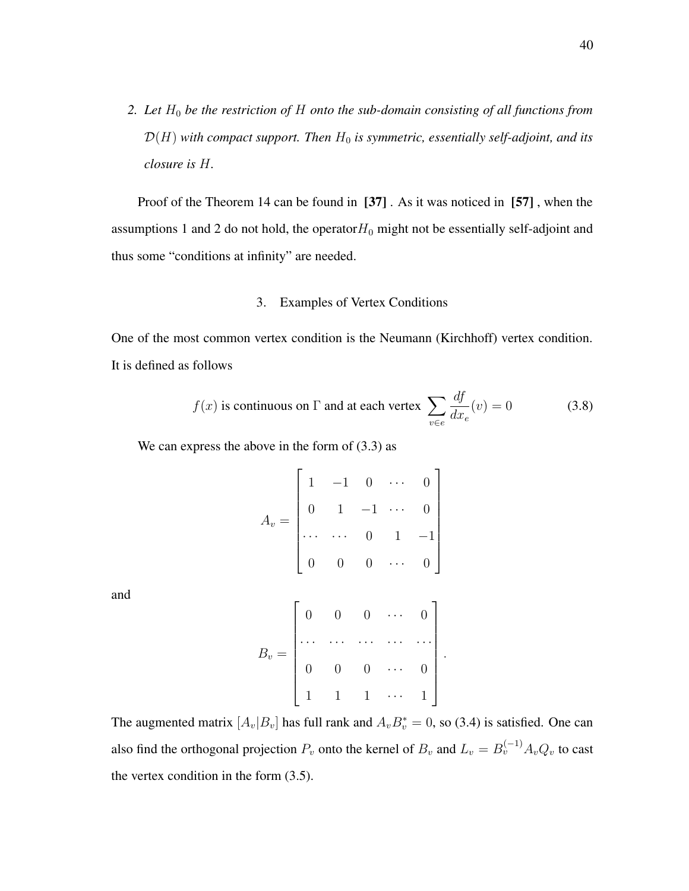2. *Let $H_0$ be the restriction of $H$ onto the sub-domain consisting of all functions from $\mathcal{D}(H)$ with compact support. Then $H_0$ is symmetric, essentially self-adjoint, and its closure is $H$.*

Proof of the Theorem 14 can be found in **[37]** . As it was noticed in **[57]** , when the assumptions 1 and 2 do not hold, the operator$H_0$ might not be essentially self-adjoint and thus some "conditions at infinity" are needed.

## 3. Examples of Vertex Conditions

One of the most common vertex condition is the Neumann (Kirchhoff) vertex condition. It is defined as follows

$$f(x) \text{ is continuous on } \Gamma \text{ and at each vertex } \sum_{v \in e} \frac{df}{dx_e}(v) = 0 \tag{3.8}$$

We can express the above in the form of (3.3) as

$$A_v = \begin{bmatrix} 1 & -1 & 0 & \cdots & 0 \\ 0 & 1 & -1 & \cdots & 0 \\ \cdots & \cdots & 0 & 1 & -1 \\ 0 & 0 & 0 & \cdots & 0 \end{bmatrix}$$

and

$$B_v = \begin{bmatrix} 0 & 0 & 0 & \cdots & 0 \\ \cdots & \cdots & \cdots & \cdots & \cdots \\ 0 & 0 & 0 & \cdots & 0 \\ 1 & 1 & 1 & \cdots & 1 \end{bmatrix}.$$

The augmented matrix $[A_v|B_v]$ has full rank and $A_v B_v^* = 0$, so (3.4) is satisfied. One can also find the orthogonal projection $P_v$ onto the kernel of $B_v$ and $L_v = B_v^{(-1)} A_v Q_v$ to cast the vertex condition in the form (3.5).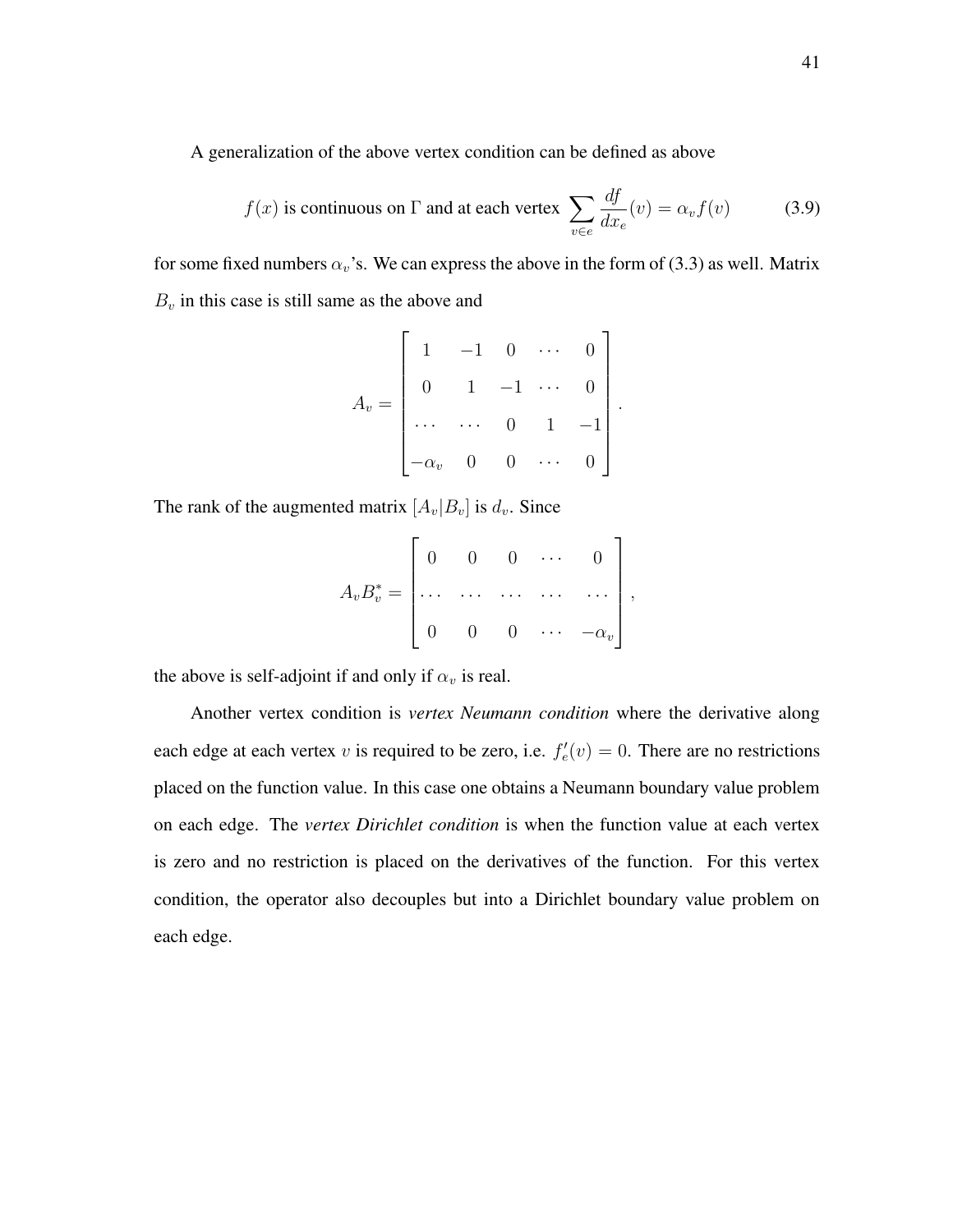A generalization of the above vertex condition can be defined as above

$$f(x) \text{ is continuous on } \Gamma \text{ and at each vertex } \sum_{v \in e} \frac{df}{dx_e}(v) = \alpha_v f(v) \tag{3.9}$$

for some fixed numbers $\alpha_v$'s. We can express the above in the form of (3.3) as well. Matrix $B_v$ in this case is still same as the above and

$$A_v = \begin{bmatrix} 1 & -1 & 0 & \cdots & 0 \\ 0 & 1 & -1 & \cdots & 0 \\ \cdots & \cdots & 0 & 1 & -1 \\ -\alpha_v & 0 & 0 & \cdots & 0 \end{bmatrix}.$$

The rank of the augmented matrix $[A_v|B_v]$ is $d_v$. Since

$$A_v B_v^* = \begin{bmatrix} 0 & 0 & 0 & \cdots & 0 \\ \cdots & \cdots & \cdots & \cdots & \cdots \\ 0 & 0 & 0 & \cdots & -\alpha_v \end{bmatrix},$$

the above is self-adjoint if and only if $\alpha_v$ is real.

Another vertex condition is *vertex Neumann condition* where the derivative along each edge at each vertex $v$ is required to be zero, i.e. $f'_e(v) = 0$. There are no restrictions placed on the function value. In this case one obtains a Neumann boundary value problem on each edge. The *vertex Dirichlet condition* is when the function value at each vertex is zero and no restriction is placed on the derivatives of the function. For this vertex condition, the operator also decouples but into a Dirichlet boundary value problem on each edge.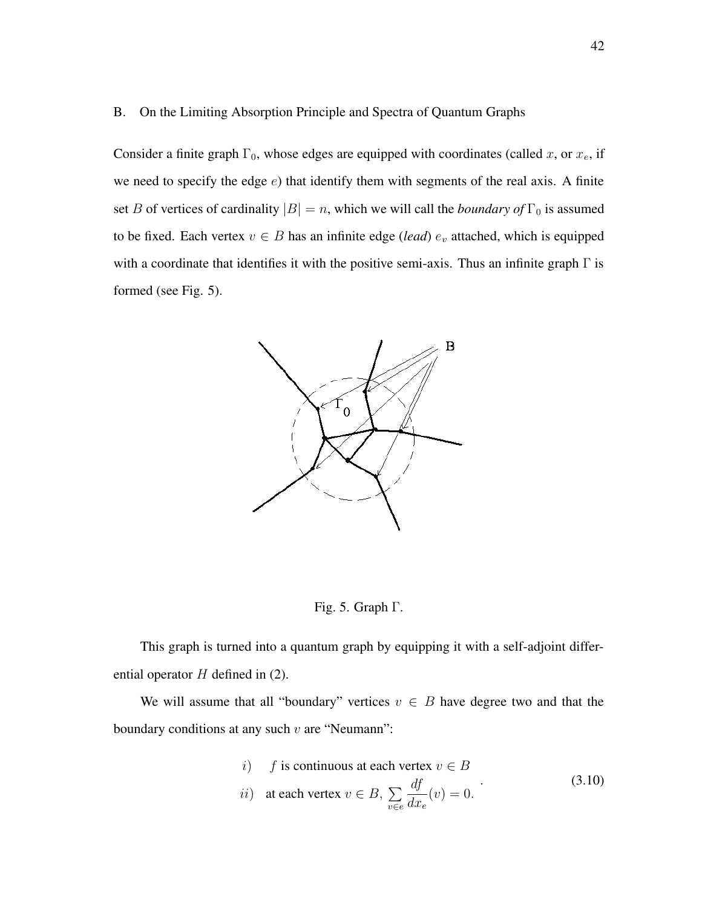## B. On the Limiting Absorption Principle and Spectra of Quantum Graphs

Consider a finite graph $\Gamma_0$, whose edges are equipped with coordinates (called $x$, or $x_e$, if we need to specify the edge $e$) that identify them with segments of the real axis. A finite set $B$ of vertices of cardinality $|B| = n$, which we will call the *boundary of* $\Gamma_0$ is assumed to be fixed. Each vertex $v \in B$ has an infinite edge (*lead*) $e_v$ attached, which is equipped with a coordinate that identifies it with the positive semi-axis. Thus an infinite graph $\Gamma$ is formed (see Fig. 5).

B

$\Gamma_0$

Fig. 5. Graph $\Gamma$.

This graph is turned into a quantum graph by equipping it with a self-adjoint differential operator $H$ defined in (2).

We will assume that all "boundary" vertices $v \in B$ have degree two and that the boundary conditions at any such $v$ are "Neumann":

$$
\begin{aligned}
&i) \quad f \text{ is continuous at each vertex } v \in B \\
&ii) \quad \text{at each vertex } v \in B, \sum_{v \in e} \frac{df}{dx_e}(v) = 0.
\end{aligned} \tag{3.10}
$$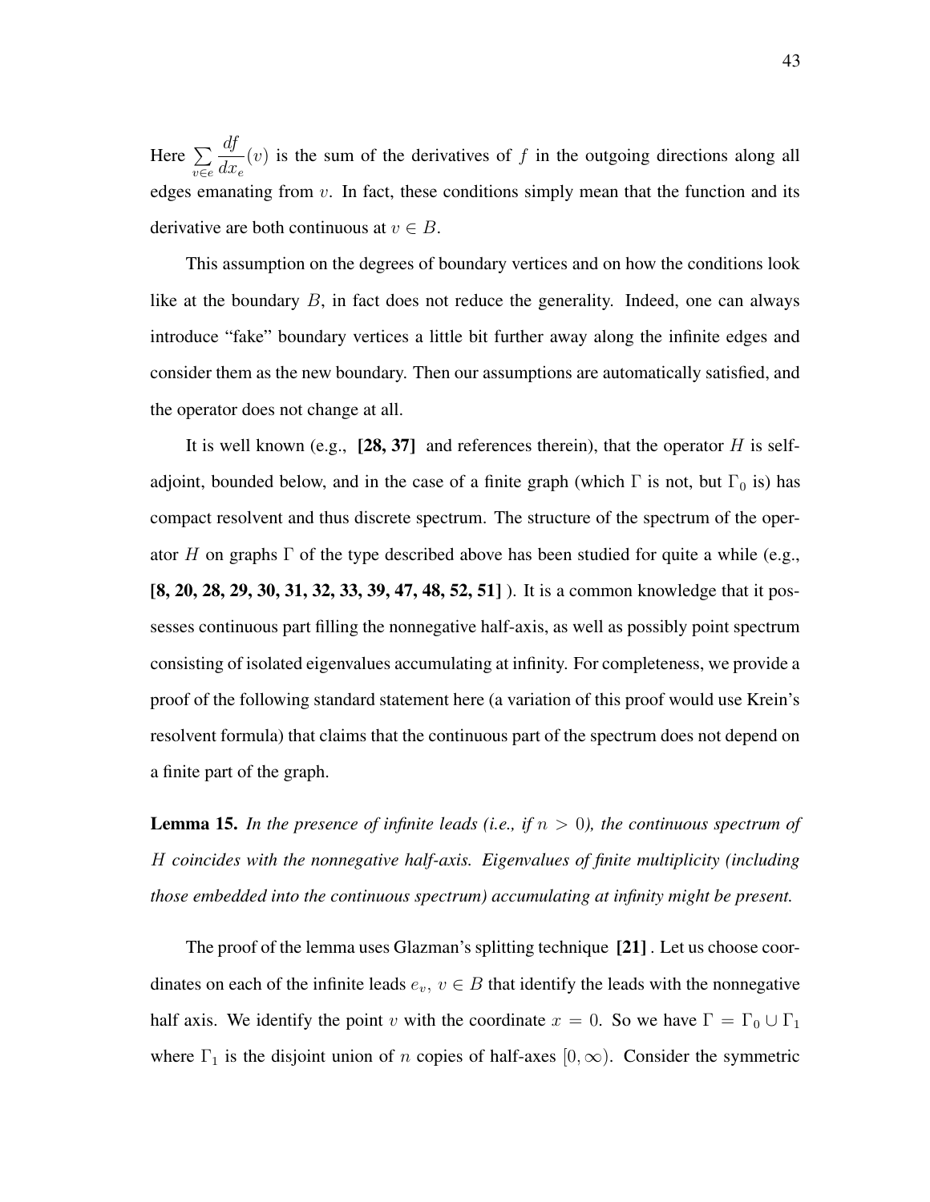Here $\sum\limits_{v \in e} \dfrac{df}{dx_e}(v)$ is the sum of the derivatives of $f$ in the outgoing directions along all edges emanating from $v$. In fact, these conditions simply mean that the function and its derivative are both continuous at $v \in B$.

This assumption on the degrees of boundary vertices and on how the conditions look like at the boundary $B$, in fact does not reduce the generality. Indeed, one can always introduce "fake" boundary vertices a little bit further away along the infinite edges and consider them as the new boundary. Then our assumptions are automatically satisfied, and the operator does not change at all.

It is well known (e.g., **[28, 37]** and references therein), that the operator $H$ is self-adjoint, bounded below, and in the case of a finite graph (which $\Gamma$ is not, but $\Gamma_0$ is) has compact resolvent and thus discrete spectrum. The structure of the spectrum of the operator $H$ on graphs $\Gamma$ of the type described above has been studied for quite a while (e.g., **[8, 20, 28, 29, 30, 31, 32, 33, 39, 47, 48, 52, 51]** ). It is a common knowledge that it possesses continuous part filling the nonnegative half-axis, as well as possibly point spectrum consisting of isolated eigenvalues accumulating at infinity. For completeness, we provide a proof of the following standard statement here (a variation of this proof would use Krein's resolvent formula) that claims that the continuous part of the spectrum does not depend on a finite part of the graph.

**Lemma 15.** *In the presence of infinite leads (i.e., if $n > 0$), the continuous spectrum of $H$ coincides with the nonnegative half-axis. Eigenvalues of finite multiplicity (including those embedded into the continuous spectrum) accumulating at infinity might be present.*

The proof of the lemma uses Glazman's splitting technique **[21]** . Let us choose coordinates on each of the infinite leads $e_v$, $v \in B$ that identify the leads with the nonnegative half axis. We identify the point $v$ with the coordinate $x = 0$. So we have $\Gamma = \Gamma_0 \cup \Gamma_1$ where $\Gamma_1$ is the disjoint union of $n$ copies of half-axes $[0, \infty)$. Consider the symmetric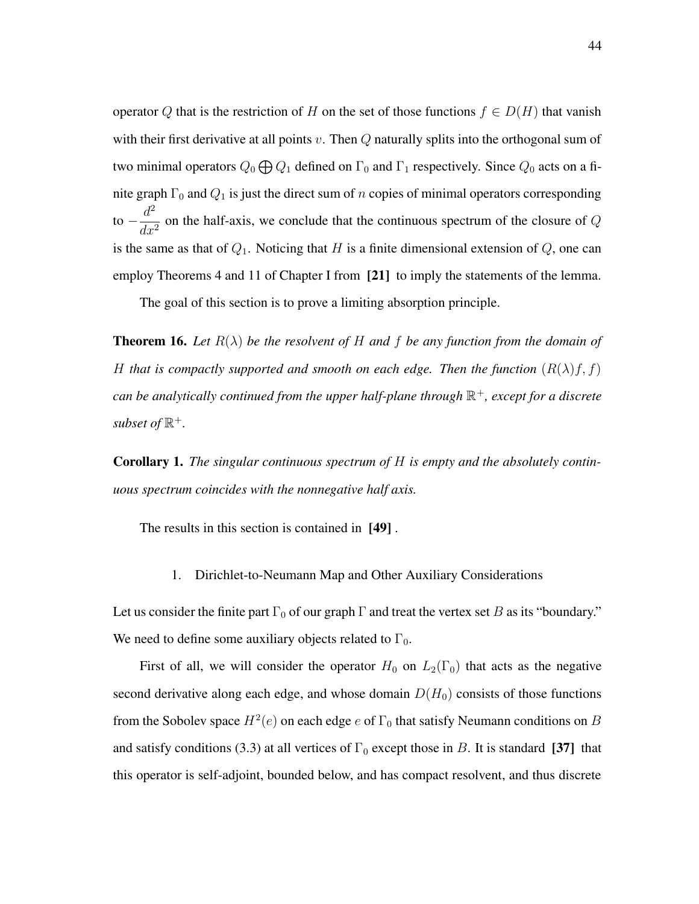operator $Q$ that is the restriction of $H$ on the set of those functions $f \in D(H)$ that vanish with their first derivative at all points $v$. Then $Q$ naturally splits into the orthogonal sum of two minimal operators $Q_0 \bigoplus Q_1$ defined on $\Gamma_0$ and $\Gamma_1$ respectively. Since $Q_0$ acts on a finite graph $\Gamma_0$ and $Q_1$ is just the direct sum of $n$ copies of minimal operators corresponding to $-\dfrac{d^2}{dx^2}$ on the half-axis, we conclude that the continuous spectrum of the closure of $Q$ is the same as that of $Q_1$. Noticing that $H$ is a finite dimensional extension of $Q$, one can employ Theorems 4 and 11 of Chapter I from **[21]** to imply the statements of the lemma.

The goal of this section is to prove a limiting absorption principle.

**Theorem 16.** *Let $R(\lambda)$ be the resolvent of $H$ and $f$ be any function from the domain of $H$ that is compactly supported and smooth on each edge. Then the function $(R(\lambda)f, f)$ can be analytically continued from the upper half-plane through $\mathbb{R}^+$, except for a discrete subset of $\mathbb{R}^+$.*

**Corollary 1.** *The singular continuous spectrum of $H$ is empty and the absolutely continuous spectrum coincides with the nonnegative half axis.*

The results in this section is contained in **[49]** .

### 1. Dirichlet-to-Neumann Map and Other Auxiliary Considerations

Let us consider the finite part $\Gamma_0$ of our graph $\Gamma$ and treat the vertex set $B$ as its "boundary." We need to define some auxiliary objects related to $\Gamma_0$.

First of all, we will consider the operator $H_0$ on $L_2(\Gamma_0)$ that acts as the negative second derivative along each edge, and whose domain $D(H_0)$ consists of those functions from the Sobolev space $H^2(e)$ on each edge $e$ of $\Gamma_0$ that satisfy Neumann conditions on $B$ and satisfy conditions (3.3) at all vertices of $\Gamma_0$ except those in $B$. It is standard **[37]** that this operator is self-adjoint, bounded below, and has compact resolvent, and thus discrete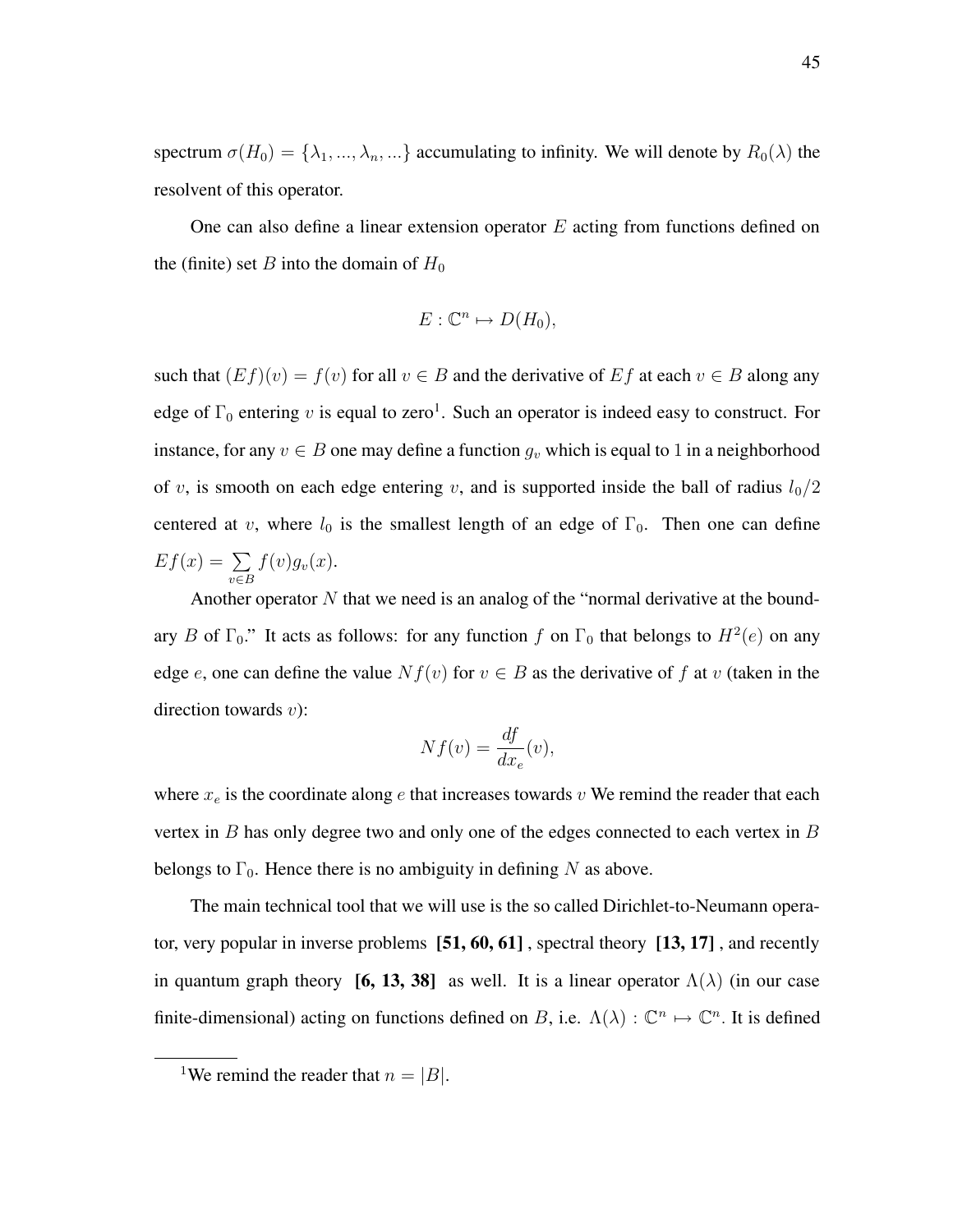spectrum $\sigma(H_0) = \{\lambda_1, ..., \lambda_n, ...\}$ accumulating to infinity. We will denote by $R_0(\lambda)$ the resolvent of this operator.

One can also define a linear extension operator $E$ acting from functions defined on the (finite) set $B$ into the domain of $H_0$

$$E : \mathbb{C}^n \mapsto D(H_0),$$

such that $(Ef)(v) = f(v)$ for all $v \in B$ and the derivative of $Ef$ at each $v \in B$ along any edge of $\Gamma_0$ entering $v$ is equal to zero[1]. Such an operator is indeed easy to construct. For instance, for any $v \in B$ one may define a function $g_v$ which is equal to 1 in a neighborhood of $v$, is smooth on each edge entering $v$, and is supported inside the ball of radius $l_0/2$ centered at $v$, where $l_0$ is the smallest length of an edge of $\Gamma_0$. Then one can define $Ef(x) = \sum_{v \in B} f(v) g_v(x)$.

Another operator $N$ that we need is an analog of the "normal derivative at the boundary $B$ of $\Gamma_0$." It acts as follows: for any function $f$ on $\Gamma_0$ that belongs to $H^2(e)$ on any edge $e$, one can define the value $Nf(v)$ for $v \in B$ as the derivative of $f$ at $v$ (taken in the direction towards $v$):

$$Nf(v) = \frac{df}{dx_e}(v),$$

where $x_e$ is the coordinate along $e$ that increases towards $v$ We remind the reader that each vertex in $B$ has only degree two and only one of the edges connected to each vertex in $B$ belongs to $\Gamma_0$. Hence there is no ambiguity in defining $N$ as above.

The main technical tool that we will use is the so called Dirichlet-to-Neumann operator, very popular in inverse problems **[51, 60, 61]**, spectral theory **[13, 17]**, and recently in quantum graph theory **[6, 13, 38]** as well. It is a linear operator $\Lambda(\lambda)$ (in our case finite-dimensional) acting on functions defined on $B$, i.e. $\Lambda(\lambda) : \mathbb{C}^n \mapsto \mathbb{C}^n$. It is defined

[1] We remind the reader that $n = |B|$.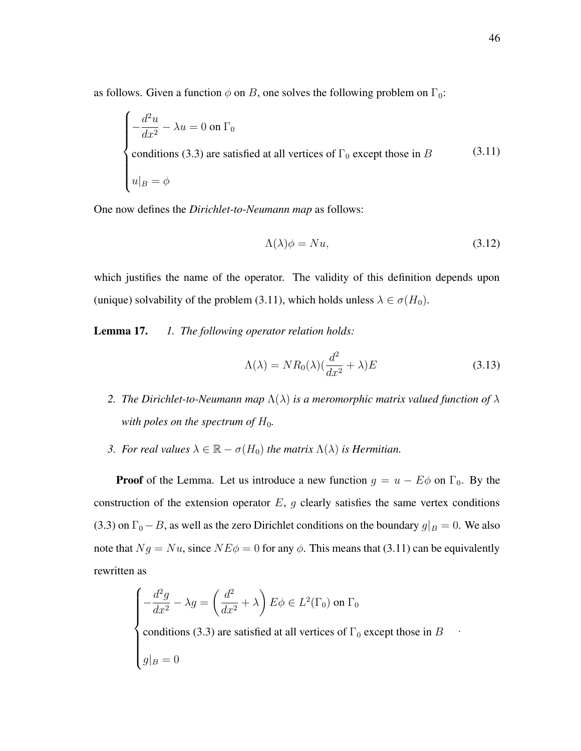as follows. Given a function $\phi$ on $B$, one solves the following problem on $\Gamma_0$:

$$
\begin{cases}
-\dfrac{d^2u}{dx^2} - \lambda u = 0 \text{ on } \Gamma_0 \\
\text{conditions (3.3) are satisfied at all vertices of } \Gamma_0 \text{ except those in } B \\
u|_B = \phi
\end{cases}
\tag{3.11}
$$

One now defines the ***Dirichlet-to-Neumann map*** as follows:

$$
\Lambda(\lambda)\phi = Nu,
\tag{3.12}
$$

which justifies the name of the operator. The validity of this definition depends upon (unique) solvability of the problem (3.11), which holds unless $\lambda \in \sigma(H_0)$.

**Lemma 17.** *1. The following operator relation holds:*

$$
\Lambda(\lambda) = NR_0(\lambda)(\frac{d^2}{dx^2} + \lambda)E
\tag{3.13}
$$

*2. The Dirichlet-to-Neumann map $\Lambda(\lambda)$ is a meromorphic matrix valued function of $\lambda$ with poles on the spectrum of $H_0$.*

*3. For real values $\lambda \in \mathbb{R} - \sigma(H_0)$ the matrix $\Lambda(\lambda)$ is Hermitian.*

**Proof** of the Lemma. Let us introduce a new function $g = u - E\phi$ on $\Gamma_0$. By the construction of the extension operator $E$, $g$ clearly satisfies the same vertex conditions (3.3) on $\Gamma_0 - B$, as well as the zero Dirichlet conditions on the boundary $g|_B = 0$. We also note that $Ng = Nu$, since $NE\phi = 0$ for any $\phi$. This means that (3.11) can be equivalently rewritten as

$$
\begin{cases}
-\dfrac{d^2g}{dx^2} - \lambda g = \left(\dfrac{d^2}{dx^2} + \lambda\right) E\phi \in L^2(\Gamma_0) \text{ on } \Gamma_0 \\
\text{conditions (3.3) are satisfied at all vertices of } \Gamma_0 \text{ except those in } B \\
g|_B = 0
\end{cases}
.
$$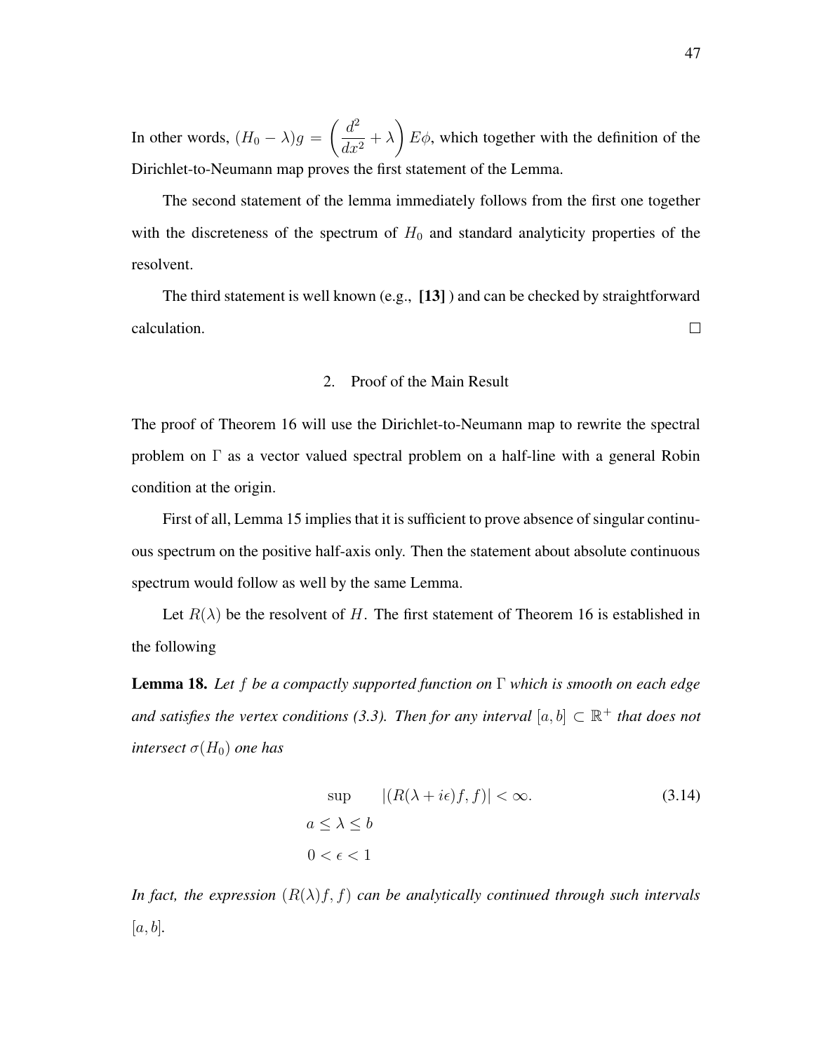In other words, $(H_0 - \lambda)g = \left(\frac{d^2}{dx^2} + \lambda\right) E\phi$, which together with the definition of the Dirichlet-to-Neumann map proves the first statement of the Lemma.

The second statement of the lemma immediately follows from the first one together with the discreteness of the spectrum of $H_0$ and standard analyticity properties of the resolvent.

The third statement is well known (e.g., **[13]** ) and can be checked by straightforward calculation. $\square$

## 2. Proof of the Main Result

The proof of Theorem 16 will use the Dirichlet-to-Neumann map to rewrite the spectral problem on $\Gamma$ as a vector valued spectral problem on a half-line with a general Robin condition at the origin.

First of all, Lemma 15 implies that it is sufficient to prove absence of singular continuous spectrum on the positive half-axis only. Then the statement about absolute continuous spectrum would follow as well by the same Lemma.

Let $R(\lambda)$ be the resolvent of $H$. The first statement of Theorem 16 is established in the following

**Lemma 18.** *Let $f$ be a compactly supported function on $\Gamma$ which is smooth on each edge and satisfies the vertex conditions (3.3). Then for any interval $[a, b] \subset \mathbb{R}^+$ that does not intersect $\sigma(H_0)$ one has*

$$\sup_{\substack{a \leq \lambda \leq b \\ 0 < \epsilon < 1}} |(R(\lambda + i\epsilon)f, f)| < \infty. \tag{3.14}$$

*In fact, the expression $(R(\lambda)f, f)$ can be analytically continued through such intervals $[a, b]$.*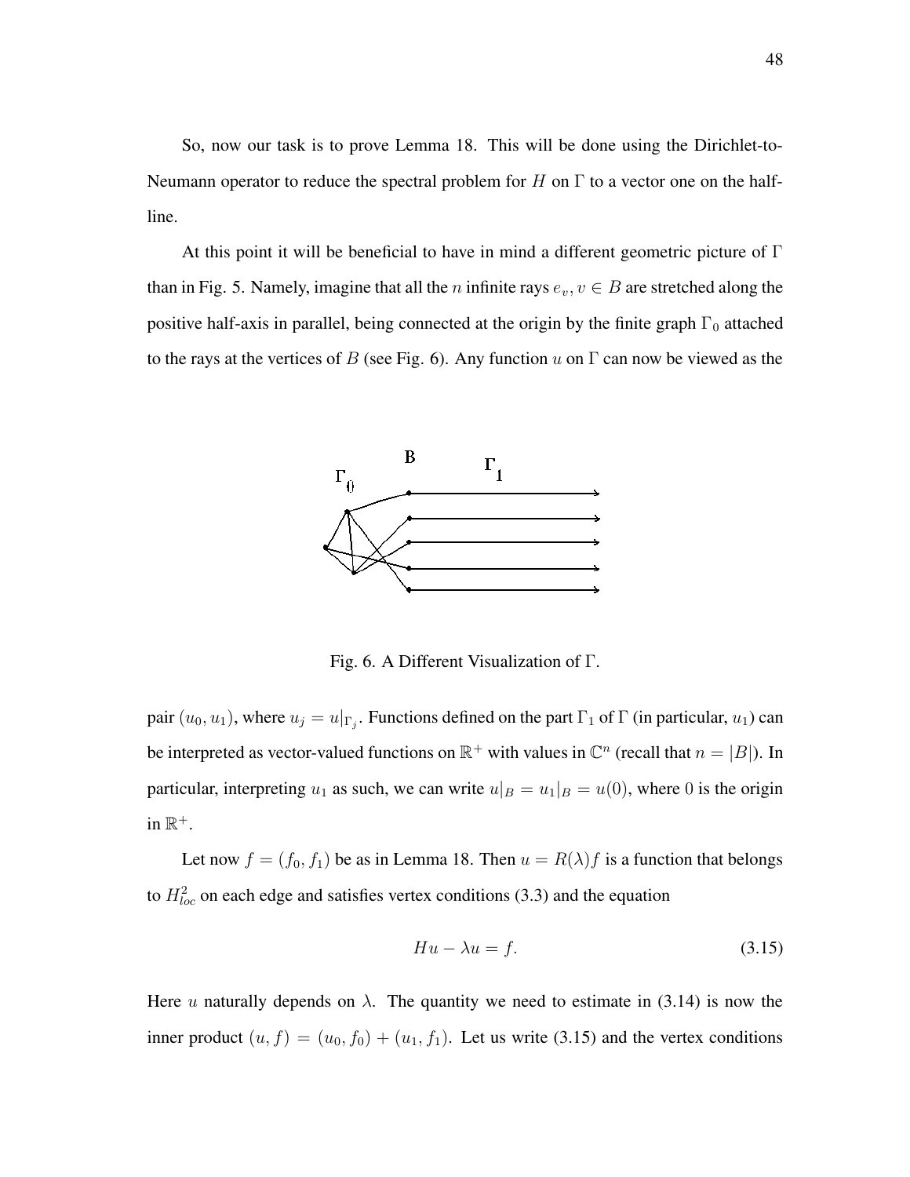So, now our task is to prove Lemma 18. This will be done using the Dirichlet-to-Neumann operator to reduce the spectral problem for $H$ on $\Gamma$ to a vector one on the half-line.

At this point it will be beneficial to have in mind a different geometric picture of $\Gamma$ than in Fig. 5. Namely, imagine that all the $n$ infinite rays $e_v, v \in B$ are stretched along the positive half-axis in parallel, being connected at the origin by the finite graph $\Gamma_0$ attached to the rays at the vertices of $B$ (see Fig. 6). Any function $u$ on $\Gamma$ can now be viewed as the

B

$\Gamma_0$

$\Gamma_1$

Fig. 6. A Different Visualization of $\Gamma$.

pair $(u_0, u_1)$, where $u_j = u|_{\Gamma_j}$. Functions defined on the part $\Gamma_1$ of $\Gamma$ (in particular, $u_1$) can be interpreted as vector-valued functions on $\mathbb{R}^+$ with values in $\mathbb{C}^n$ (recall that $n = |B|$). In particular, interpreting $u_1$ as such, we can write $u|_B = u_1|_B = u(0)$, where $0$ is the origin in $\mathbb{R}^+$.

Let now $f = (f_0, f_1)$ be as in Lemma 18. Then $u = R(\lambda)f$ is a function that belongs to $H^2_{loc}$ on each edge and satisfies vertex conditions (3.3) and the equation

$$Hu - \lambda u = f. \tag{3.15}$$

Here $u$ naturally depends on $\lambda$. The quantity we need to estimate in (3.14) is now the inner product $(u, f) = (u_0, f_0) + (u_1, f_1)$. Let us write (3.15) and the vertex conditions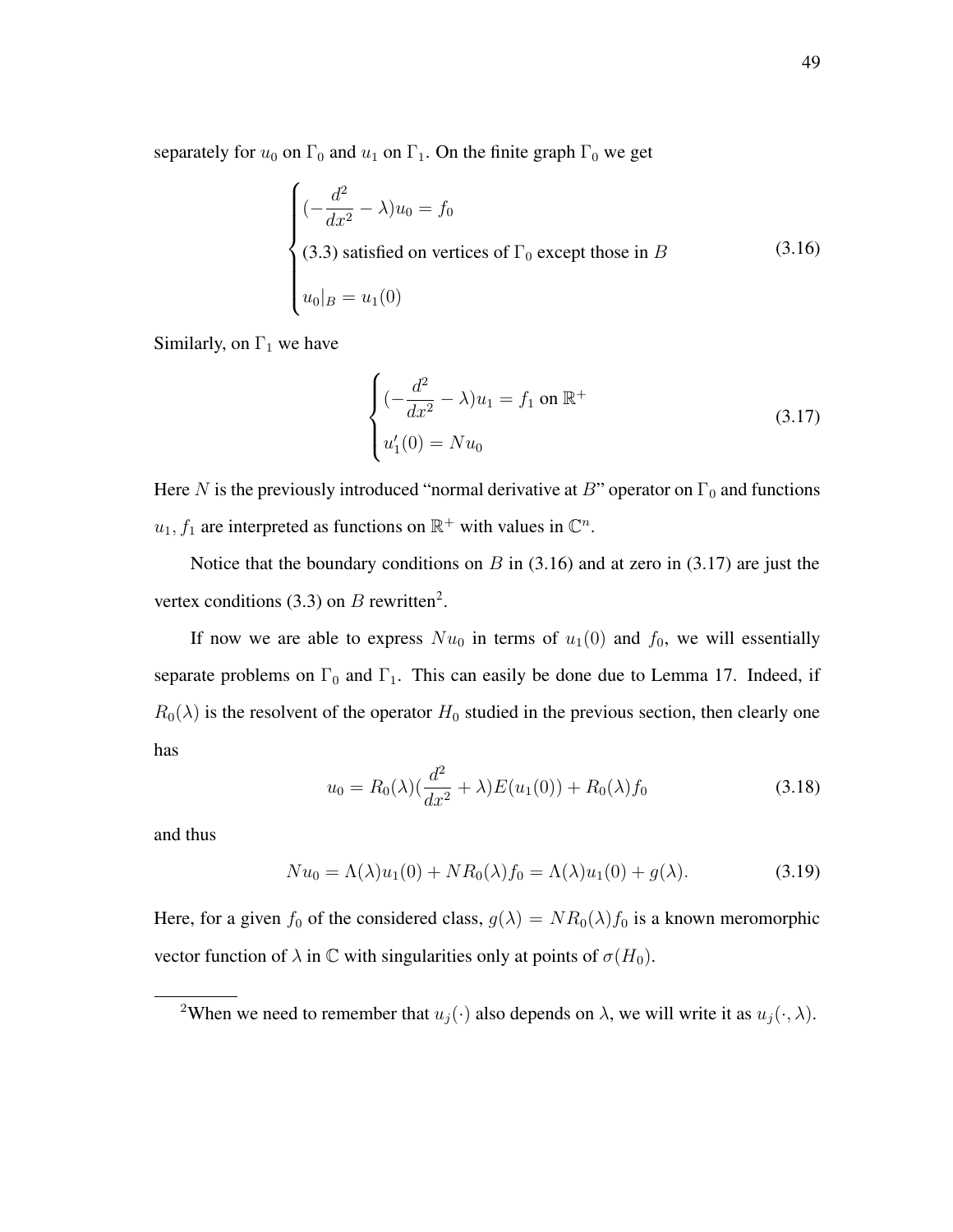separately for $u_0$ on $\Gamma_0$ and $u_1$ on $\Gamma_1$. On the finite graph $\Gamma_0$ we get

$$
\begin{cases}
(-\frac{d^2}{dx^2} - \lambda)u_0 = f_0 \\
\text{(3.3) satisfied on vertices of } \Gamma_0 \text{ except those in } B \\
u_0|_B = u_1(0)
\end{cases}
\tag{3.16}
$$

Similarly, on $\Gamma_1$ we have

$$
\begin{cases}
(-\frac{d^2}{dx^2} - \lambda)u_1 = f_1 \text{ on } \mathbb{R}^+ \\
u_1'(0) = Nu_0
\end{cases}
\tag{3.17}
$$

Here $N$ is the previously introduced "normal derivative at $B$" operator on $\Gamma_0$ and functions $u_1, f_1$ are interpreted as functions on $\mathbb{R}^+$ with values in $\mathbb{C}^n$.

Notice that the boundary conditions on $B$ in (3.16) and at zero in (3.17) are just the vertex conditions (3.3) on $B$ rewritten[2].

If now we are able to express $Nu_0$ in terms of $u_1(0)$ and $f_0$, we will essentially separate problems on $\Gamma_0$ and $\Gamma_1$. This can easily be done due to Lemma 17. Indeed, if $R_0(\lambda)$ is the resolvent of the operator $H_0$ studied in the previous section, then clearly one has

$$
u_0 = R_0(\lambda)(\frac{d^2}{dx^2} + \lambda)E(u_1(0)) + R_0(\lambda)f_0 \tag{3.18}
$$

and thus

$$
Nu_0 = \Lambda(\lambda)u_1(0) + NR_0(\lambda)f_0 = \Lambda(\lambda)u_1(0) + g(\lambda). \tag{3.19}
$$

Here, for a given $f_0$ of the considered class, $g(\lambda) = NR_0(\lambda)f_0$ is a known meromorphic vector function of $\lambda$ in $\mathbb{C}$ with singularities only at points of $\sigma(H_0)$.

[2] When we need to remember that $u_j(\cdot)$ also depends on $\lambda$, we will write it as $u_j(\cdot, \lambda)$.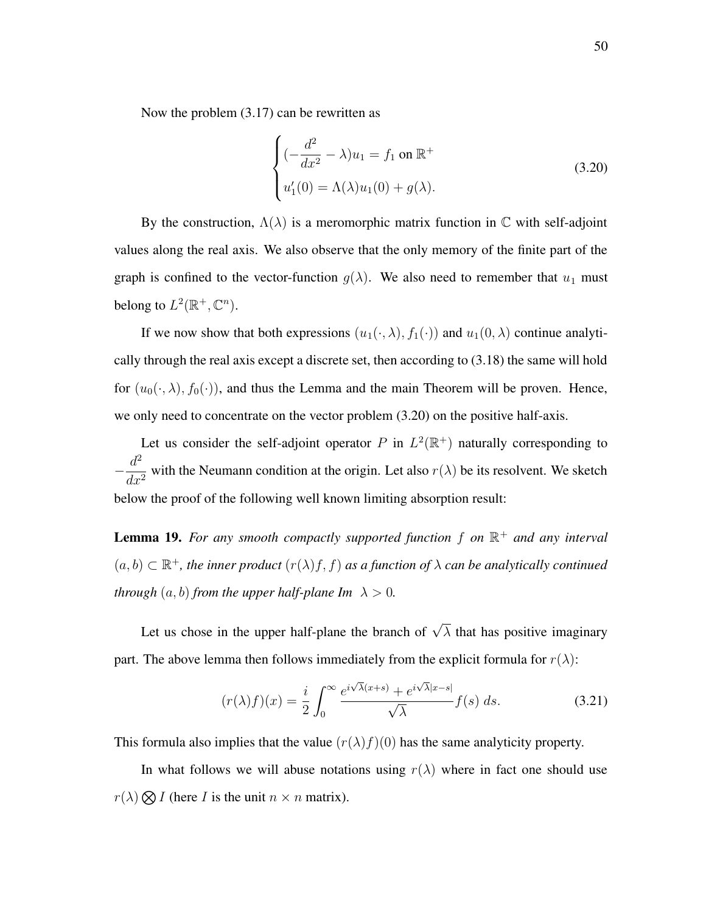Now the problem (3.17) can be rewritten as

$$
\begin{cases}
(-\dfrac{d^2}{dx^2} - \lambda)u_1 = f_1 \text{ on } \mathbb{R}^+ \\
u_1'(0) = \Lambda(\lambda)u_1(0) + g(\lambda).
\end{cases}
\tag{3.20}
$$

By the construction, $\Lambda(\lambda)$ is a meromorphic matrix function in $\mathbb{C}$ with self-adjoint values along the real axis. We also observe that the only memory of the finite part of the graph is confined to the vector-function $g(\lambda)$. We also need to remember that $u_1$ must belong to $L^2(\mathbb{R}^+, \mathbb{C}^n)$.

If we now show that both expressions $(u_1(\cdot, \lambda), f_1(\cdot))$ and $u_1(0, \lambda)$ continue analytically through the real axis except a discrete set, then according to (3.18) the same will hold for $(u_0(\cdot, \lambda), f_0(\cdot))$, and thus the Lemma and the main Theorem will be proven. Hence, we only need to concentrate on the vector problem (3.20) on the positive half-axis.

Let us consider the self-adjoint operator $P$ in $L^2(\mathbb{R}^+)$ naturally corresponding to $-\dfrac{d^2}{dx^2}$ with the Neumann condition at the origin. Let also $r(\lambda)$ be its resolvent. We sketch below the proof of the following well known limiting absorption result:

**Lemma 19.** *For any smooth compactly supported function $f$ on $\mathbb{R}^+$ and any interval $(a, b) \subset \mathbb{R}^+$, the inner product $(r(\lambda)f, f)$ as a function of $\lambda$ can be analytically continued through $(a, b)$ from the upper half-plane Im $\lambda > 0$.*

Let us chose in the upper half-plane the branch of $\sqrt{\lambda}$ that has positive imaginary part. The above lemma then follows immediately from the explicit formula for $r(\lambda)$:

$$
(r(\lambda)f)(x) = \frac{i}{2} \int_0^\infty \frac{e^{i\sqrt{\lambda}(x+s)} + e^{i\sqrt{\lambda}|x-s|}}{\sqrt{\lambda}} f(s)\, ds. \tag{3.21}
$$

This formula also implies that the value $(r(\lambda)f)(0)$ has the same analyticity property.

In what follows we will abuse notations using $r(\lambda)$ where in fact one should use $r(\lambda) \bigotimes I$ (here $I$ is the unit $n \times n$ matrix).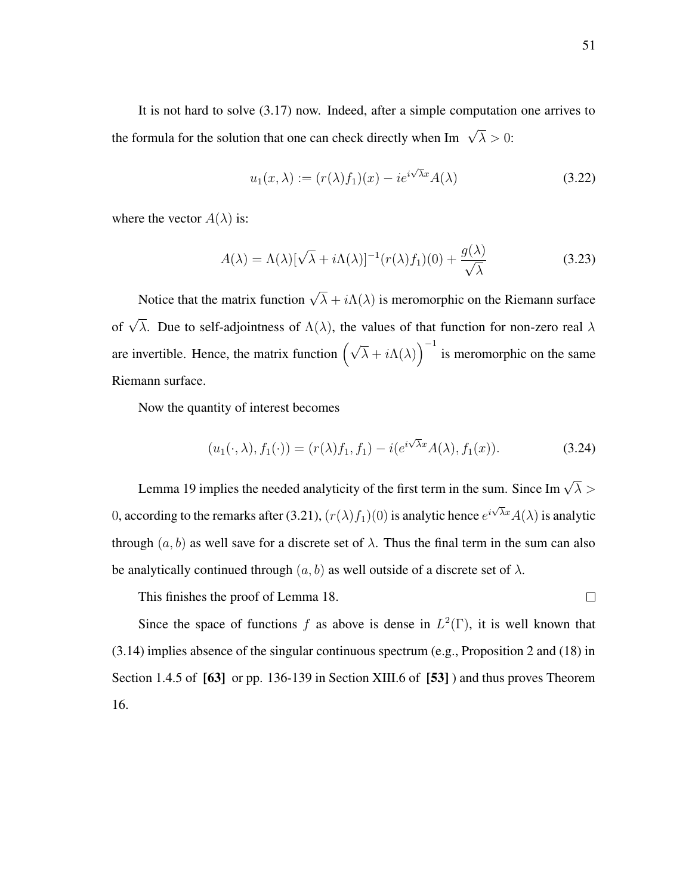It is not hard to solve (3.17) now. Indeed, after a simple computation one arrives to the formula for the solution that one can check directly when Im $\sqrt{\lambda} > 0$:

$$u_1(x, \lambda) := (r(\lambda) f_1)(x) - ie^{i\sqrt{\lambda}x} A(\lambda) \tag{3.22}$$

where the vector $A(\lambda)$ is:

$$A(\lambda) = \Lambda(\lambda)[\sqrt{\lambda} + i\Lambda(\lambda)]^{-1}(r(\lambda)f_1)(0) + \frac{g(\lambda)}{\sqrt{\lambda}} \tag{3.23}$$

Notice that the matrix function $\sqrt{\lambda} + i\Lambda(\lambda)$ is meromorphic on the Riemann surface of $\sqrt{\lambda}$. Due to self-adjointness of $\Lambda(\lambda)$, the values of that function for non-zero real $\lambda$ are invertible. Hence, the matrix function $\left(\sqrt{\lambda} + i\Lambda(\lambda)\right)^{-1}$ is meromorphic on the same Riemann surface.

Now the quantity of interest becomes

$$(u_1(\cdot, \lambda), f_1(\cdot)) = (r(\lambda)f_1, f_1) - i(e^{i\sqrt{\lambda}x}A(\lambda), f_1(x)). \tag{3.24}$$

Lemma 19 implies the needed analyticity of the first term in the sum. Since Im $\sqrt{\lambda} > 0$, according to the remarks after (3.21), $(r(\lambda)f_1)(0)$ is analytic hence $e^{i\sqrt{\lambda}x}A(\lambda)$ is analytic through $(a, b)$ as well save for a discrete set of $\lambda$. Thus the final term in the sum can also be analytically continued through $(a, b)$ as well outside of a discrete set of $\lambda$.

This finishes the proof of Lemma 18. □

Since the space of functions $f$ as above is dense in $L^2(\Gamma)$, it is well known that (3.14) implies absence of the singular continuous spectrum (e.g., Proposition 2 and (18) in Section 1.4.5 of **[63]** or pp. 136-139 in Section XIII.6 of **[53]** ) and thus proves Theorem 16.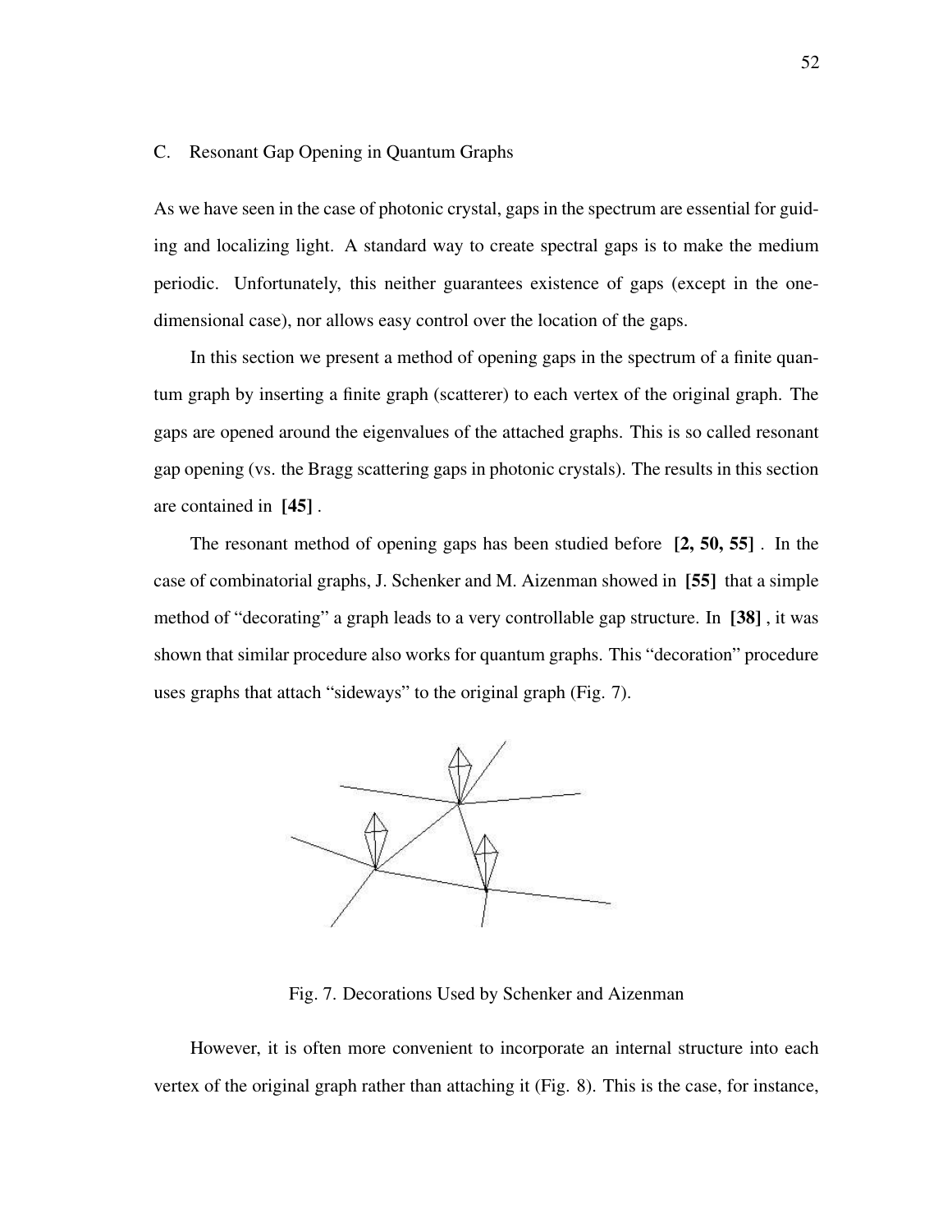### C. Resonant Gap Opening in Quantum Graphs

As we have seen in the case of photonic crystal, gaps in the spectrum are essential for guiding and localizing light. A standard way to create spectral gaps is to make the medium periodic. Unfortunately, this neither guarantees existence of gaps (except in the one-dimensional case), nor allows easy control over the location of the gaps.

In this section we present a method of opening gaps in the spectrum of a finite quantum graph by inserting a finite graph (scatterer) to each vertex of the original graph. The gaps are opened around the eigenvalues of the attached graphs. This is so called resonant gap opening (vs. the Bragg scattering gaps in photonic crystals). The results in this section are contained in **[45]**.

The resonant method of opening gaps has been studied before **[2, 50, 55]**. In the case of combinatorial graphs, J. Schenker and M. Aizenman showed in **[55]** that a simple method of "decorating" a graph leads to a very controllable gap structure. In **[38]**, it was shown that similar procedure also works for quantum graphs. This "decoration" procedure uses graphs that attach "sideways" to the original graph (Fig. 7).

Fig. 7. Decorations Used by Schenker and Aizenman

However, it is often more convenient to incorporate an internal structure into each vertex of the original graph rather than attaching it (Fig. 8). This is the case, for instance,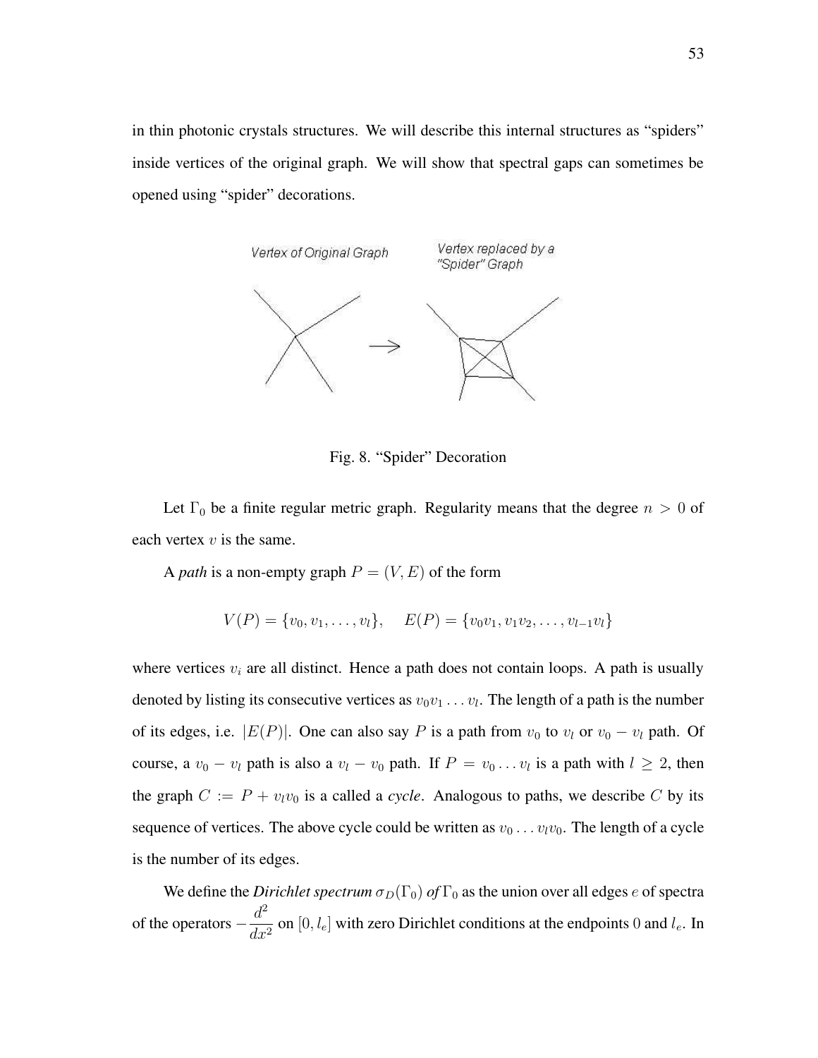in thin photonic crystals structures. We will describe this internal structures as "spiders" inside vertices of the original graph. We will show that spectral gaps can sometimes be opened using "spider" decorations.

Vertex of Original Graph

Vertex replaced by a "Spider" Graph

Fig. 8. "Spider" Decoration

Let $\Gamma_0$ be a finite regular metric graph. Regularity means that the degree $n > 0$ of each vertex $v$ is the same.

A *path* is a non-empty graph $P = (V, E)$ of the form

$$V(P) = \{v_0, v_1, \ldots, v_l\}, \quad E(P) = \{v_0v_1, v_1v_2, \ldots, v_{l-1}v_l\}$$

where vertices $v_i$ are all distinct. Hence a path does not contain loops. A path is usually denoted by listing its consecutive vertices as $v_0v_1 \ldots v_l$. The length of a path is the number of its edges, i.e. $|E(P)|$. One can also say $P$ is a path from $v_0$ to $v_l$ or $v_0 - v_l$ path. Of course, a $v_0 - v_l$ path is also a $v_l - v_0$ path. If $P = v_0 \ldots v_l$ is a path with $l \geq 2$, then the graph $C := P + v_lv_0$ is a called a *cycle*. Analogous to paths, we describe $C$ by its sequence of vertices. The above cycle could be written as $v_0 \ldots v_lv_0$. The length of a cycle is the number of its edges.

We define the *Dirichlet spectrum* $\sigma_D(\Gamma_0)$ *of* $\Gamma_0$ as the union over all edges $e$ of spectra of the operators $-\dfrac{d^2}{dx^2}$ on $[0, l_e]$ with zero Dirichlet conditions at the endpoints $0$ and $l_e$. In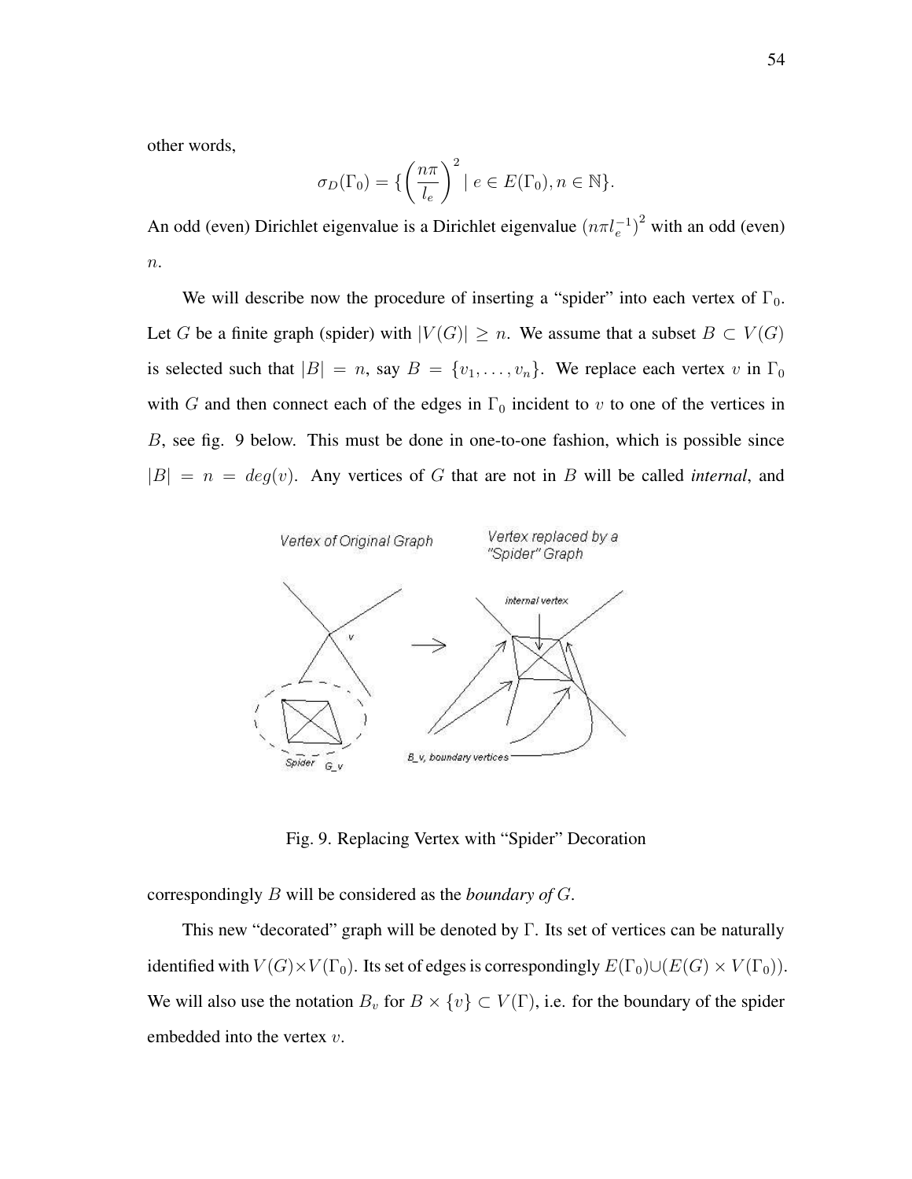other words,

$$\sigma_D(\Gamma_0) = \{ \left( \frac{n\pi}{l_e} \right)^2 \mid e \in E(\Gamma_0), n \in \mathbb{N} \}.$$

An odd (even) Dirichlet eigenvalue is a Dirichlet eigenvalue $(n\pi l_e^{-1})^2$ with an odd (even) $n$.

We will describe now the procedure of inserting a "spider" into each vertex of $\Gamma_0$. Let $G$ be a finite graph (spider) with $|V(G)| \geq n$. We assume that a subset $B \subset V(G)$ is selected such that $|B| = n$, say $B = \{v_1, \ldots, v_n\}$. We replace each vertex $v$ in $\Gamma_0$ with $G$ and then connect each of the edges in $\Gamma_0$ incident to $v$ to one of the vertices in $B$, see fig. 9 below. This must be done in one-to-one fashion, which is possible since $|B| = n = deg(v)$. Any vertices of $G$ that are not in $B$ will be called *internal*, and

Vertex of Original Graph

Vertex replaced by a "Spider" Graph

internal vertex

v

Spider G_v

B_v, boundary vertices

Fig. 9. Replacing Vertex with "Spider" Decoration

correspondingly $B$ will be considered as the *boundary of* $G$.

This new "decorated" graph will be denoted by $\Gamma$. Its set of vertices can be naturally identified with $V(G) \times V(\Gamma_0)$. Its set of edges is correspondingly $E(\Gamma_0) \cup (E(G) \times V(\Gamma_0))$. We will also use the notation $B_v$ for $B \times \{v\} \subset V(\Gamma)$, i.e. for the boundary of the spider embedded into the vertex $v$.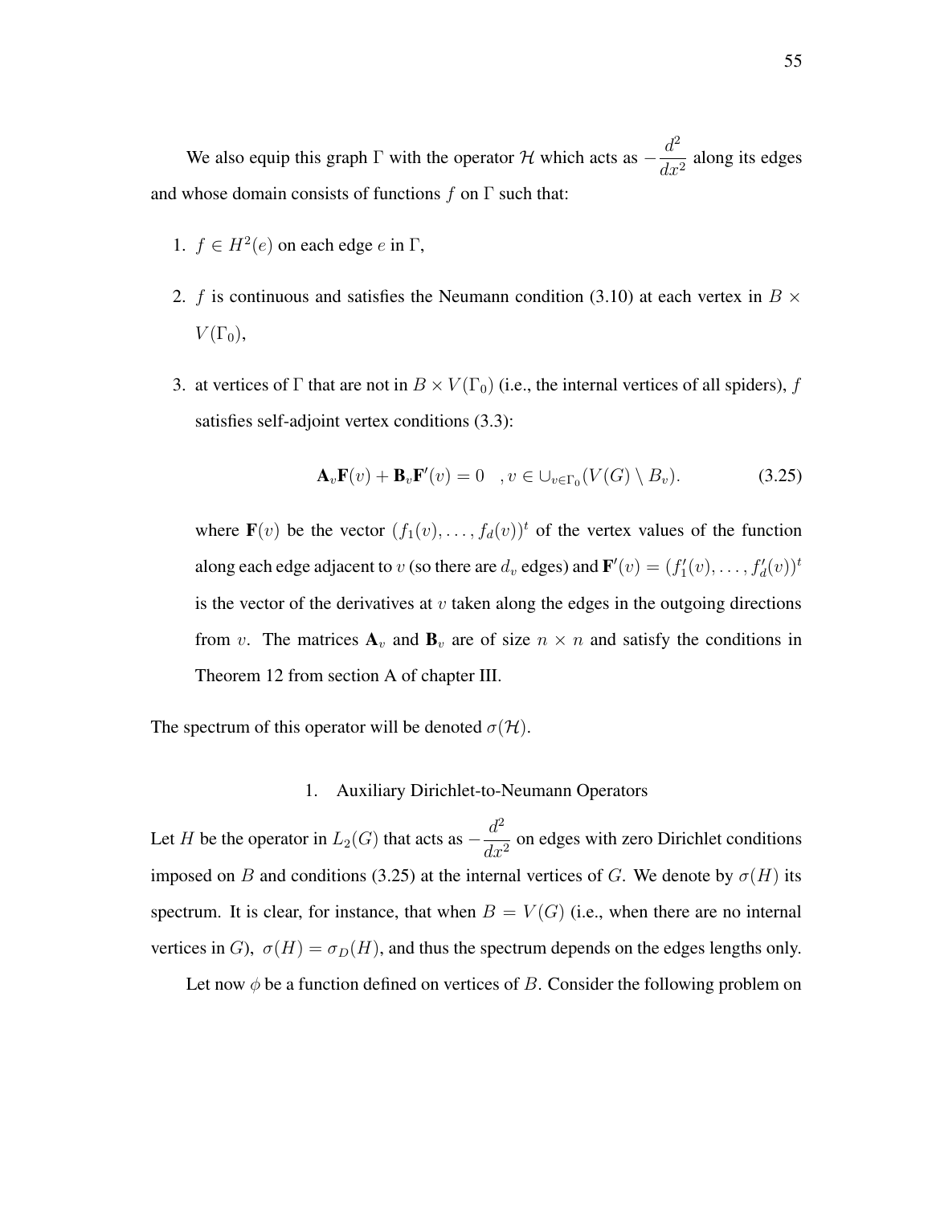We also equip this graph $\Gamma$ with the operator $\mathcal{H}$ which acts as $-\dfrac{d^2}{dx^2}$ along its edges and whose domain consists of functions $f$ on $\Gamma$ such that:

1. $f \in H^2(e)$ on each edge $e$ in $\Gamma$,
2. $f$ is continuous and satisfies the Neumann condition (3.10) at each vertex in $B \times V(\Gamma_0)$,
3. at vertices of $\Gamma$ that are not in $B \times V(\Gamma_0)$ (i.e., the internal vertices of all spiders), $f$ satisfies self-adjoint vertex conditions (3.3):

$$\mathbf{A}_v \mathbf{F}(v) + \mathbf{B}_v \mathbf{F}'(v) = 0 \quad , v \in \cup_{v \in \Gamma_0}(V(G) \setminus B_v). \tag{3.25}$$

where $\mathbf{F}(v)$ be the vector $(f_1(v), \ldots, f_d(v))^t$ of the vertex values of the function along each edge adjacent to $v$ (so there are $d_v$ edges) and $\mathbf{F}'(v) = (f_1'(v), \ldots, f_d'(v))^t$ is the vector of the derivatives at $v$ taken along the edges in the outgoing directions from $v$. The matrices $\mathbf{A}_v$ and $\mathbf{B}_v$ are of size $n \times n$ and satisfy the conditions in Theorem 12 from section A of chapter III.

The spectrum of this operator will be denoted $\sigma(\mathcal{H})$.

## 1. Auxiliary Dirichlet-to-Neumann Operators

Let $H$ be the operator in $L_2(G)$ that acts as $-\dfrac{d^2}{dx^2}$ on edges with zero Dirichlet conditions imposed on $B$ and conditions (3.25) at the internal vertices of $G$. We denote by $\sigma(H)$ its spectrum. It is clear, for instance, that when $B = V(G)$ (i.e., when there are no internal vertices in $G$), $\sigma(H) = \sigma_D(H)$, and thus the spectrum depends on the edges lengths only.

Let now $\phi$ be a function defined on vertices of $B$. Consider the following problem on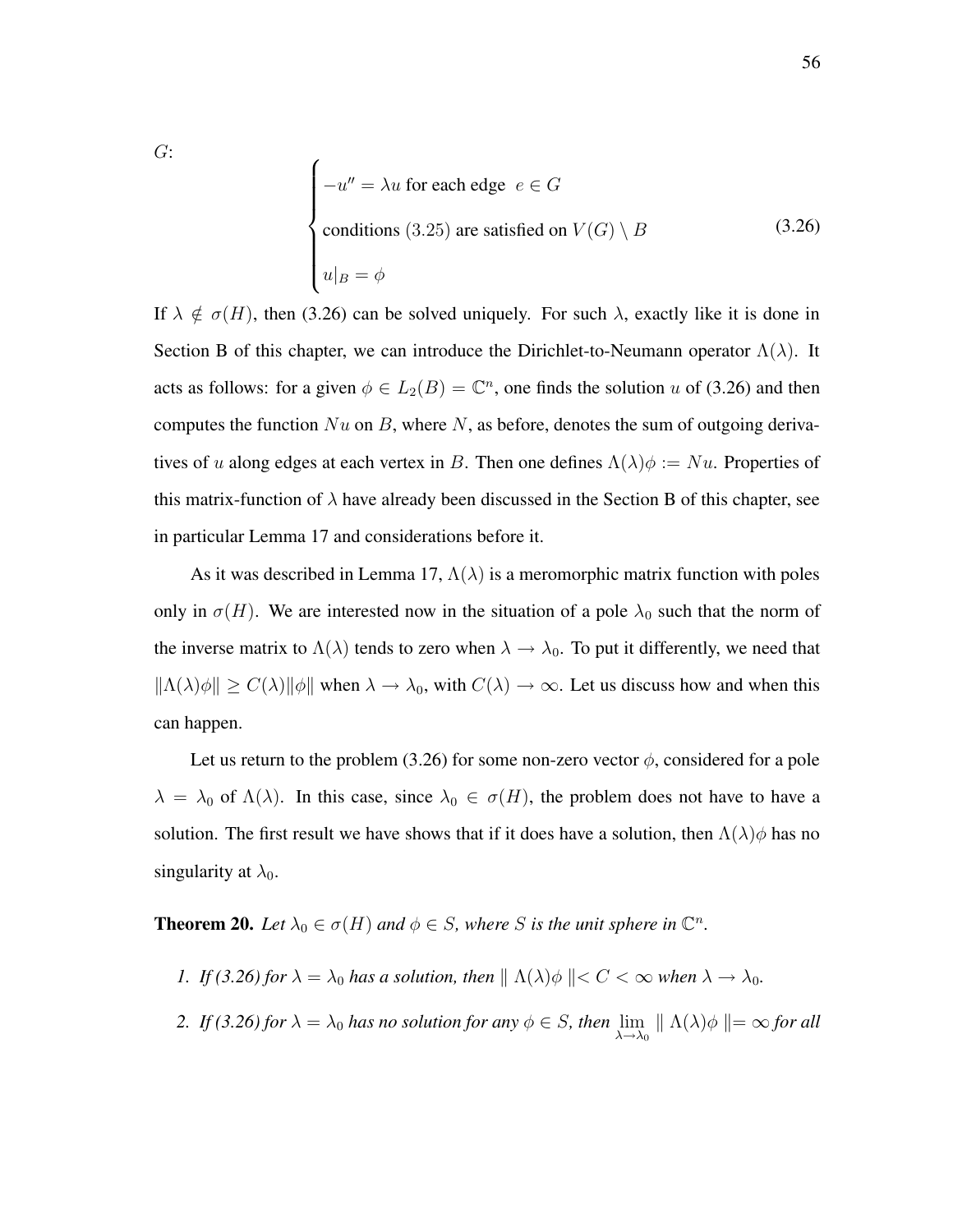$G$:

$$
\begin{cases}
-u'' = \lambda u \text{ for each edge } \ e \in G \\
\text{conditions } (3.25) \text{ are satisfied on } V(G) \setminus B \\
u|_B = \phi
\end{cases}
\tag{3.26}
$$

If $\lambda \notin \sigma(H)$, then (3.26) can be solved uniquely. For such $\lambda$, exactly like it is done in Section B of this chapter, we can introduce the Dirichlet-to-Neumann operator $\Lambda(\lambda)$. It acts as follows: for a given $\phi \in L_2(B) = \mathbb{C}^n$, one finds the solution $u$ of (3.26) and then computes the function $Nu$ on $B$, where $N$, as before, denotes the sum of outgoing derivatives of $u$ along edges at each vertex in $B$. Then one defines $\Lambda(\lambda)\phi := Nu$. Properties of this matrix-function of $\lambda$ have already been discussed in the Section B of this chapter, see in particular Lemma 17 and considerations before it.

As it was described in Lemma 17, $\Lambda(\lambda)$ is a meromorphic matrix function with poles only in $\sigma(H)$. We are interested now in the situation of a pole $\lambda_0$ such that the norm of the inverse matrix to $\Lambda(\lambda)$ tends to zero when $\lambda \to \lambda_0$. To put it differently, we need that $\|\Lambda(\lambda)\phi\| \geq C(\lambda)\|\phi\|$ when $\lambda \to \lambda_0$, with $C(\lambda) \to \infty$. Let us discuss how and when this can happen.

Let us return to the problem (3.26) for some non-zero vector $\phi$, considered for a pole $\lambda = \lambda_0$ of $\Lambda(\lambda)$. In this case, since $\lambda_0 \in \sigma(H)$, the problem does not have to have a solution. The first result we have shows that if it does have a solution, then $\Lambda(\lambda)\phi$ has no singularity at $\lambda_0$.

**Theorem 20.** *Let $\lambda_0 \in \sigma(H)$ and $\phi \in S$, where $S$ is the unit sphere in $\mathbb{C}^n$.*

1. *If (3.26) for $\lambda = \lambda_0$ has a solution, then $\| \Lambda(\lambda)\phi \| < C < \infty$ when $\lambda \to \lambda_0$.*
2. *If (3.26) for $\lambda = \lambda_0$ has no solution for any $\phi \in S$, then $\lim\limits_{\lambda \to \lambda_0} \| \Lambda(\lambda)\phi \| = \infty$ for all*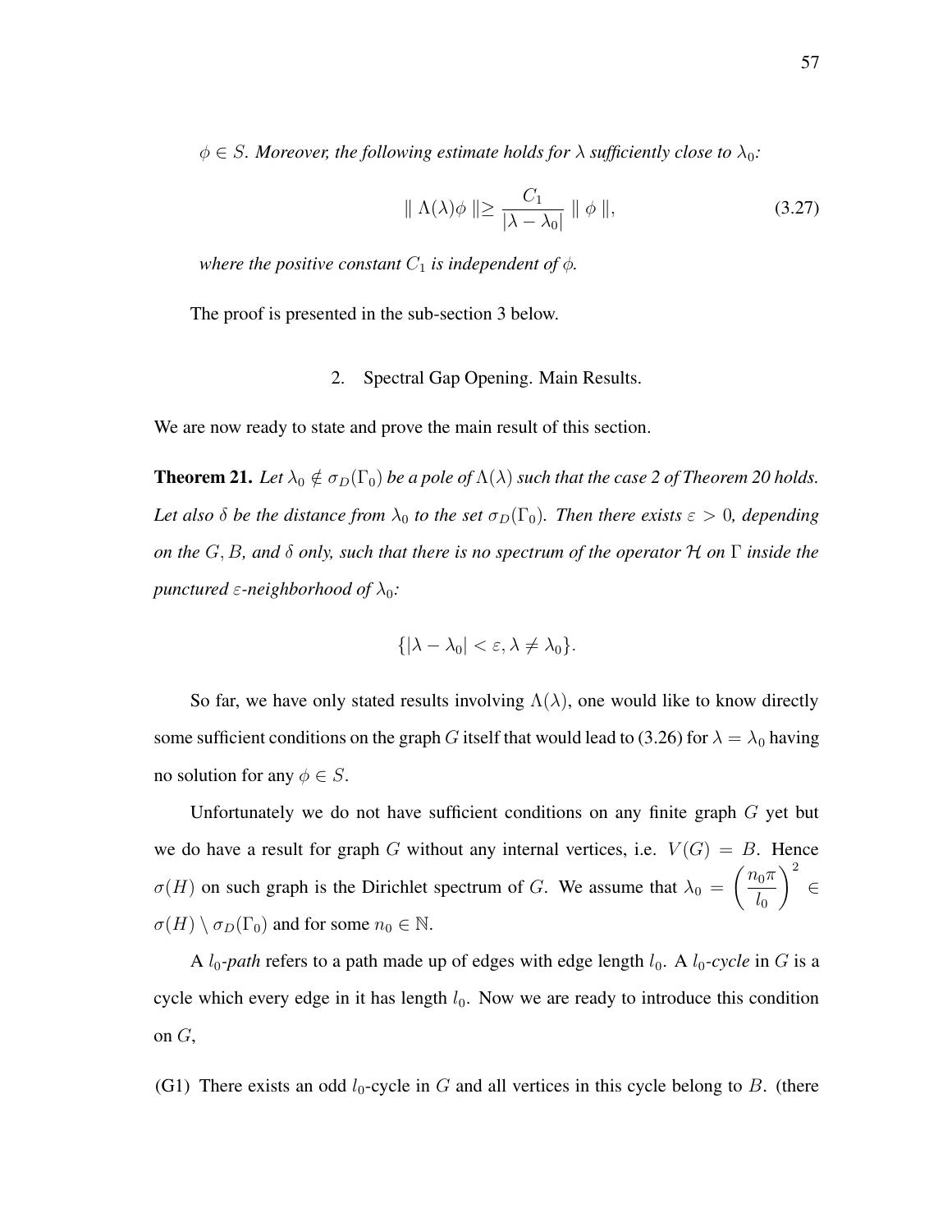*$\phi \in S$. Moreover, the following estimate holds for $\lambda$ sufficiently close to $\lambda_0$:*

$$\| \Lambda(\lambda)\phi \| \geq \frac{C_1}{|\lambda - \lambda_0|} \| \phi \|, \tag{3.27}$$

*where the positive constant $C_1$ is independent of $\phi$.*

The proof is presented in the sub-section 3 below.

## 2. Spectral Gap Opening. Main Results.

We are now ready to state and prove the main result of this section.

**Theorem 21.** *Let $\lambda_0 \notin \sigma_D(\Gamma_0)$ be a pole of $\Lambda(\lambda)$ such that the case 2 of Theorem 20 holds. Let also $\delta$ be the distance from $\lambda_0$ to the set $\sigma_D(\Gamma_0)$. Then there exists $\varepsilon > 0$, depending on the $G, B$, and $\delta$ only, such that there is no spectrum of the operator $\mathcal{H}$ on $\Gamma$ inside the punctured $\varepsilon$-neighborhood of $\lambda_0$:*

$$\{|\lambda - \lambda_0| < \varepsilon, \lambda \neq \lambda_0\}.$$

So far, we have only stated results involving $\Lambda(\lambda)$, one would like to know directly some sufficient conditions on the graph $G$ itself that would lead to (3.26) for $\lambda = \lambda_0$ having no solution for any $\phi \in S$.

Unfortunately we do not have sufficient conditions on any finite graph $G$ yet but we do have a result for graph $G$ without any internal vertices, i.e. $V(G) = B$. Hence $\sigma(H)$ on such graph is the Dirichlet spectrum of $G$. We assume that $\lambda_0 = \left(\frac{n_0\pi}{l_0}\right)^2 \in \sigma(H) \setminus \sigma_D(\Gamma_0)$ and for some $n_0 \in \mathbb{N}$.

A $l_0$-*path* refers to a path made up of edges with edge length $l_0$. A $l_0$-*cycle* in $G$ is a cycle which every edge in it has length $l_0$. Now we are ready to introduce this condition on $G$,

(G1) There exists an odd $l_0$-cycle in $G$ and all vertices in this cycle belong to $B$. (there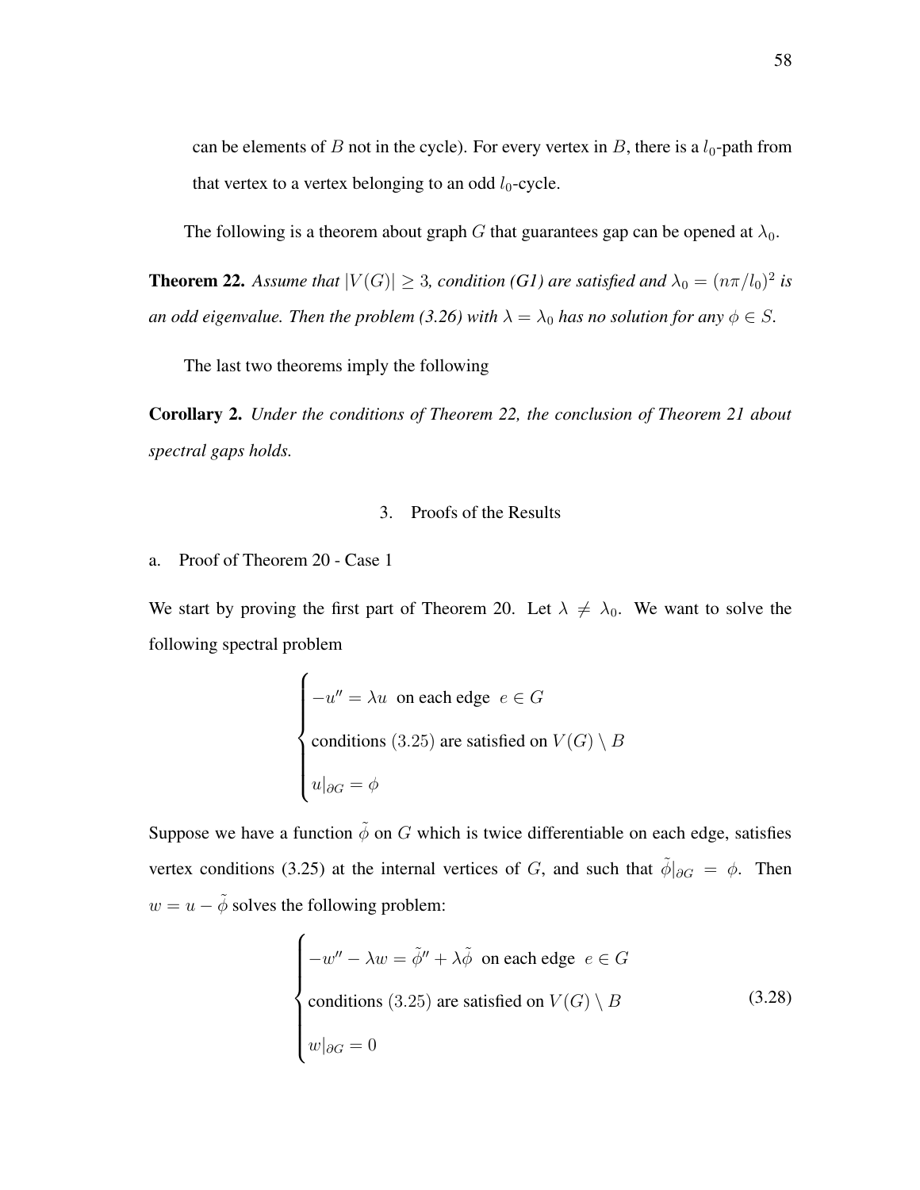can be elements of $B$ not in the cycle). For every vertex in $B$, there is a $l_0$-path from that vertex to a vertex belonging to an odd $l_0$-cycle.

The following is a theorem about graph $G$ that guarantees gap can be opened at $\lambda_0$.

**Theorem 22.** *Assume that $|V(G)| \geq 3$, condition (G1) are satisfied and $\lambda_0 = (n\pi/l_0)^2$ is an odd eigenvalue. Then the problem (3.26) with $\lambda = \lambda_0$ has no solution for any $\phi \in S$.*

The last two theorems imply the following

**Corollary 2.** *Under the conditions of Theorem 22, the conclusion of Theorem 21 about spectral gaps holds.*

## 3. Proofs of the Results

### a. Proof of Theorem 20 - Case 1

We start by proving the first part of Theorem 20. Let $\lambda \neq \lambda_0$. We want to solve the following spectral problem

$$\begin{cases} -u'' = \lambda u \ \text{ on each edge } \ e \in G \\ \text{conditions } (3.25) \text{ are satisfied on } V(G) \setminus B \\ u|_{\partial G} = \phi \end{cases}$$

Suppose we have a function $\tilde{\phi}$ on $G$ which is twice differentiable on each edge, satisfies vertex conditions (3.25) at the internal vertices of $G$, and such that $\tilde{\phi}|_{\partial G} = \phi$. Then $w = u - \tilde{\phi}$ solves the following problem:

$$\begin{cases} -w'' - \lambda w = \tilde{\phi}'' + \lambda \tilde{\phi} \ \text{ on each edge } \ e \in G \\ \text{conditions } (3.25) \text{ are satisfied on } V(G) \setminus B \\ w|_{\partial G} = 0 \end{cases} \tag{3.28}$$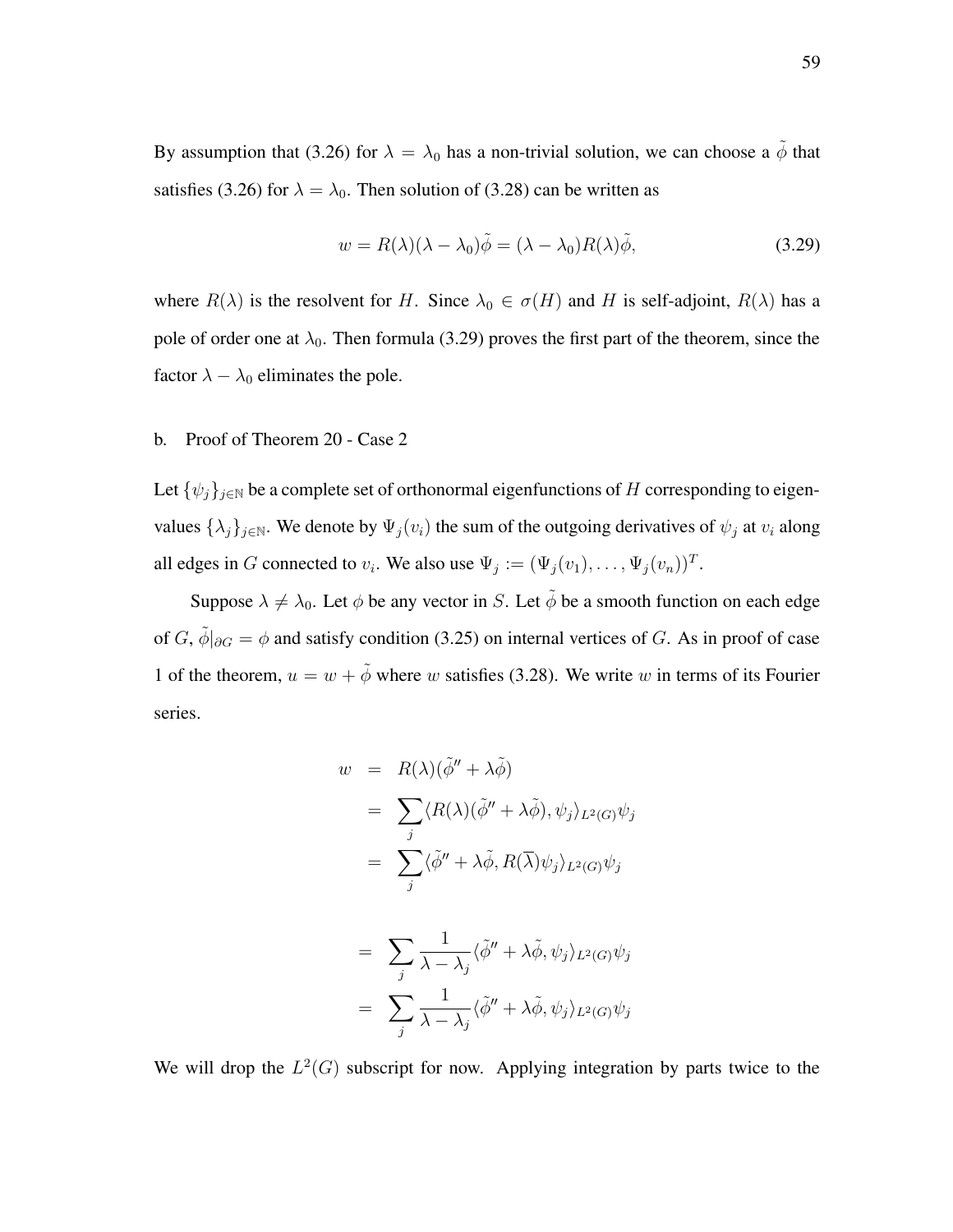By assumption that (3.26) for $\lambda = \lambda_0$ has a non-trivial solution, we can choose a $\tilde{\phi}$ that satisfies (3.26) for $\lambda = \lambda_0$. Then solution of (3.28) can be written as

$$w = R(\lambda)(\lambda - \lambda_0)\tilde{\phi} = (\lambda - \lambda_0)R(\lambda)\tilde{\phi}, \tag{3.29}$$

where $R(\lambda)$ is the resolvent for $H$. Since $\lambda_0 \in \sigma(H)$ and $H$ is self-adjoint, $R(\lambda)$ has a pole of order one at $\lambda_0$. Then formula (3.29) proves the first part of the theorem, since the factor $\lambda - \lambda_0$ eliminates the pole.

b. Proof of Theorem 20 - Case 2

Let $\{\psi_j\}_{j\in\mathbb{N}}$ be a complete set of orthonormal eigenfunctions of $H$ corresponding to eigenvalues $\{\lambda_j\}_{j\in\mathbb{N}}$. We denote by $\Psi_j(v_i)$ the sum of the outgoing derivatives of $\psi_j$ at $v_i$ along all edges in $G$ connected to $v_i$. We also use $\Psi_j := (\Psi_j(v_1), \ldots, \Psi_j(v_n))^T$.

Suppose $\lambda \neq \lambda_0$. Let $\phi$ be any vector in $S$. Let $\tilde{\phi}$ be a smooth function on each edge of $G$, $\tilde{\phi}|_{\partial G} = \phi$ and satisfy condition (3.25) on internal vertices of $G$. As in proof of case 1 of the theorem, $u = w + \tilde{\phi}$ where $w$ satisfies (3.28). We write $w$ in terms of its Fourier series.

$$\begin{aligned}
w &= R(\lambda)(\tilde{\phi}'' + \lambda\tilde{\phi}) \\
&= \sum_j \langle R(\lambda)(\tilde{\phi}'' + \lambda\tilde{\phi}), \psi_j\rangle_{L^2(G)}\psi_j \\
&= \sum_j \langle \tilde{\phi}'' + \lambda\tilde{\phi}, R(\overline{\lambda})\psi_j\rangle_{L^2(G)}\psi_j \\
&= \sum_j \frac{1}{\lambda - \lambda_j}\langle \tilde{\phi}'' + \lambda\tilde{\phi}, \psi_j\rangle_{L^2(G)}\psi_j \\
&= \sum_j \frac{1}{\lambda - \lambda_j}\langle \tilde{\phi}'' + \lambda\tilde{\phi}, \psi_j\rangle_{L^2(G)}\psi_j
\end{aligned}$$

We will drop the $L^2(G)$ subscript for now. Applying integration by parts twice to the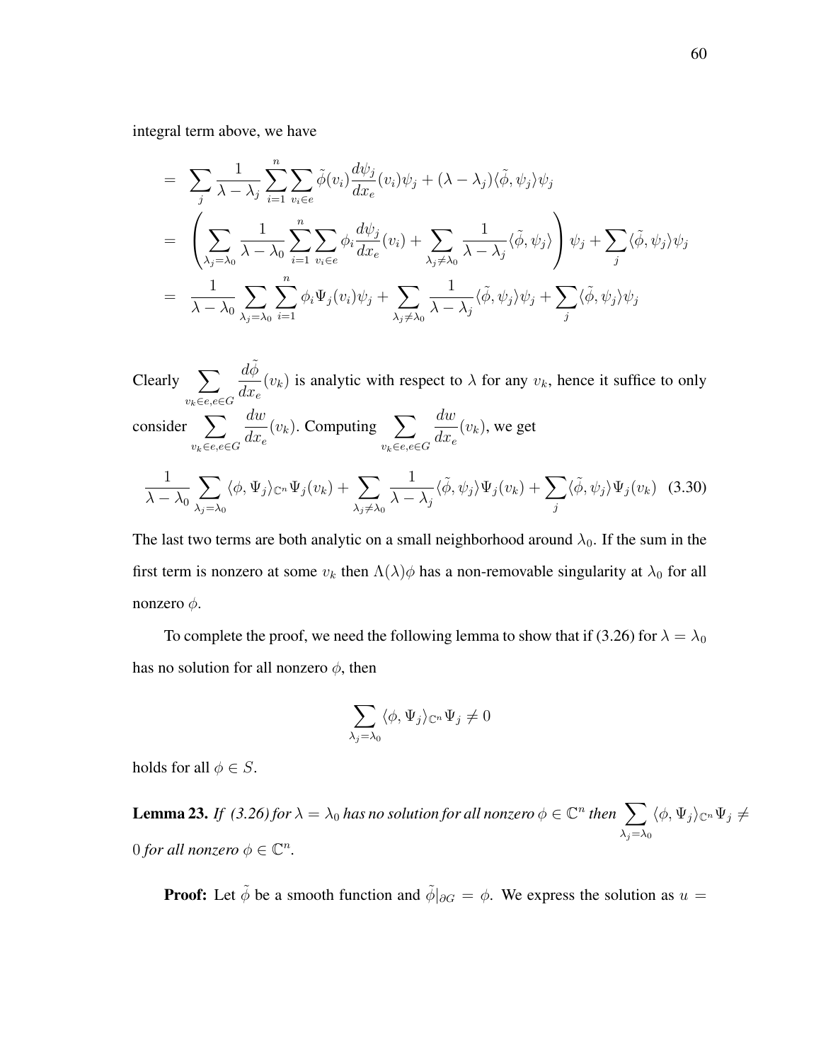integral term above, we have

$$
\begin{aligned}
&= \sum_{j} \frac{1}{\lambda - \lambda_j} \sum_{i=1}^{n} \sum_{v_i \in e} \tilde{\phi}(v_i) \frac{d\psi_j}{dx_e}(v_i)\psi_j + (\lambda - \lambda_j)\langle \tilde{\phi}, \psi_j \rangle \psi_j \\
&= \left( \sum_{\lambda_j = \lambda_0} \frac{1}{\lambda - \lambda_0} \sum_{i=1}^{n} \sum_{v_i \in e} \phi_i \frac{d\psi_j}{dx_e}(v_i) + \sum_{\lambda_j \neq \lambda_0} \frac{1}{\lambda - \lambda_j} \langle \tilde{\phi}, \psi_j \rangle \right) \psi_j + \sum_{j} \langle \tilde{\phi}, \psi_j \rangle \psi_j \\
&= \frac{1}{\lambda - \lambda_0} \sum_{\lambda_j = \lambda_0} \sum_{i=1}^{n} \phi_i \Psi_j(v_i) \psi_j + \sum_{\lambda_j \neq \lambda_0} \frac{1}{\lambda - \lambda_j} \langle \tilde{\phi}, \psi_j \rangle \psi_j + \sum_{j} \langle \tilde{\phi}, \psi_j \rangle \psi_j
\end{aligned}
$$

Clearly $\displaystyle\sum_{v_k \in e, e \in G} \frac{d\tilde{\phi}}{dx_e}(v_k)$ is analytic with respect to $\lambda$ for any $v_k$, hence it suffice to only consider $\displaystyle\sum_{v_k \in e, e \in G} \frac{dw}{dx_e}(v_k)$. Computing $\displaystyle\sum_{v_k \in e, e \in G} \frac{dw}{dx_e}(v_k)$, we get

$$
\frac{1}{\lambda - \lambda_0} \sum_{\lambda_j = \lambda_0} \langle \phi, \Psi_j \rangle_{\mathbb{C}^n} \Psi_j(v_k) + \sum_{\lambda_j \neq \lambda_0} \frac{1}{\lambda - \lambda_j} \langle \tilde{\phi}, \psi_j \rangle \Psi_j(v_k) + \sum_{j} \langle \tilde{\phi}, \psi_j \rangle \Psi_j(v_k) \quad (3.30)
$$

The last two terms are both analytic on a small neighborhood around $\lambda_0$. If the sum in the first term is nonzero at some $v_k$ then $\Lambda(\lambda)\phi$ has a non-removable singularity at $\lambda_0$ for all nonzero $\phi$.

To complete the proof, we need the following lemma to show that if (3.26) for $\lambda = \lambda_0$ has no solution for all nonzero $\phi$, then

$$
\sum_{\lambda_j = \lambda_0} \langle \phi, \Psi_j \rangle_{\mathbb{C}^n} \Psi_j \neq 0
$$

holds for all $\phi \in S$.

**Lemma 23.** *If (3.26) for $\lambda = \lambda_0$ has no solution for all nonzero $\phi \in \mathbb{C}^n$ then $\displaystyle\sum_{\lambda_j = \lambda_0} \langle \phi, \Psi_j \rangle_{\mathbb{C}^n} \Psi_j \neq 0$ for all nonzero $\phi \in \mathbb{C}^n$.*

**Proof:** Let $\tilde{\phi}$ be a smooth function and $\tilde{\phi}|_{\partial G} = \phi$. We express the solution as $u =$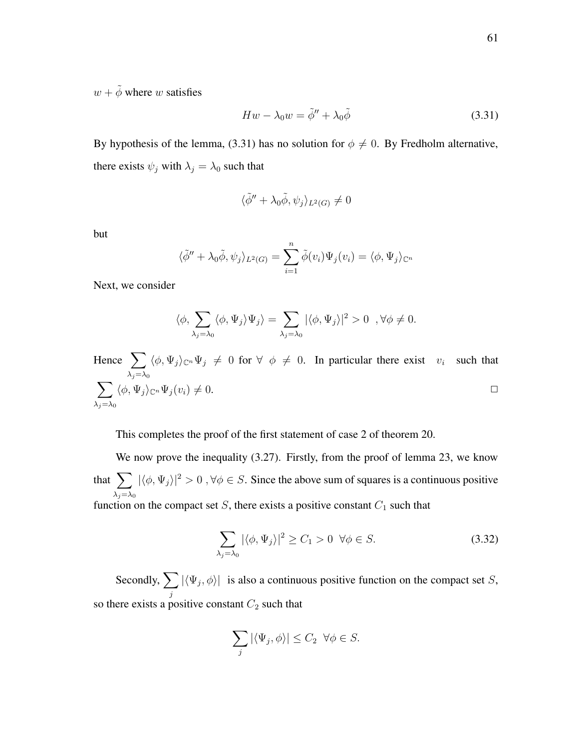$w + \tilde{\phi}$ where $w$ satisfies

$$Hw - \lambda_0 w = \tilde{\phi}'' + \lambda_0 \tilde{\phi} \tag{3.31}$$

By hypothesis of the lemma, (3.31) has no solution for $\phi \neq 0$. By Fredholm alternative, there exists $\psi_j$ with $\lambda_j = \lambda_0$ such that

$$\langle \tilde{\phi}'' + \lambda_0 \tilde{\phi}, \psi_j \rangle_{L^2(G)} \neq 0$$

but

$$\langle \tilde{\phi}'' + \lambda_0 \tilde{\phi}, \psi_j \rangle_{L^2(G)} = \sum_{i=1}^{n} \tilde{\phi}(v_i) \Psi_j(v_i) = \langle \phi, \Psi_j \rangle_{\mathbb{C}^n}$$

Next, we consider

$$\langle \phi, \sum_{\lambda_j = \lambda_0} \langle \phi, \Psi_j \rangle \Psi_j \rangle = \sum_{\lambda_j = \lambda_0} |\langle \phi, \Psi_j \rangle|^2 > 0 \ \ , \forall \phi \neq 0.$$

Hence $\sum_{\lambda_j = \lambda_0} \langle \phi, \Psi_j \rangle_{\mathbb{C}^n} \Psi_j \neq 0$ for $\forall \ \phi \neq 0$. In particular there exist $v_i$ such that $\sum_{\lambda_j = \lambda_0} \langle \phi, \Psi_j \rangle_{\mathbb{C}^n} \Psi_j(v_i) \neq 0$. □

This completes the proof of the first statement of case 2 of theorem 20.

We now prove the inequality (3.27). Firstly, from the proof of lemma 23, we know that $\sum_{\lambda_j = \lambda_0} |\langle \phi, \Psi_j \rangle|^2 > 0$ , $\forall \phi \in S$. Since the above sum of squares is a continuous positive function on the compact set $S$, there exists a positive constant $C_1$ such that

$$\sum_{\lambda_j = \lambda_0} |\langle \phi, \Psi_j \rangle|^2 \geq C_1 > 0 \ \ \forall \phi \in S. \tag{3.32}$$

Secondly, $\sum_j |\langle \Psi_j, \phi \rangle|$ is also a continuous positive function on the compact set $S$, so there exists a positive constant $C_2$ such that

$$\sum_j |\langle \Psi_j, \phi \rangle| \leq C_2 \ \ \forall \phi \in S.$$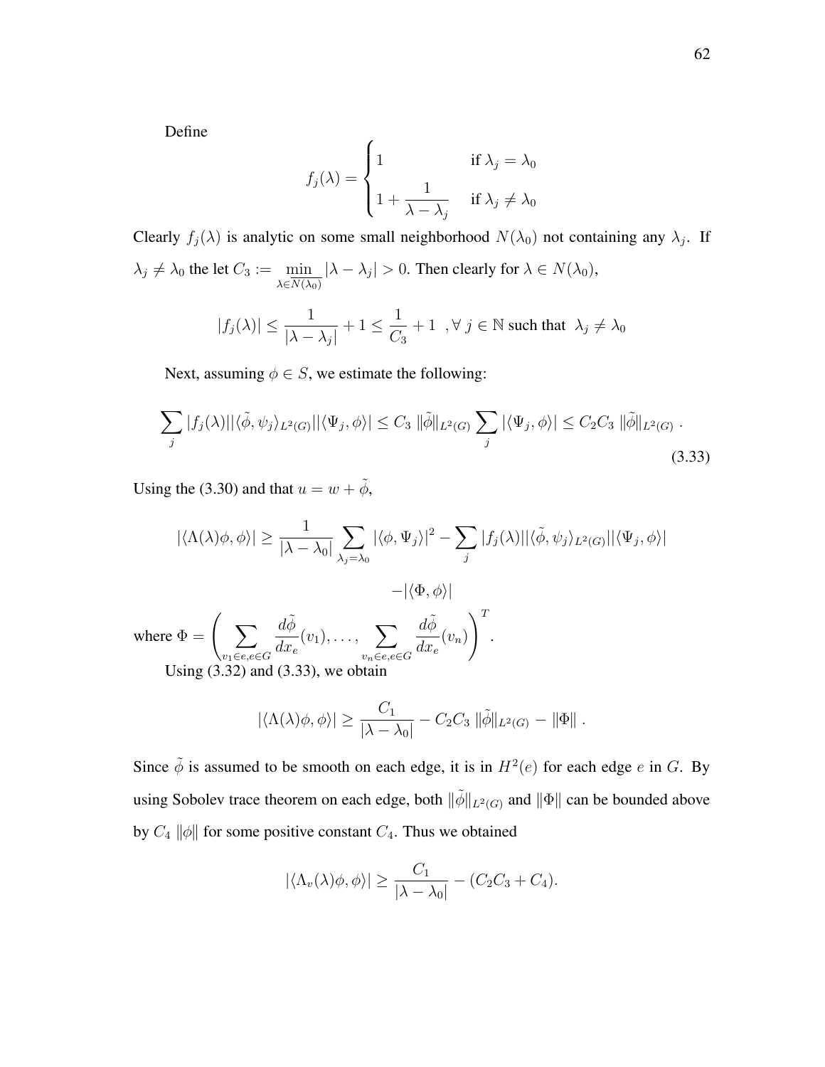Define

$$f_j(\lambda) = \begin{cases} 1 & \text{if } \lambda_j = \lambda_0 \\ 1 + \dfrac{1}{\lambda - \lambda_j} & \text{if } \lambda_j \neq \lambda_0 \end{cases}$$

Clearly $f_j(\lambda)$ is analytic on some small neighborhood $N(\lambda_0)$ not containing any $\lambda_j$. If $\lambda_j \neq \lambda_0$ the let $C_3 := \min_{\lambda \in \overline{N(\lambda_0)}} |\lambda - \lambda_j| > 0$. Then clearly for $\lambda \in N(\lambda_0)$,

$$|f_j(\lambda)| \leq \frac{1}{|\lambda - \lambda_j|} + 1 \leq \frac{1}{C_3} + 1 \ \ , \forall \ j \in \mathbb{N} \text{ such that } \ \lambda_j \neq \lambda_0$$

Next, assuming $\phi \in S$, we estimate the following:

$$\sum_j |f_j(\lambda)||\langle \tilde{\phi}, \psi_j \rangle_{L^2(G)}||\langle \Psi_j, \phi \rangle| \leq C_3 \ \|\tilde{\phi}\|_{L^2(G)} \sum_j |\langle \Psi_j, \phi \rangle| \leq C_2 C_3 \ \|\tilde{\phi}\|_{L^2(G)} \ . \tag{3.33}$$

Using the (3.30) and that $u = w + \tilde{\phi}$,

$$|\langle \Lambda(\lambda)\phi, \phi \rangle| \geq \frac{1}{|\lambda - \lambda_0|} \sum_{\lambda_j = \lambda_0} |\langle \phi, \Psi_j \rangle|^2 - \sum_j |f_j(\lambda)||\langle \tilde{\phi}, \psi_j \rangle_{L^2(G)}||\langle \Psi_j, \phi \rangle|$$

$$-|\langle \Phi, \phi \rangle|$$

where $\Phi = \left( \sum_{v_1 \in e, e \in G} \frac{d\tilde{\phi}}{dx_e}(v_1), \ldots, \sum_{v_n \in e, e \in G} \frac{d\tilde{\phi}}{dx_e}(v_n) \right)^T$.

Using (3.32) and (3.33), we obtain

$$|\langle \Lambda(\lambda)\phi, \phi \rangle| \geq \frac{C_1}{|\lambda - \lambda_0|} - C_2 C_3 \ \|\tilde{\phi}\|_{L^2(G)} - \|\Phi\| \ .$$

Since $\tilde{\phi}$ is assumed to be smooth on each edge, it is in $H^2(e)$ for each edge $e$ in $G$. By using Sobolev trace theorem on each edge, both $\|\tilde{\phi}\|_{L^2(G)}$ and $\|\Phi\|$ can be bounded above by $C_4 \ \|\phi\|$ for some positive constant $C_4$. Thus we obtained

$$|\langle \Lambda_v(\lambda)\phi, \phi \rangle| \geq \frac{C_1}{|\lambda - \lambda_0|} - (C_2 C_3 + C_4).$$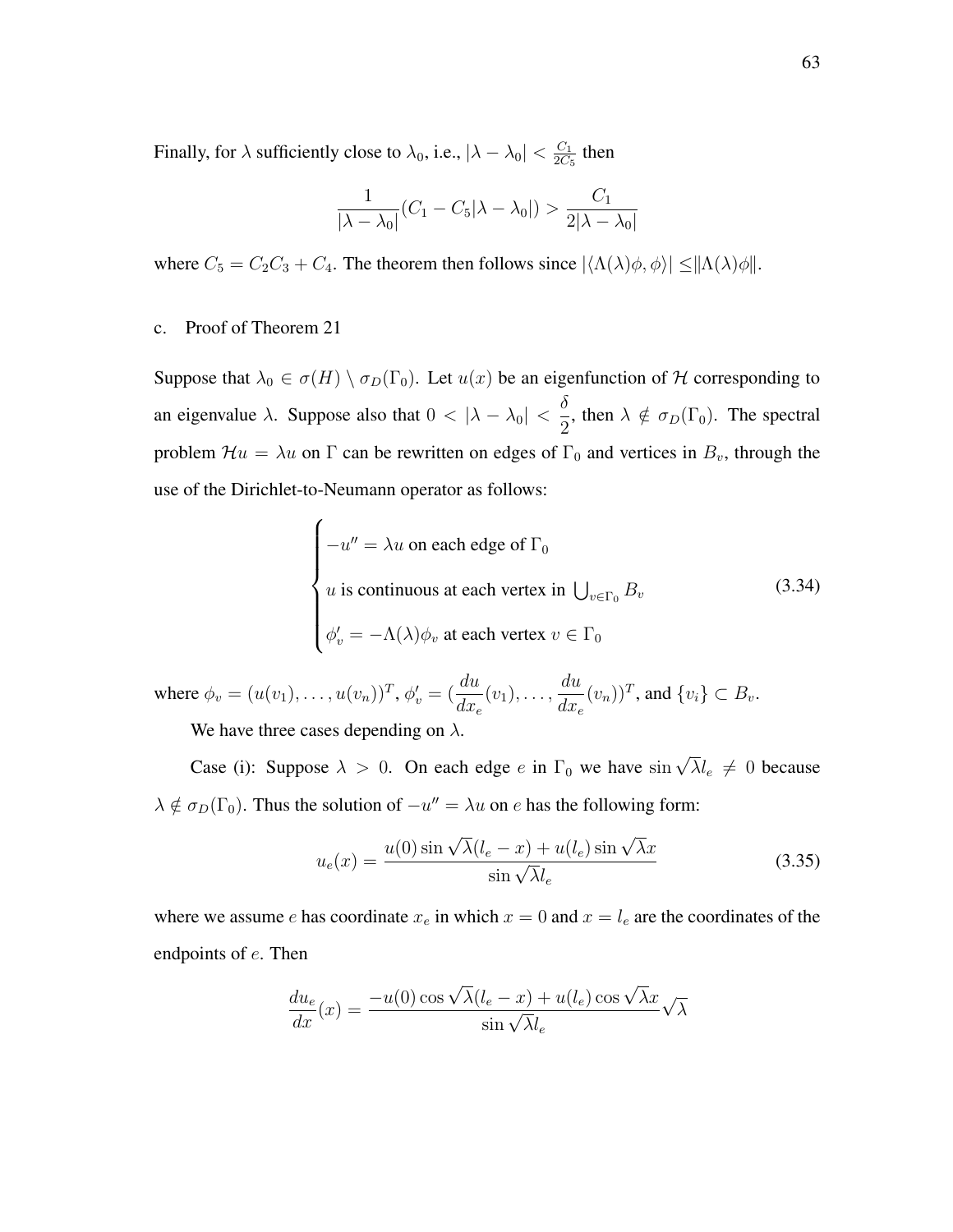Finally, for $\lambda$ sufficiently close to $\lambda_0$, i.e., $|\lambda - \lambda_0| < \frac{C_1}{2C_5}$ then

$$\frac{1}{|\lambda - \lambda_0|}(C_1 - C_5|\lambda - \lambda_0|) > \frac{C_1}{2|\lambda - \lambda_0|}$$

where $C_5 = C_2C_3 + C_4$. The theorem then follows since $|\langle \Lambda(\lambda)\phi, \phi\rangle| \leq \|\Lambda(\lambda)\phi\|$.

### c. Proof of Theorem 21

Suppose that $\lambda_0 \in \sigma(H) \setminus \sigma_D(\Gamma_0)$. Let $u(x)$ be an eigenfunction of $\mathcal{H}$ corresponding to an eigenvalue $\lambda$. Suppose also that $0 < |\lambda - \lambda_0| < \dfrac{\delta}{2}$, then $\lambda \notin \sigma_D(\Gamma_0)$. The spectral problem $\mathcal{H}u = \lambda u$ on $\Gamma$ can be rewritten on edges of $\Gamma_0$ and vertices in $B_v$, through the use of the Dirichlet-to-Neumann operator as follows:

$$\begin{cases} -u'' = \lambda u \text{ on each edge of } \Gamma_0 \\ u \text{ is continuous at each vertex in } \bigcup_{v \in \Gamma_0} B_v \\ \phi_v' = -\Lambda(\lambda)\phi_v \text{ at each vertex } v \in \Gamma_0 \end{cases} \tag{3.34}$$

where $\phi_v = (u(v_1), \ldots, u(v_n))^T$, $\phi_v' = (\dfrac{du}{dx_e}(v_1), \ldots, \dfrac{du}{dx_e}(v_n))^T$, and $\{v_i\} \subset B_v$.

We have three cases depending on $\lambda$.

Case (i): Suppose $\lambda > 0$. On each edge $e$ in $\Gamma_0$ we have $\sin\sqrt{\lambda}l_e \neq 0$ because $\lambda \notin \sigma_D(\Gamma_0)$. Thus the solution of $-u'' = \lambda u$ on $e$ has the following form:

$$u_e(x) = \frac{u(0)\sin\sqrt{\lambda}(l_e - x) + u(l_e)\sin\sqrt{\lambda}x}{\sin\sqrt{\lambda}l_e} \tag{3.35}$$

where we assume $e$ has coordinate $x_e$ in which $x = 0$ and $x = l_e$ are the coordinates of the endpoints of $e$. Then

$$\frac{du_e}{dx}(x) = \frac{-u(0)\cos\sqrt{\lambda}(l_e - x) + u(l_e)\cos\sqrt{\lambda}x}{\sin\sqrt{\lambda}l_e}\sqrt{\lambda}$$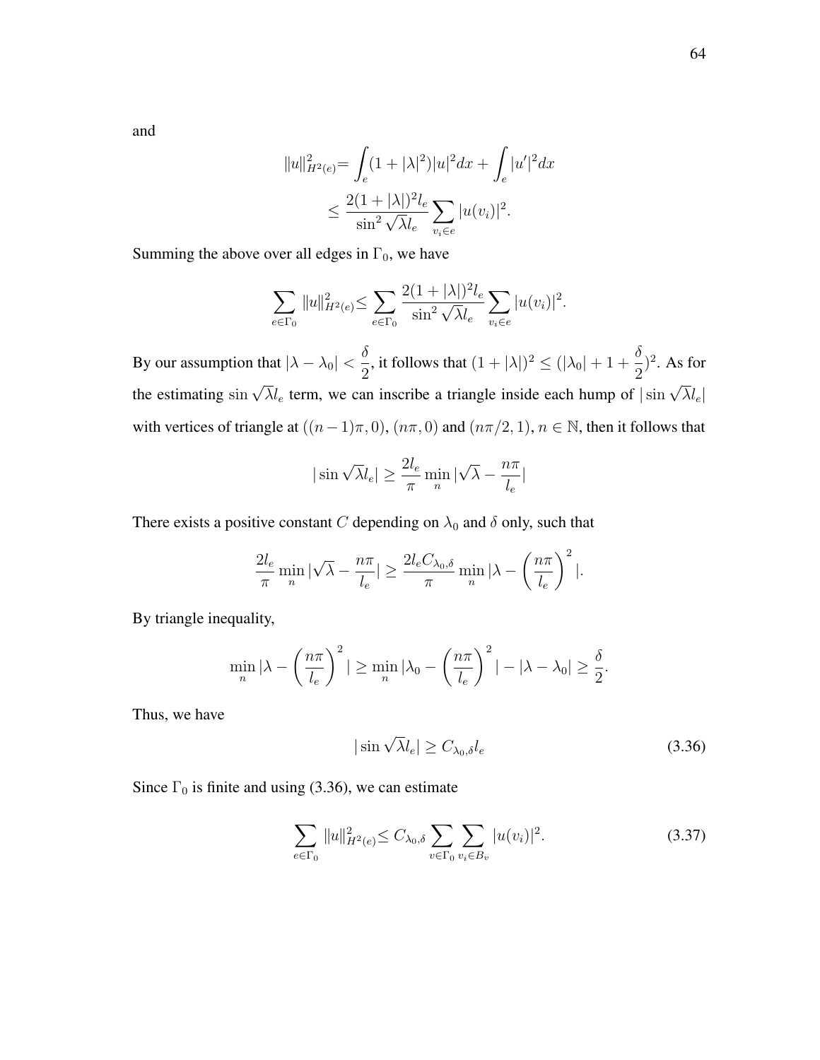and

$$
\begin{aligned}
\|u\|_{H^2(e)}^2 &= \int_e (1+|\lambda|^2)|u|^2 dx + \int_e |u'|^2 dx \\
&\leq \frac{2(1+|\lambda|)^2 l_e}{\sin^2 \sqrt{\lambda} l_e} \sum_{v_i \in e} |u(v_i)|^2.
\end{aligned}
$$

Summing the above over all edges in $\Gamma_0$, we have

$$
\sum_{e \in \Gamma_0} \|u\|_{H^2(e)}^2 \leq \sum_{e \in \Gamma_0} \frac{2(1+|\lambda|)^2 l_e}{\sin^2 \sqrt{\lambda} l_e} \sum_{v_i \in e} |u(v_i)|^2.
$$

By our assumption that $|\lambda - \lambda_0| < \frac{\delta}{2}$, it follows that $(1+|\lambda|)^2 \leq (|\lambda_0| + 1 + \frac{\delta}{2})^2$. As for the estimating $\sin \sqrt{\lambda} l_e$ term, we can inscribe a triangle inside each hump of $|\sin \sqrt{\lambda} l_e|$ with vertices of triangle at $((n-1)\pi, 0)$, $(n\pi, 0)$ and $(n\pi/2, 1)$, $n \in \mathbb{N}$, then it follows that

$$
|\sin \sqrt{\lambda} l_e| \geq \frac{2 l_e}{\pi} \min_n |\sqrt{\lambda} - \frac{n\pi}{l_e}|
$$

There exists a positive constant $C$ depending on $\lambda_0$ and $\delta$ only, such that

$$
\frac{2 l_e}{\pi} \min_n |\sqrt{\lambda} - \frac{n\pi}{l_e}| \geq \frac{2 l_e C_{\lambda_0, \delta}}{\pi} \min_n |\lambda - \left(\frac{n\pi}{l_e}\right)^2|.
$$

By triangle inequality,

$$
\min_n |\lambda - \left(\frac{n\pi}{l_e}\right)^2| \geq \min_n |\lambda_0 - \left(\frac{n\pi}{l_e}\right)^2| - |\lambda - \lambda_0| \geq \frac{\delta}{2}.
$$

Thus, we have

$$
|\sin \sqrt{\lambda} l_e| \geq C_{\lambda_0, \delta} l_e \tag{3.36}
$$

Since $\Gamma_0$ is finite and using (3.36), we can estimate

$$
\sum_{e \in \Gamma_0} \|u\|_{H^2(e)}^2 \leq C_{\lambda_0, \delta} \sum_{v \in \Gamma_0} \sum_{v_i \in B_v} |u(v_i)|^2. \tag{3.37}
$$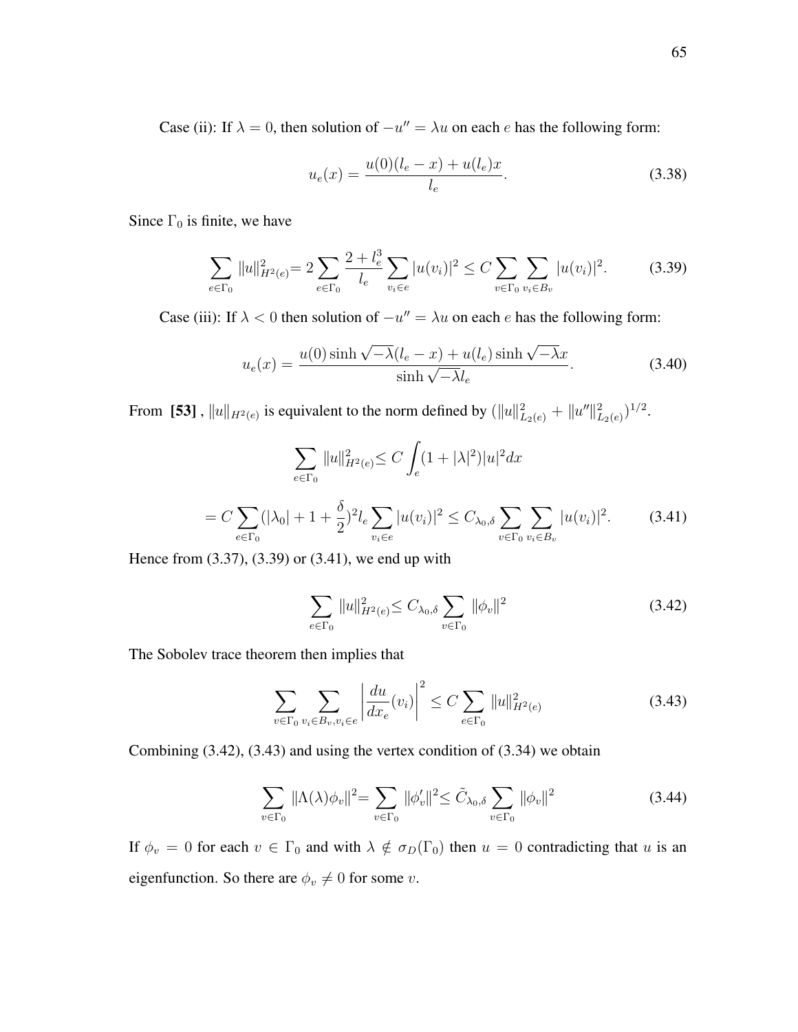Case (ii): If $\lambda = 0$, then solution of $-u'' = \lambda u$ on each $e$ has the following form:

$$u_e(x) = \frac{u(0)(l_e - x) + u(l_e)x}{l_e}. \tag{3.38}$$

Since $\Gamma_0$ is finite, we have

$$\sum_{e \in \Gamma_0} \|u\|^2_{H^2(e)} = 2 \sum_{e \in \Gamma_0} \frac{2 + l_e^3}{l_e} \sum_{v_i \in e} |u(v_i)|^2 \leq C \sum_{v \in \Gamma_0} \sum_{v_i \in B_v} |u(v_i)|^2. \tag{3.39}$$

Case (iii): If $\lambda < 0$ then solution of $-u'' = \lambda u$ on each $e$ has the following form:

$$u_e(x) = \frac{u(0) \sinh \sqrt{-\lambda}(l_e - x) + u(l_e) \sinh \sqrt{-\lambda} x}{\sinh \sqrt{-\lambda} l_e}. \tag{3.40}$$

From **[53]**, $\|u\|_{H^2(e)}$ is equivalent to the norm defined by $(\|u\|^2_{L_2(e)} + \|u''\|^2_{L_2(e)})^{1/2}$.

$$\sum_{e \in \Gamma_0} \|u\|^2_{H^2(e)} \leq C \int_e (1 + |\lambda|^2) |u|^2 dx$$

$$= C \sum_{e \in \Gamma_0} (|\lambda_0| + 1 + \frac{\delta}{2})^2 l_e \sum_{v_i \in e} |u(v_i)|^2 \leq C_{\lambda_0, \delta} \sum_{v \in \Gamma_0} \sum_{v_i \in B_v} |u(v_i)|^2. \tag{3.41}$$

Hence from (3.37), (3.39) or (3.41), we end up with

$$\sum_{e \in \Gamma_0} \|u\|^2_{H^2(e)} \leq C_{\lambda_0, \delta} \sum_{v \in \Gamma_0} \|\phi_v\|^2 \tag{3.42}$$

The Sobolev trace theorem then implies that

$$\sum_{v \in \Gamma_0} \sum_{v_i \in B_v, v_i \in e} \left| \frac{du}{dx_e}(v_i) \right|^2 \leq C \sum_{e \in \Gamma_0} \|u\|^2_{H^2(e)} \tag{3.43}$$

Combining (3.42), (3.43) and using the vertex condition of (3.34) we obtain

$$\sum_{v \in \Gamma_0} \|\Lambda(\lambda) \phi_v\|^2 = \sum_{v \in \Gamma_0} \|\phi_v'\|^2 \leq \tilde{C}_{\lambda_0, \delta} \sum_{v \in \Gamma_0} \|\phi_v\|^2 \tag{3.44}$$

If $\phi_v = 0$ for each $v \in \Gamma_0$ and with $\lambda \notin \sigma_D(\Gamma_0)$ then $u = 0$ contradicting that $u$ is an eigenfunction. So there are $\phi_v \neq 0$ for some $v$.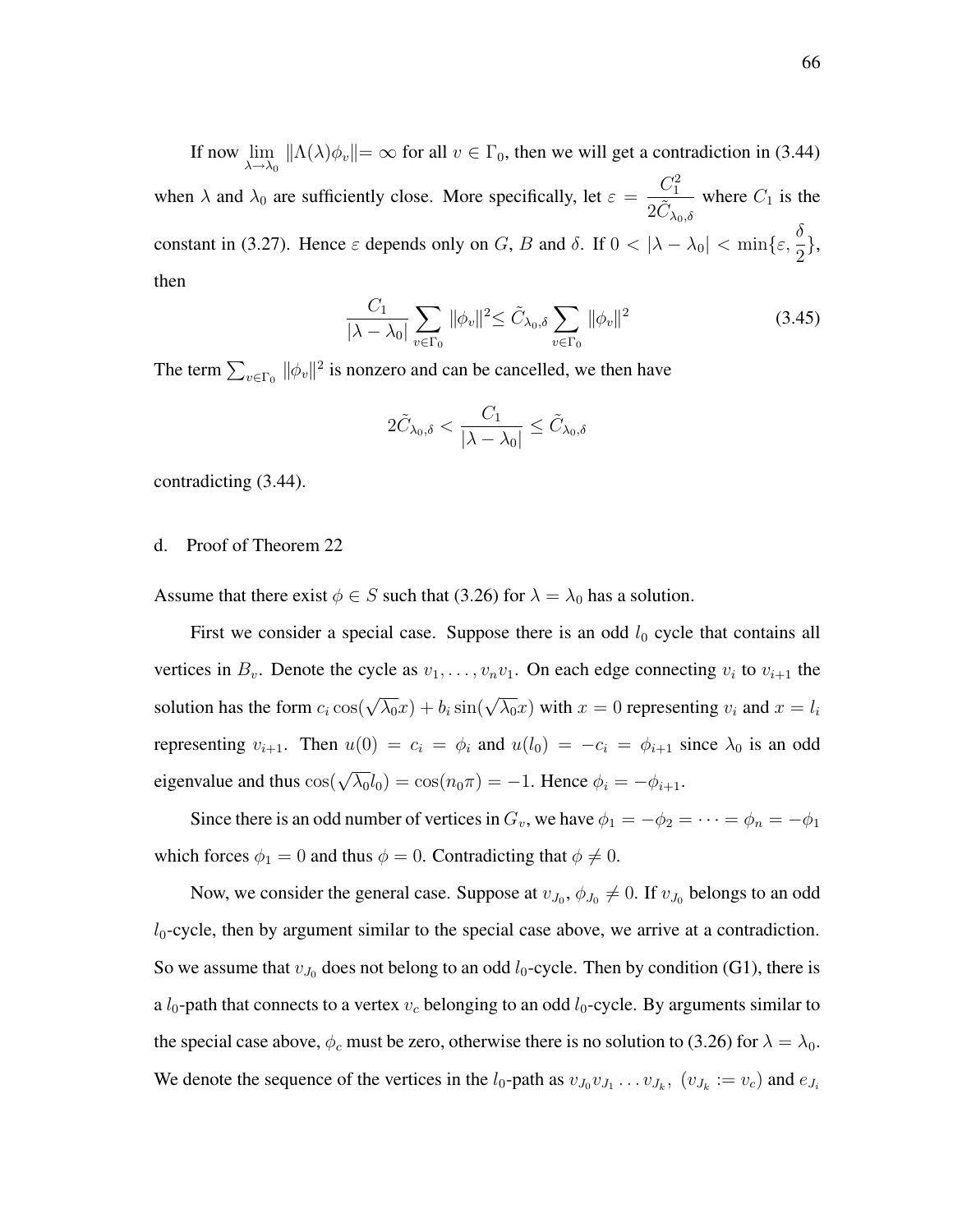If now $\lim_{\lambda \to \lambda_0} \|\Lambda(\lambda)\phi_v\| = \infty$ for all $v \in \Gamma_0$, then we will get a contradiction in (3.44) when $\lambda$ and $\lambda_0$ are sufficiently close. More specifically, let $\varepsilon = \dfrac{C_1^2}{2\tilde{C}_{\lambda_0,\delta}}$ where $C_1$ is the constant in (3.27). Hence $\varepsilon$ depends only on $G$, $B$ and $\delta$. If $0 < |\lambda - \lambda_0| < \min\{\varepsilon, \frac{\delta}{2}\}$, then

$$\frac{C_1}{|\lambda - \lambda_0|} \sum_{v \in \Gamma_0} \|\phi_v\|^2 \leq \tilde{C}_{\lambda_0,\delta} \sum_{v \in \Gamma_0} \|\phi_v\|^2 \tag{3.45}$$

The term $\sum_{v \in \Gamma_0} \|\phi_v\|^2$ is nonzero and can be cancelled, we then have

$$2\tilde{C}_{\lambda_0,\delta} < \frac{C_1}{|\lambda - \lambda_0|} \leq \tilde{C}_{\lambda_0,\delta}$$

contradicting (3.44).

### d. Proof of Theorem 22

Assume that there exist $\phi \in S$ such that (3.26) for $\lambda = \lambda_0$ has a solution.

First we consider a special case. Suppose there is an odd $l_0$ cycle that contains all vertices in $B_v$. Denote the cycle as $v_1, \ldots, v_n v_1$. On each edge connecting $v_i$ to $v_{i+1}$ the solution has the form $c_i \cos(\sqrt{\lambda_0} x) + b_i \sin(\sqrt{\lambda_0} x)$ with $x = 0$ representing $v_i$ and $x = l_i$ representing $v_{i+1}$. Then $u(0) = c_i = \phi_i$ and $u(l_0) = -c_i = \phi_{i+1}$ since $\lambda_0$ is an odd eigenvalue and thus $\cos(\sqrt{\lambda_0} l_0) = \cos(n_0 \pi) = -1$. Hence $\phi_i = -\phi_{i+1}$.

Since there is an odd number of vertices in $G_v$, we have $\phi_1 = -\phi_2 = \cdots = \phi_n = -\phi_1$ which forces $\phi_1 = 0$ and thus $\phi = 0$. Contradicting that $\phi \neq 0$.

Now, we consider the general case. Suppose at $v_{J_0}$, $\phi_{J_0} \neq 0$. If $v_{J_0}$ belongs to an odd $l_0$-cycle, then by argument similar to the special case above, we arrive at a contradiction. So we assume that $v_{J_0}$ does not belong to an odd $l_0$-cycle. Then by condition (G1), there is a $l_0$-path that connects to a vertex $v_c$ belonging to an odd $l_0$-cycle. By arguments similar to the special case above, $\phi_c$ must be zero, otherwise there is no solution to (3.26) for $\lambda = \lambda_0$. We denote the sequence of the vertices in the $l_0$-path as $v_{J_0} v_{J_1} \ldots v_{J_k}$, $(v_{J_k} := v_c)$ and $e_{J_i}$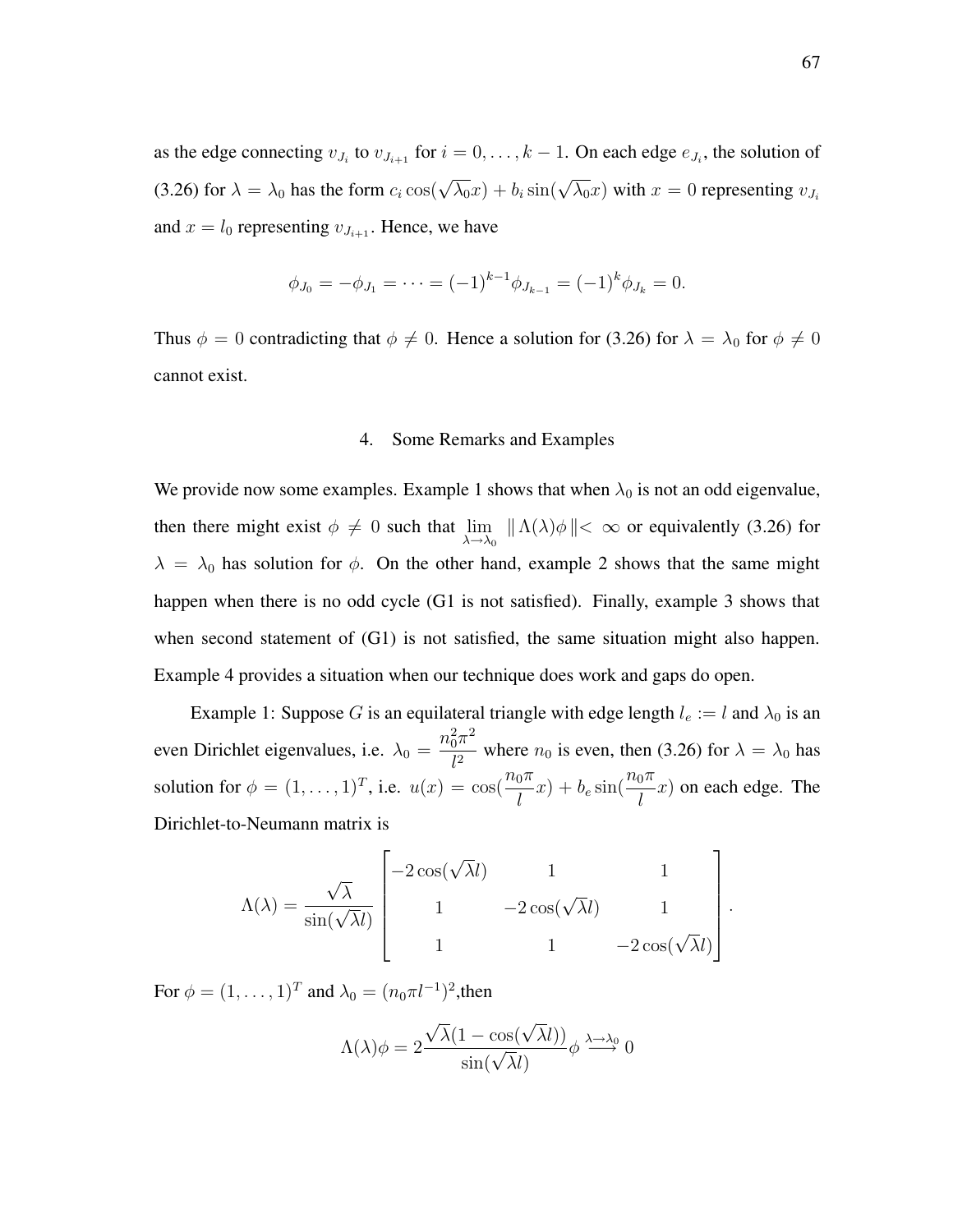as the edge connecting $v_{J_i}$ to $v_{J_{i+1}}$ for $i = 0, \ldots, k-1$. On each edge $e_{J_i}$, the solution of (3.26) for $\lambda = \lambda_0$ has the form $c_i \cos(\sqrt{\lambda_0}x) + b_i \sin(\sqrt{\lambda_0}x)$ with $x = 0$ representing $v_{J_i}$ and $x = l_0$ representing $v_{J_{i+1}}$. Hence, we have

$$\phi_{J_0} = -\phi_{J_1} = \cdots = (-1)^{k-1}\phi_{J_{k-1}} = (-1)^k \phi_{J_k} = 0.$$

Thus $\phi = 0$ contradicting that $\phi \neq 0$. Hence a solution for (3.26) for $\lambda = \lambda_0$ for $\phi \neq 0$ cannot exist.

## 4. Some Remarks and Examples

We provide now some examples. Example 1 shows that when $\lambda_0$ is not an odd eigenvalue, then there might exist $\phi \neq 0$ such that $\lim\limits_{\lambda \to \lambda_0} \| \Lambda(\lambda)\phi \| < \infty$ or equivalently (3.26) for $\lambda = \lambda_0$ has solution for $\phi$. On the other hand, example 2 shows that the same might happen when there is no odd cycle (G1 is not satisfied). Finally, example 3 shows that when second statement of (G1) is not satisfied, the same situation might also happen. Example 4 provides a situation when our technique does work and gaps do open.

Example 1: Suppose $G$ is an equilateral triangle with edge length $l_e := l$ and $\lambda_0$ is an even Dirichlet eigenvalues, i.e. $\lambda_0 = \dfrac{n_0^2\pi^2}{l^2}$ where $n_0$ is even, then (3.26) for $\lambda = \lambda_0$ has solution for $\phi = (1, \ldots, 1)^T$, i.e. $u(x) = \cos(\dfrac{n_0\pi}{l}x) + b_e \sin(\dfrac{n_0\pi}{l}x)$ on each edge. The Dirichlet-to-Neumann matrix is

$$\Lambda(\lambda) = \frac{\sqrt{\lambda}}{\sin(\sqrt{\lambda}l)} \begin{bmatrix} -2\cos(\sqrt{\lambda}l) & 1 & 1 \\ 1 & -2\cos(\sqrt{\lambda}l) & 1 \\ 1 & 1 & -2\cos(\sqrt{\lambda}l) \end{bmatrix}.$$

For $\phi = (1, \ldots, 1)^T$ and $\lambda_0 = (n_0\pi l^{-1})^2$,then

$$\Lambda(\lambda)\phi = 2\frac{\sqrt{\lambda}(1 - \cos(\sqrt{\lambda}l))}{\sin(\sqrt{\lambda}l)}\phi \overset{\lambda \to \lambda_0}{\longrightarrow} 0$$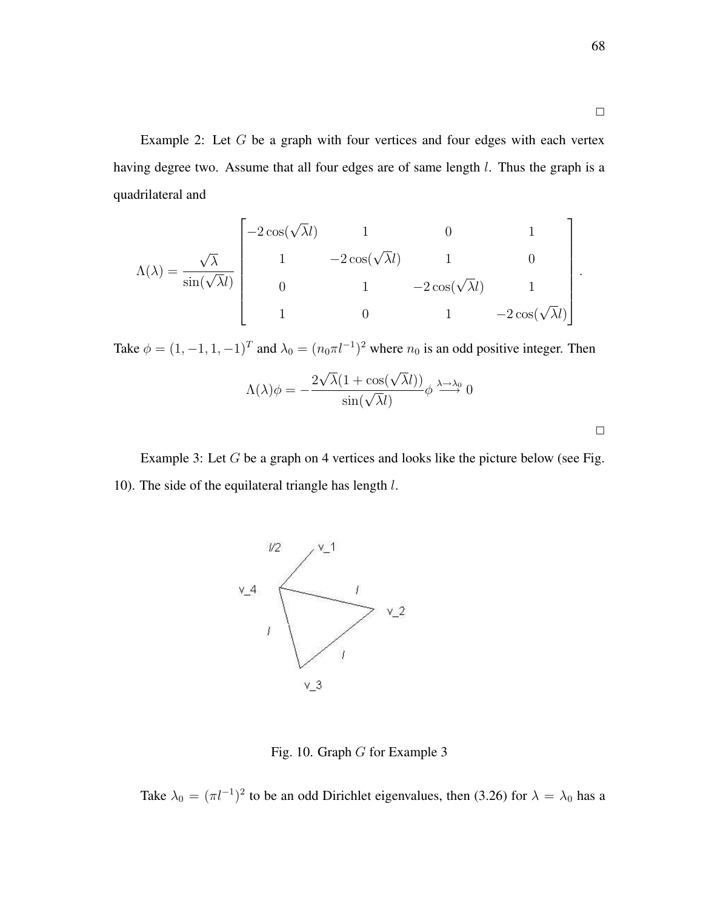□

Example 2: Let $G$ be a graph with four vertices and four edges with each vertex having degree two. Assume that all four edges are of same length $l$. Thus the graph is a quadrilateral and

$$\Lambda(\lambda) = \frac{\sqrt{\lambda}}{\sin(\sqrt{\lambda}l)} \begin{bmatrix} -2\cos(\sqrt{\lambda}l) & 1 & 0 & 1 \\ 1 & -2\cos(\sqrt{\lambda}l) & 1 & 0 \\ 0 & 1 & -2\cos(\sqrt{\lambda}l) & 1 \\ 1 & 0 & 1 & -2\cos(\sqrt{\lambda}l) \end{bmatrix}.$$

Take $\phi = (1, -1, 1, -1)^T$ and $\lambda_0 = (n_0 \pi l^{-1})^2$ where $n_0$ is an odd positive integer. Then

$$\Lambda(\lambda)\phi = -\frac{2\sqrt{\lambda}(1 + \cos(\sqrt{\lambda}l))}{\sin(\sqrt{\lambda}l)}\phi \overset{\lambda \to \lambda_0}{\longrightarrow} 0$$

□

Example 3: Let $G$ be a graph on 4 vertices and looks like the picture below (see Fig. 10). The side of the equilateral triangle has length $l$.

l/2

v_1

v_4

l

v_2

l

l

v_3

Fig. 10. Graph $G$ for Example 3

Take $\lambda_0 = (\pi l^{-1})^2$ to be an odd Dirichlet eigenvalues, then (3.26) for $\lambda = \lambda_0$ has a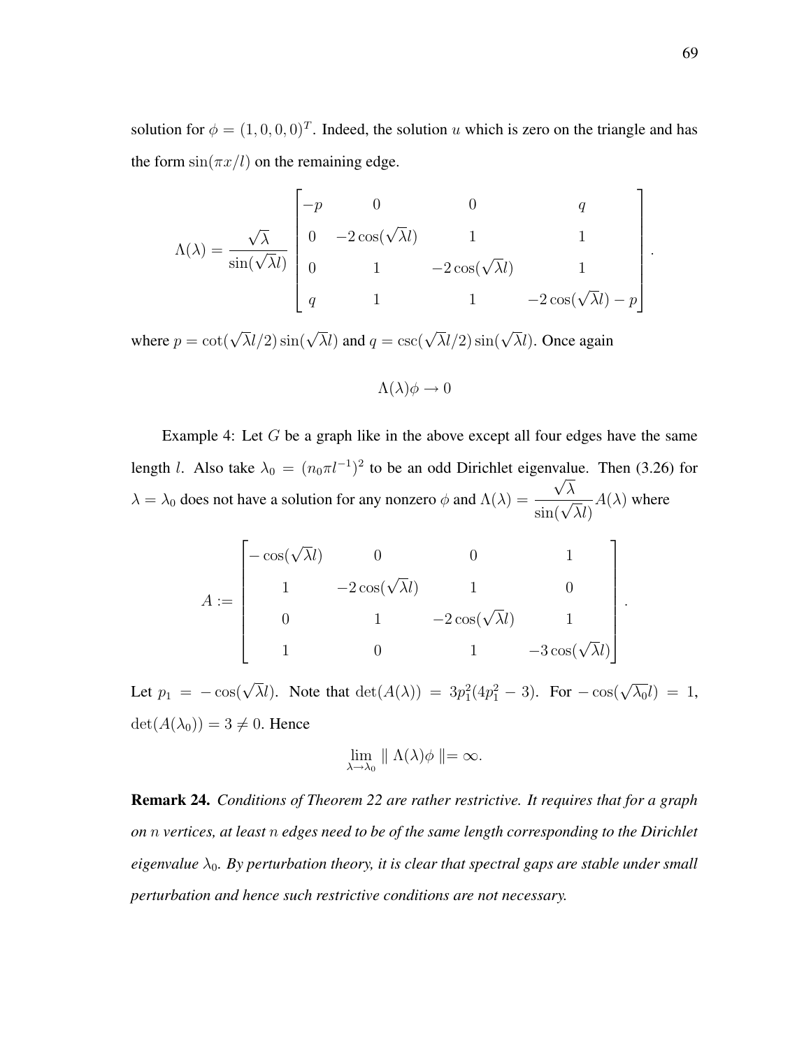solution for $\phi = (1, 0, 0, 0)^T$. Indeed, the solution $u$ which is zero on the triangle and has the form $\sin(\pi x/l)$ on the remaining edge.

$$\Lambda(\lambda) = \frac{\sqrt{\lambda}}{\sin(\sqrt{\lambda}l)} \begin{bmatrix} -p & 0 & 0 & q \\ 0 & -2\cos(\sqrt{\lambda}l) & 1 & 1 \\ 0 & 1 & -2\cos(\sqrt{\lambda}l) & 1 \\ q & 1 & 1 & -2\cos(\sqrt{\lambda}l) - p \end{bmatrix}.$$

where $p = \cot(\sqrt{\lambda}l/2)\sin(\sqrt{\lambda}l)$ and $q = \csc(\sqrt{\lambda}l/2)\sin(\sqrt{\lambda}l)$. Once again

$$\Lambda(\lambda)\phi \to 0$$

Example 4: Let $G$ be a graph like in the above except all four edges have the same length $l$. Also take $\lambda_0 = (n_0\pi l^{-1})^2$ to be an odd Dirichlet eigenvalue. Then (3.26) for $\lambda = \lambda_0$ does not have a solution for any nonzero $\phi$ and $\Lambda(\lambda) = \dfrac{\sqrt{\lambda}}{\sin(\sqrt{\lambda}l)} A(\lambda)$ where

$$A := \begin{bmatrix} -\cos(\sqrt{\lambda}l) & 0 & 0 & 1 \\ 1 & -2\cos(\sqrt{\lambda}l) & 1 & 0 \\ 0 & 1 & -2\cos(\sqrt{\lambda}l) & 1 \\ 1 & 0 & 1 & -3\cos(\sqrt{\lambda}l) \end{bmatrix}.$$

Let $p_1 = -\cos(\sqrt{\lambda}l)$. Note that $\det(A(\lambda)) = 3p_1^2(4p_1^2 - 3)$. For $-\cos(\sqrt{\lambda_0}l) = 1$, $\det(A(\lambda_0)) = 3 \neq 0$. Hence

$$\lim_{\lambda \to \lambda_0} \| \Lambda(\lambda)\phi \| = \infty.$$

**Remark 24.** *Conditions of Theorem 22 are rather restrictive. It requires that for a graph on $n$ vertices, at least $n$ edges need to be of the same length corresponding to the Dirichlet eigenvalue $\lambda_0$. By perturbation theory, it is clear that spectral gaps are stable under small perturbation and hence such restrictive conditions are not necessary.*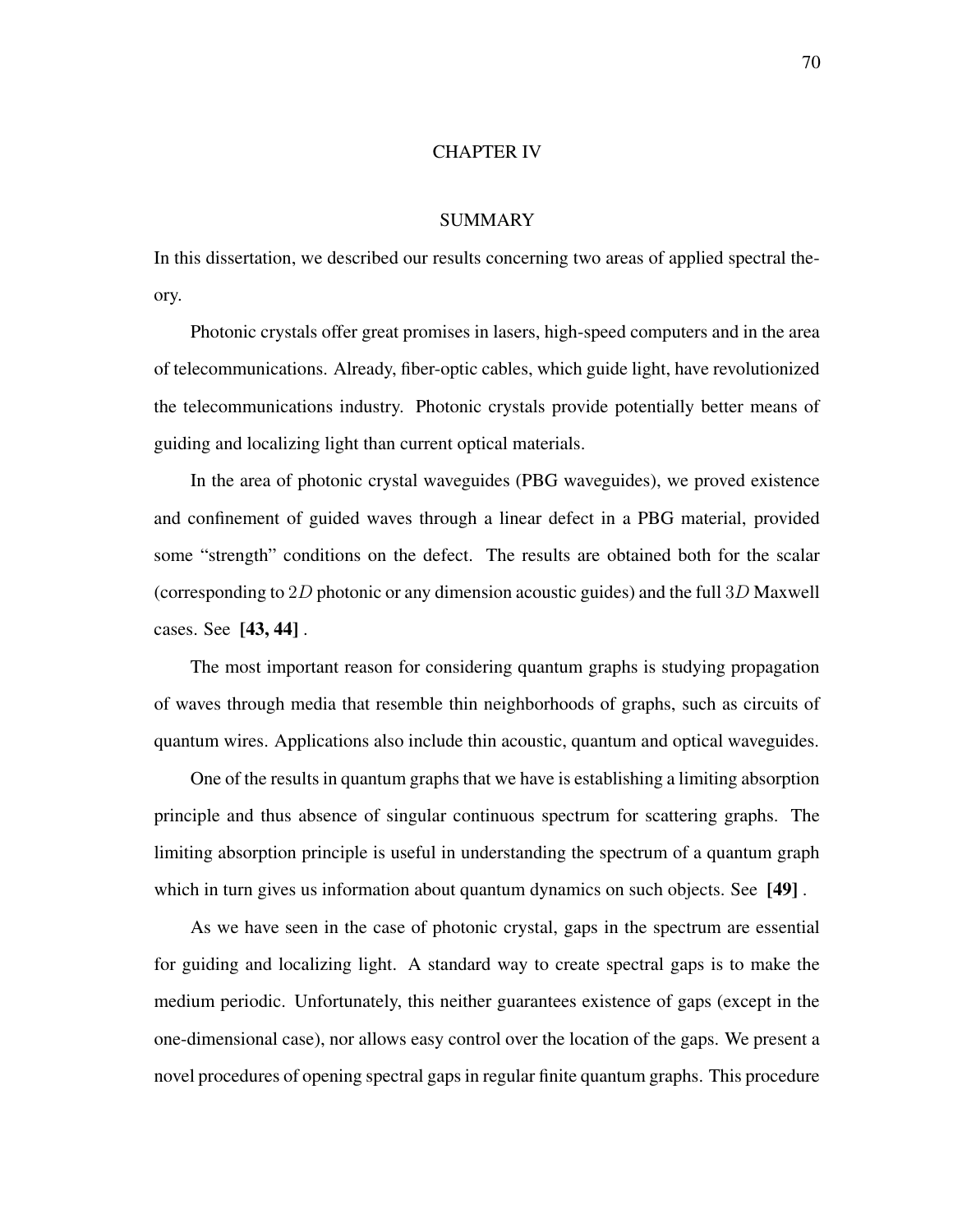# CHAPTER IV

## SUMMARY

In this dissertation, we described our results concerning two areas of applied spectral theory.

Photonic crystals offer great promises in lasers, high-speed computers and in the area of telecommunications. Already, fiber-optic cables, which guide light, have revolutionized the telecommunications industry. Photonic crystals provide potentially better means of guiding and localizing light than current optical materials.

In the area of photonic crystal waveguides (PBG waveguides), we proved existence and confinement of guided waves through a linear defect in a PBG material, provided some "strength" conditions on the defect. The results are obtained both for the scalar (corresponding to $2D$ photonic or any dimension acoustic guides) and the full $3D$ Maxwell cases. See **[43, 44]** .

The most important reason for considering quantum graphs is studying propagation of waves through media that resemble thin neighborhoods of graphs, such as circuits of quantum wires. Applications also include thin acoustic, quantum and optical waveguides.

One of the results in quantum graphs that we have is establishing a limiting absorption principle and thus absence of singular continuous spectrum for scattering graphs. The limiting absorption principle is useful in understanding the spectrum of a quantum graph which in turn gives us information about quantum dynamics on such objects. See **[49]** .

As we have seen in the case of photonic crystal, gaps in the spectrum are essential for guiding and localizing light. A standard way to create spectral gaps is to make the medium periodic. Unfortunately, this neither guarantees existence of gaps (except in the one-dimensional case), nor allows easy control over the location of the gaps. We present a novel procedures of opening spectral gaps in regular finite quantum graphs. This procedure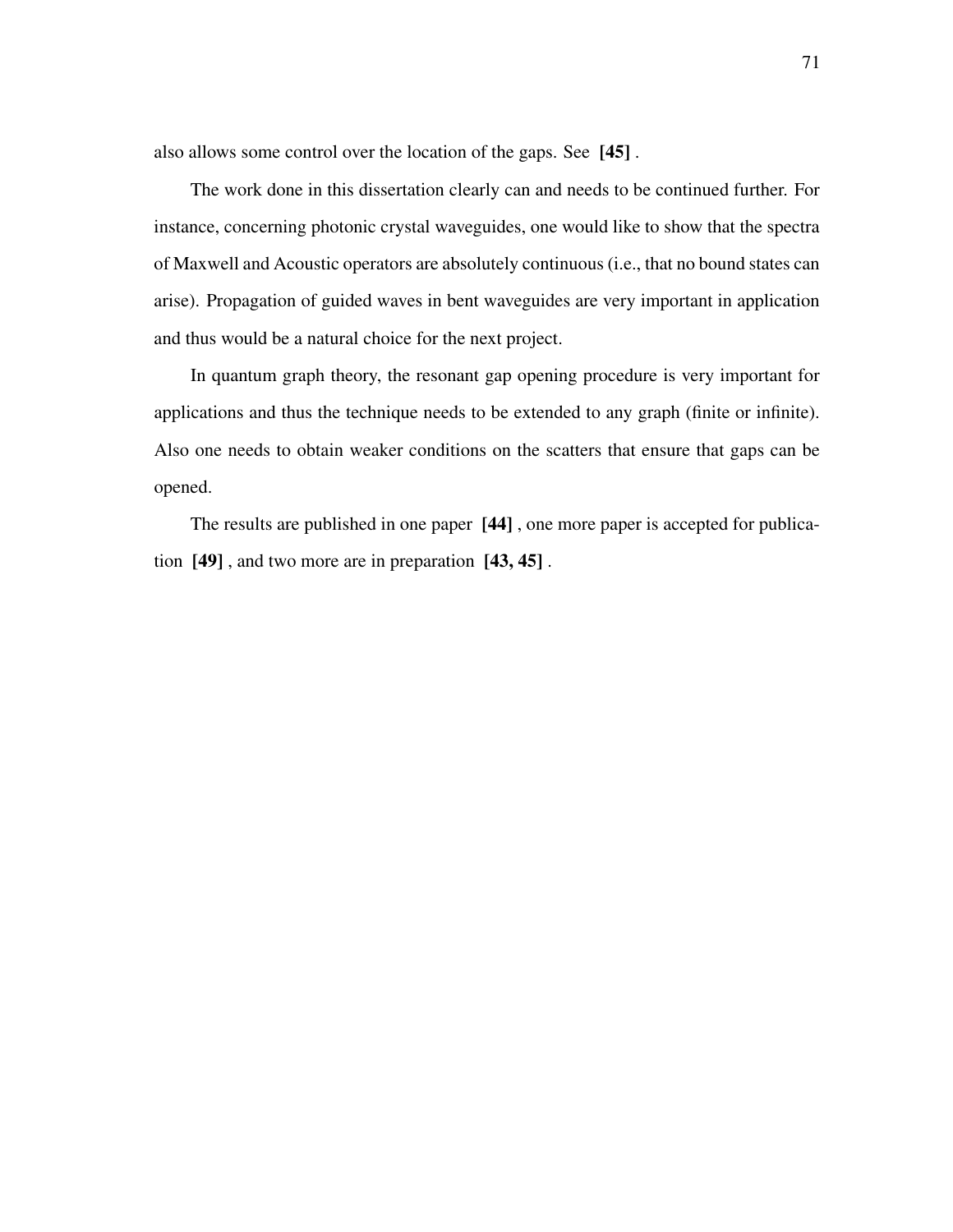also allows some control over the location of the gaps. See **[45]** .

The work done in this dissertation clearly can and needs to be continued further. For instance, concerning photonic crystal waveguides, one would like to show that the spectra of Maxwell and Acoustic operators are absolutely continuous (i.e., that no bound states can arise). Propagation of guided waves in bent waveguides are very important in application and thus would be a natural choice for the next project.

In quantum graph theory, the resonant gap opening procedure is very important for applications and thus the technique needs to be extended to any graph (finite or infinite). Also one needs to obtain weaker conditions on the scatters that ensure that gaps can be opened.

The results are published in one paper **[44]** , one more paper is accepted for publication **[49]** , and two more are in preparation **[43, 45]** .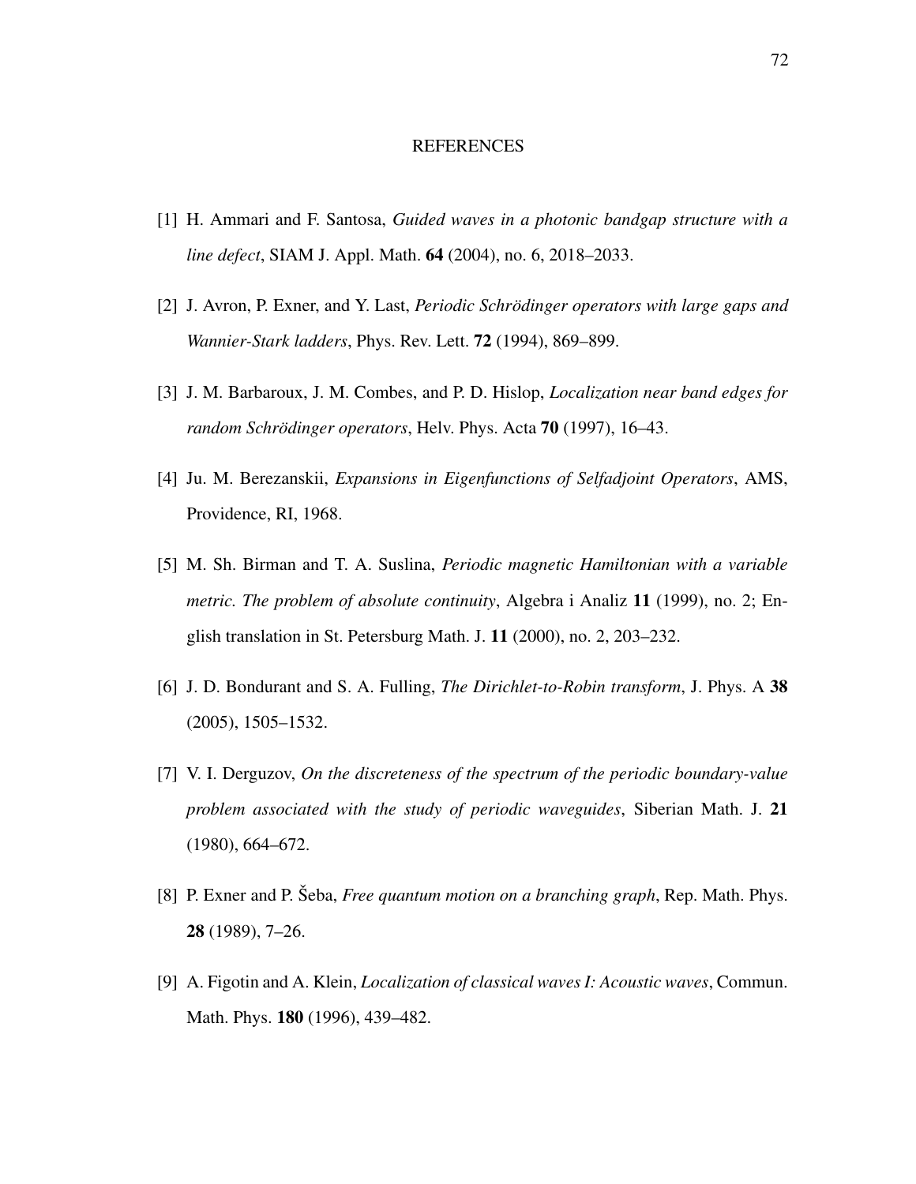# REFERENCES

[1] H. Ammari and F. Santosa, *Guided waves in a photonic bandgap structure with a line defect*, SIAM J. Appl. Math. **64** (2004), no. 6, 2018–2033.

[2] J. Avron, P. Exner, and Y. Last, *Periodic Schrödinger operators with large gaps and Wannier-Stark ladders*, Phys. Rev. Lett. **72** (1994), 869–899.

[3] J. M. Barbaroux, J. M. Combes, and P. D. Hislop, *Localization near band edges for random Schrödinger operators*, Helv. Phys. Acta **70** (1997), 16–43.

[4] Ju. M. Berezanskii, *Expansions in Eigenfunctions of Selfadjoint Operators*, AMS, Providence, RI, 1968.

[5] M. Sh. Birman and T. A. Suslina, *Periodic magnetic Hamiltonian with a variable metric. The problem of absolute continuity*, Algebra i Analiz **11** (1999), no. 2; English translation in St. Petersburg Math. J. **11** (2000), no. 2, 203–232.

[6] J. D. Bondurant and S. A. Fulling, *The Dirichlet-to-Robin transform*, J. Phys. A **38** (2005), 1505–1532.

[7] V. I. Derguzov, *On the discreteness of the spectrum of the periodic boundary-value problem associated with the study of periodic waveguides*, Siberian Math. J. **21** (1980), 664–672.

[8] P. Exner and P. Šeba, *Free quantum motion on a branching graph*, Rep. Math. Phys. **28** (1989), 7–26.

[9] A. Figotin and A. Klein, *Localization of classical waves I: Acoustic waves*, Commun. Math. Phys. **180** (1996), 439–482.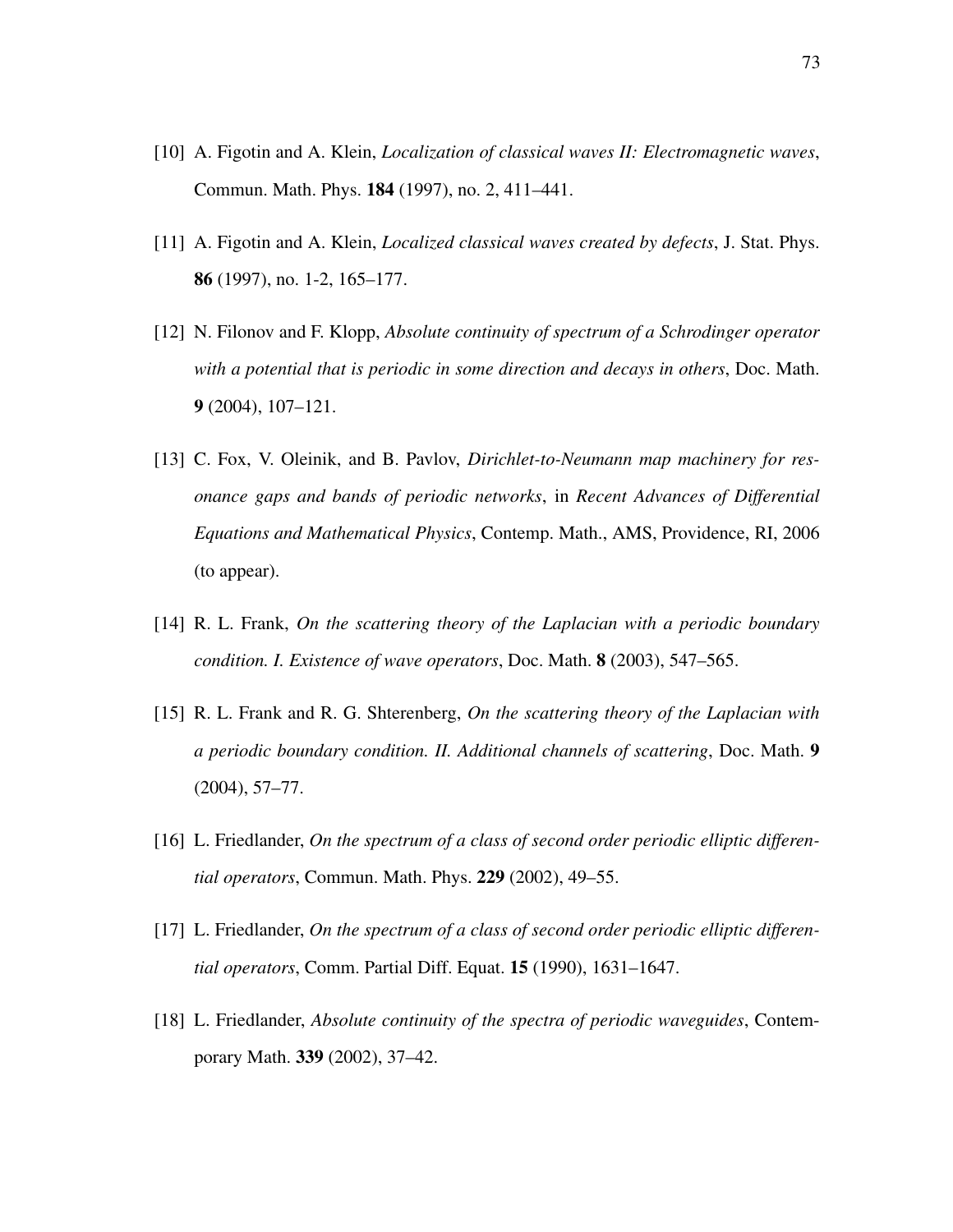[10] A. Figotin and A. Klein, *Localization of classical waves II: Electromagnetic waves*, Commun. Math. Phys. **184** (1997), no. 2, 411–441.

[11] A. Figotin and A. Klein, *Localized classical waves created by defects*, J. Stat. Phys. **86** (1997), no. 1-2, 165–177.

[12] N. Filonov and F. Klopp, *Absolute continuity of spectrum of a Schrodinger operator with a potential that is periodic in some direction and decays in others*, Doc. Math. **9** (2004), 107–121.

[13] C. Fox, V. Oleinik, and B. Pavlov, *Dirichlet-to-Neumann map machinery for resonance gaps and bands of periodic networks*, in *Recent Advances of Differential Equations and Mathematical Physics*, Contemp. Math., AMS, Providence, RI, 2006 (to appear).

[14] R. L. Frank, *On the scattering theory of the Laplacian with a periodic boundary condition. I. Existence of wave operators*, Doc. Math. **8** (2003), 547–565.

[15] R. L. Frank and R. G. Shterenberg, *On the scattering theory of the Laplacian with a periodic boundary condition. II. Additional channels of scattering*, Doc. Math. **9** (2004), 57–77.

[16] L. Friedlander, *On the spectrum of a class of second order periodic elliptic differential operators*, Commun. Math. Phys. **229** (2002), 49–55.

[17] L. Friedlander, *On the spectrum of a class of second order periodic elliptic differential operators*, Comm. Partial Diff. Equat. **15** (1990), 1631–1647.

[18] L. Friedlander, *Absolute continuity of the spectra of periodic waveguides*, Contemporary Math. **339** (2002), 37–42.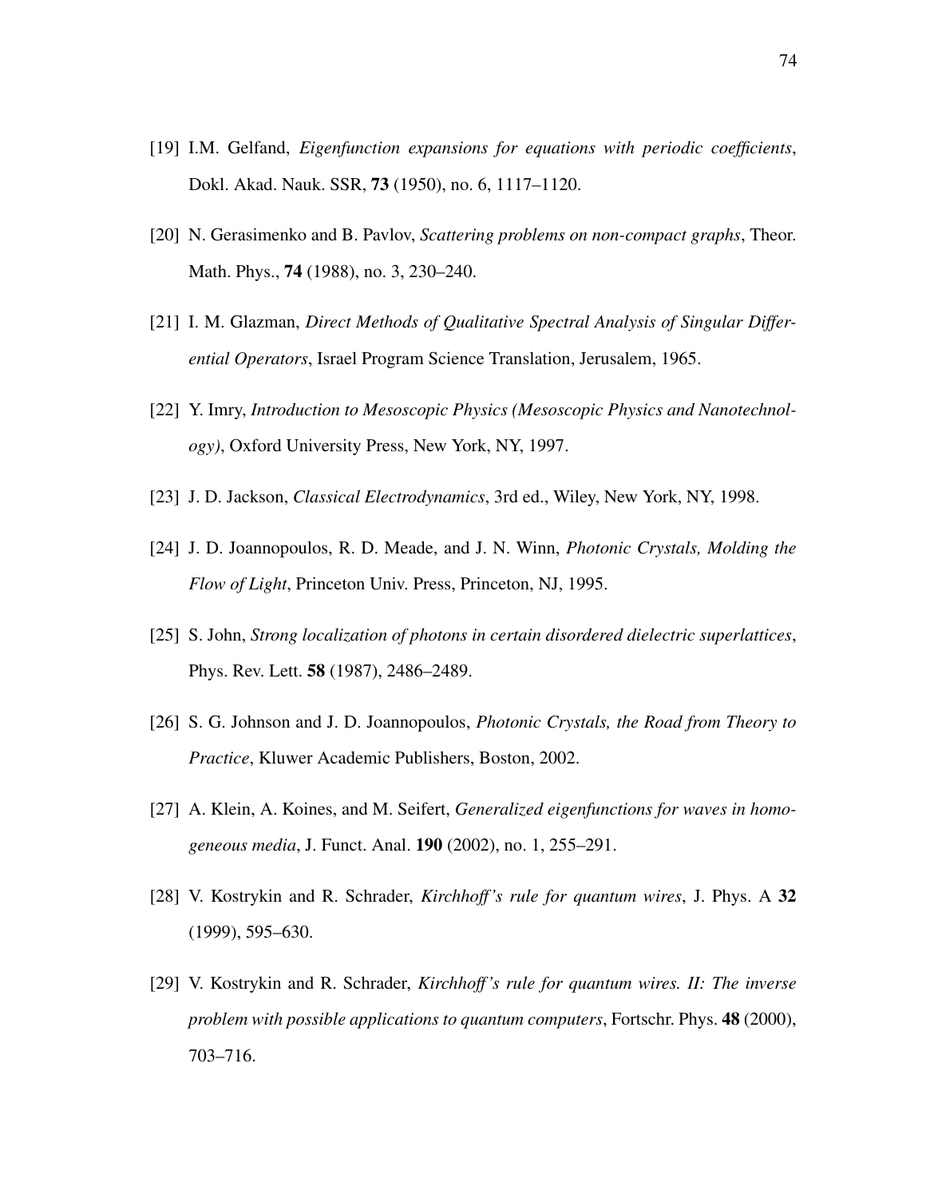[19] I.M. Gelfand, *Eigenfunction expansions for equations with periodic coefficients*, Dokl. Akad. Nauk. SSR, **73** (1950), no. 6, 1117–1120.

[20] N. Gerasimenko and B. Pavlov, *Scattering problems on non-compact graphs*, Theor. Math. Phys., **74** (1988), no. 3, 230–240.

[21] I. M. Glazman, *Direct Methods of Qualitative Spectral Analysis of Singular Differential Operators*, Israel Program Science Translation, Jerusalem, 1965.

[22] Y. Imry, *Introduction to Mesoscopic Physics (Mesoscopic Physics and Nanotechnology)*, Oxford University Press, New York, NY, 1997.

[23] J. D. Jackson, *Classical Electrodynamics*, 3rd ed., Wiley, New York, NY, 1998.

[24] J. D. Joannopoulos, R. D. Meade, and J. N. Winn, *Photonic Crystals, Molding the Flow of Light*, Princeton Univ. Press, Princeton, NJ, 1995.

[25] S. John, *Strong localization of photons in certain disordered dielectric superlattices*, Phys. Rev. Lett. **58** (1987), 2486–2489.

[26] S. G. Johnson and J. D. Joannopoulos, *Photonic Crystals, the Road from Theory to Practice*, Kluwer Academic Publishers, Boston, 2002.

[27] A. Klein, A. Koines, and M. Seifert, *Generalized eigenfunctions for waves in homogeneous media*, J. Funct. Anal. **190** (2002), no. 1, 255–291.

[28] V. Kostrykin and R. Schrader, *Kirchhoff's rule for quantum wires*, J. Phys. A **32** (1999), 595–630.

[29] V. Kostrykin and R. Schrader, *Kirchhoff's rule for quantum wires. II: The inverse problem with possible applications to quantum computers*, Fortschr. Phys. **48** (2000), 703–716.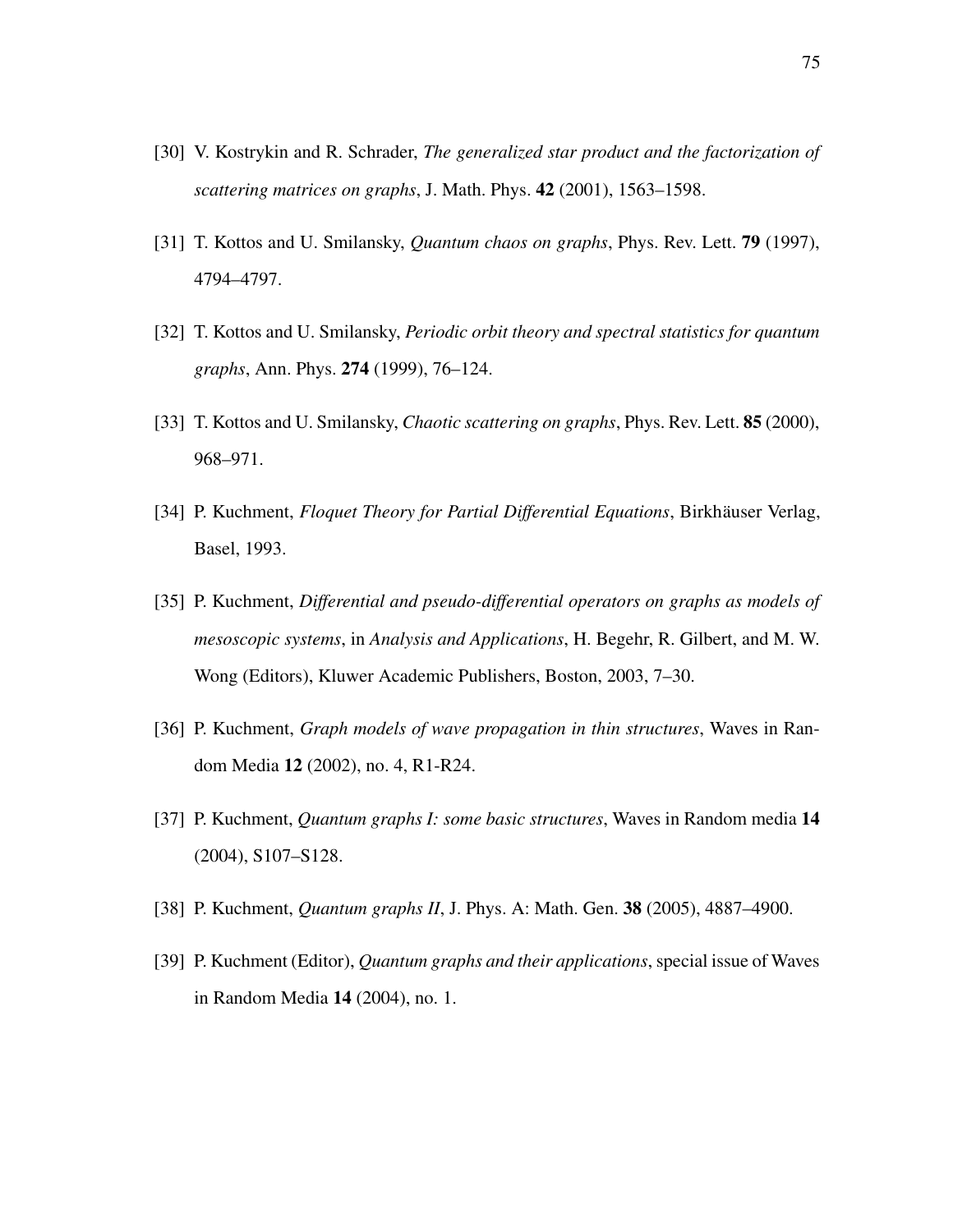[30] V. Kostrykin and R. Schrader, *The generalized star product and the factorization of scattering matrices on graphs*, J. Math. Phys. **42** (2001), 1563–1598.

[31] T. Kottos and U. Smilansky, *Quantum chaos on graphs*, Phys. Rev. Lett. **79** (1997), 4794–4797.

[32] T. Kottos and U. Smilansky, *Periodic orbit theory and spectral statistics for quantum graphs*, Ann. Phys. **274** (1999), 76–124.

[33] T. Kottos and U. Smilansky, *Chaotic scattering on graphs*, Phys. Rev. Lett. **85** (2000), 968–971.

[34] P. Kuchment, *Floquet Theory for Partial Differential Equations*, Birkhäuser Verlag, Basel, 1993.

[35] P. Kuchment, *Differential and pseudo-differential operators on graphs as models of mesoscopic systems*, in *Analysis and Applications*, H. Begehr, R. Gilbert, and M. W. Wong (Editors), Kluwer Academic Publishers, Boston, 2003, 7–30.

[36] P. Kuchment, *Graph models of wave propagation in thin structures*, Waves in Random Media **12** (2002), no. 4, R1-R24.

[37] P. Kuchment, *Quantum graphs I: some basic structures*, Waves in Random media **14** (2004), S107–S128.

[38] P. Kuchment, *Quantum graphs II*, J. Phys. A: Math. Gen. **38** (2005), 4887–4900.

[39] P. Kuchment (Editor), *Quantum graphs and their applications*, special issue of Waves in Random Media **14** (2004), no. 1.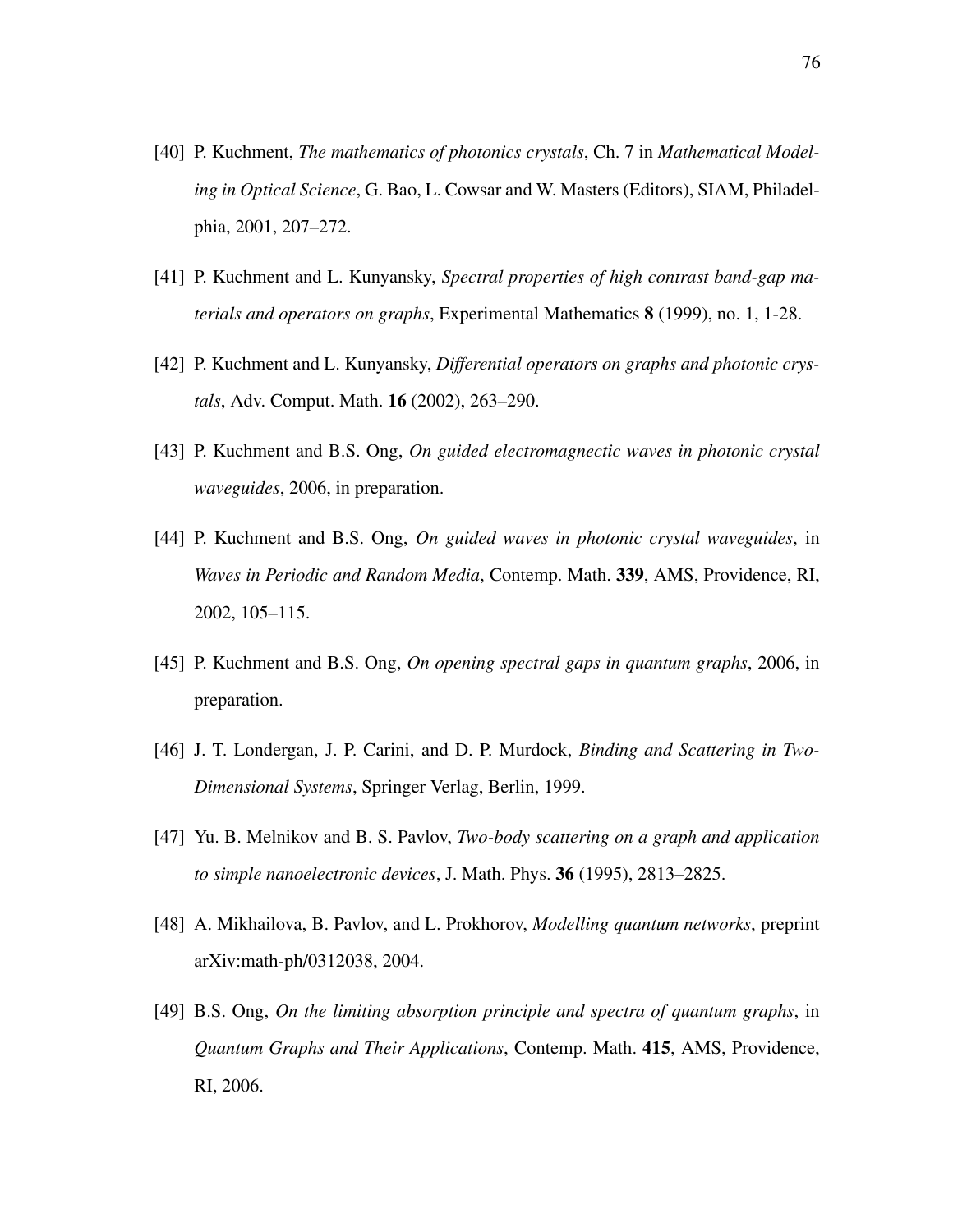[40] P. Kuchment, *The mathematics of photonics crystals*, Ch. 7 in *Mathematical Modeling in Optical Science*, G. Bao, L. Cowsar and W. Masters (Editors), SIAM, Philadelphia, 2001, 207–272.

[41] P. Kuchment and L. Kunyansky, *Spectral properties of high contrast band-gap materials and operators on graphs*, Experimental Mathematics **8** (1999), no. 1, 1-28.

[42] P. Kuchment and L. Kunyansky, *Differential operators on graphs and photonic crystals*, Adv. Comput. Math. **16** (2002), 263–290.

[43] P. Kuchment and B.S. Ong, *On guided electromagnectic waves in photonic crystal waveguides*, 2006, in preparation.

[44] P. Kuchment and B.S. Ong, *On guided waves in photonic crystal waveguides*, in *Waves in Periodic and Random Media*, Contemp. Math. **339**, AMS, Providence, RI, 2002, 105–115.

[45] P. Kuchment and B.S. Ong, *On opening spectral gaps in quantum graphs*, 2006, in preparation.

[46] J. T. Londergan, J. P. Carini, and D. P. Murdock, *Binding and Scattering in Two-Dimensional Systems*, Springer Verlag, Berlin, 1999.

[47] Yu. B. Melnikov and B. S. Pavlov, *Two-body scattering on a graph and application to simple nanoelectronic devices*, J. Math. Phys. **36** (1995), 2813–2825.

[48] A. Mikhailova, B. Pavlov, and L. Prokhorov, *Modelling quantum networks*, preprint arXiv:math-ph/0312038, 2004.

[49] B.S. Ong, *On the limiting absorption principle and spectra of quantum graphs*, in *Quantum Graphs and Their Applications*, Contemp. Math. **415**, AMS, Providence, RI, 2006.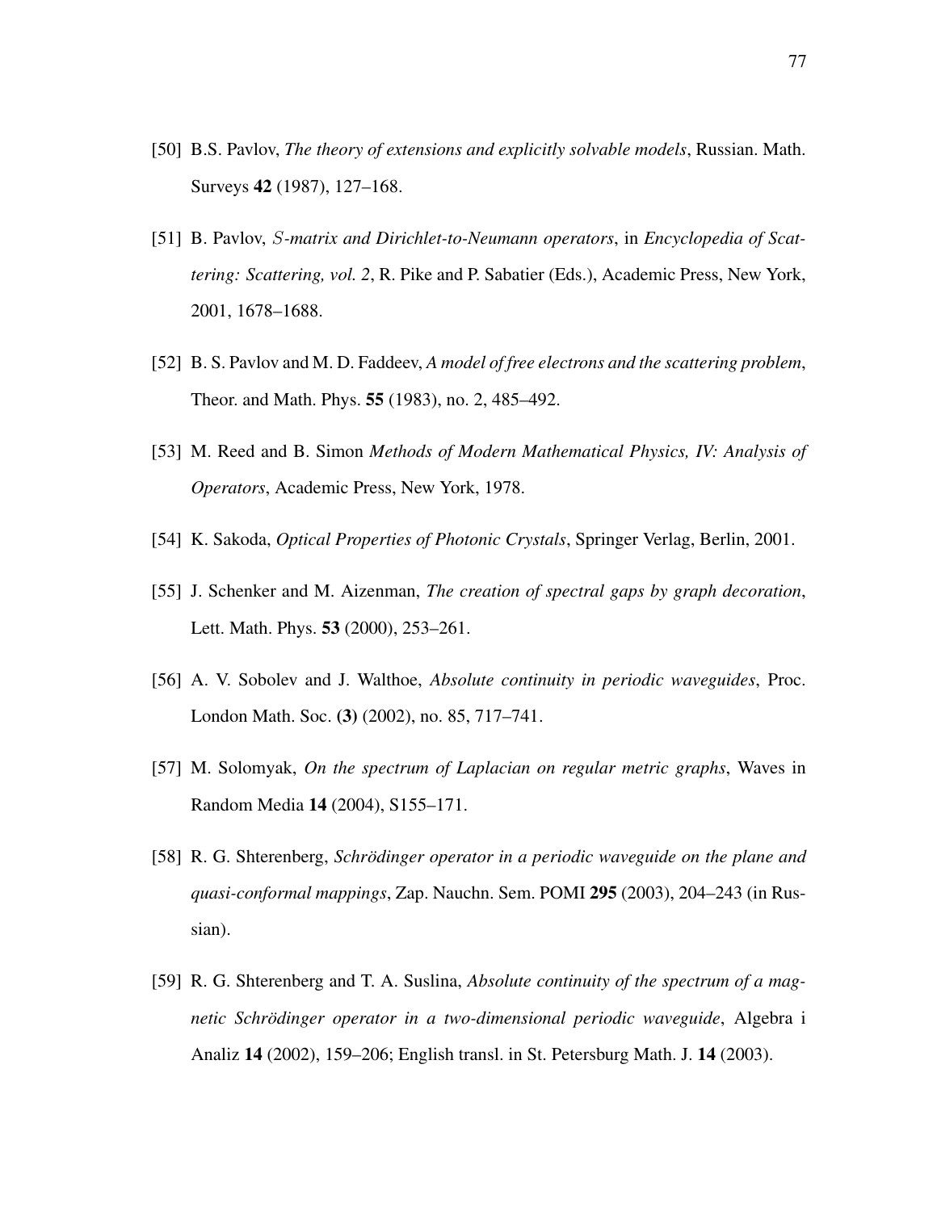[50] B.S. Pavlov, *The theory of extensions and explicitly solvable models*, Russian. Math. Surveys **42** (1987), 127–168.

[51] B. Pavlov, *$S$-matrix and Dirichlet-to-Neumann operators*, in *Encyclopedia of Scattering: Scattering, vol. 2*, R. Pike and P. Sabatier (Eds.), Academic Press, New York, 2001, 1678–1688.

[52] B. S. Pavlov and M. D. Faddeev, *A model of free electrons and the scattering problem*, Theor. and Math. Phys. **55** (1983), no. 2, 485–492.

[53] M. Reed and B. Simon *Methods of Modern Mathematical Physics, IV: Analysis of Operators*, Academic Press, New York, 1978.

[54] K. Sakoda, *Optical Properties of Photonic Crystals*, Springer Verlag, Berlin, 2001.

[55] J. Schenker and M. Aizenman, *The creation of spectral gaps by graph decoration*, Lett. Math. Phys. **53** (2000), 253–261.

[56] A. V. Sobolev and J. Walthoe, *Absolute continuity in periodic waveguides*, Proc. London Math. Soc. **(3)** (2002), no. 85, 717–741.

[57] M. Solomyak, *On the spectrum of Laplacian on regular metric graphs*, Waves in Random Media **14** (2004), S155–171.

[58] R. G. Shterenberg, *Schrödinger operator in a periodic waveguide on the plane and quasi-conformal mappings*, Zap. Nauchn. Sem. POMI **295** (2003), 204–243 (in Russian).

[59] R. G. Shterenberg and T. A. Suslina, *Absolute continuity of the spectrum of a magnetic Schrödinger operator in a two-dimensional periodic waveguide*, Algebra i Analiz **14** (2002), 159–206; English transl. in St. Petersburg Math. J. **14** (2003).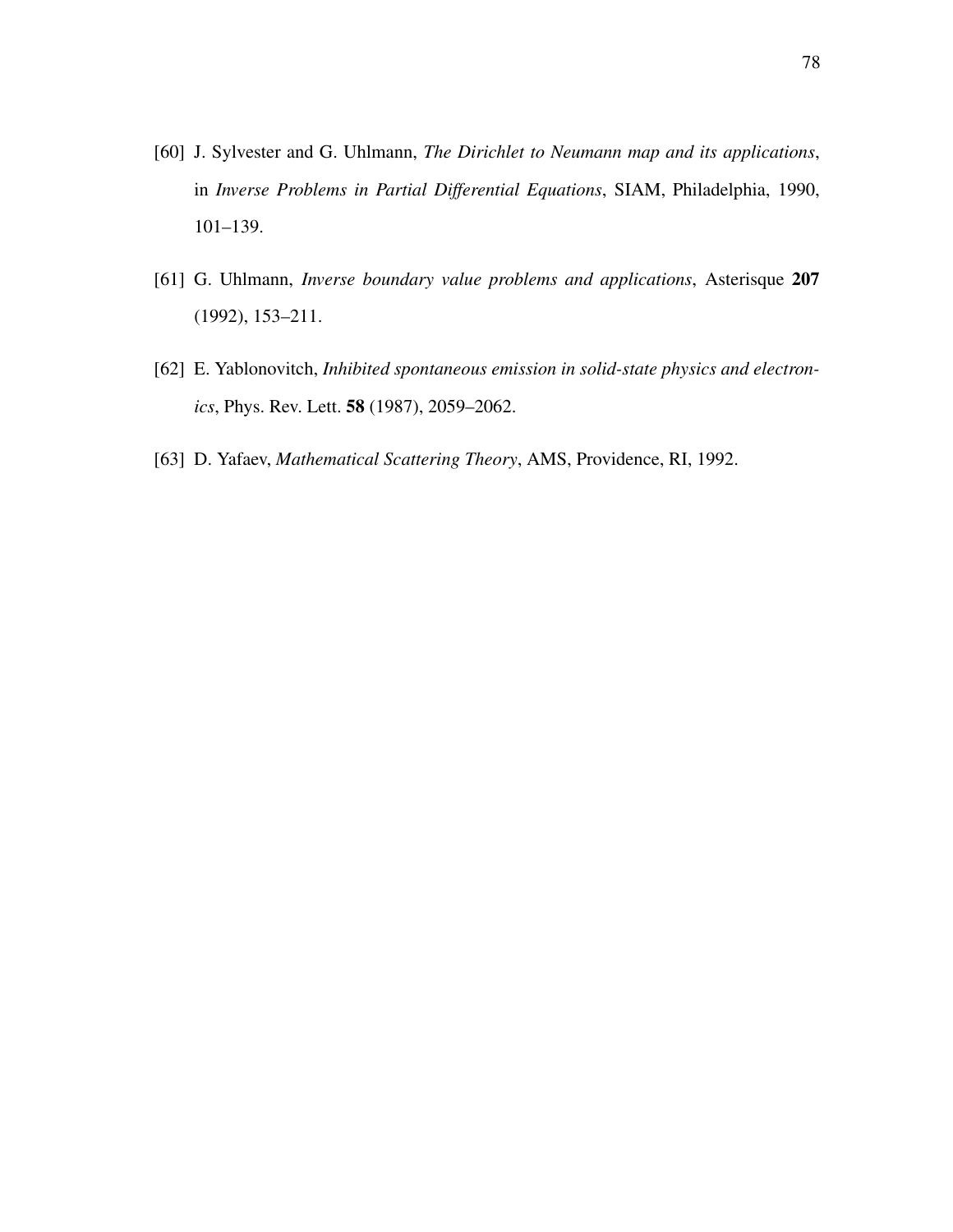[60] J. Sylvester and G. Uhlmann, *The Dirichlet to Neumann map and its applications*, in *Inverse Problems in Partial Differential Equations*, SIAM, Philadelphia, 1990, 101–139.

[61] G. Uhlmann, *Inverse boundary value problems and applications*, Asterisque **207** (1992), 153–211.

[62] E. Yablonovitch, *Inhibited spontaneous emission in solid-state physics and electronics*, Phys. Rev. Lett. **58** (1987), 2059–2062.

[63] D. Yafaev, *Mathematical Scattering Theory*, AMS, Providence, RI, 1992.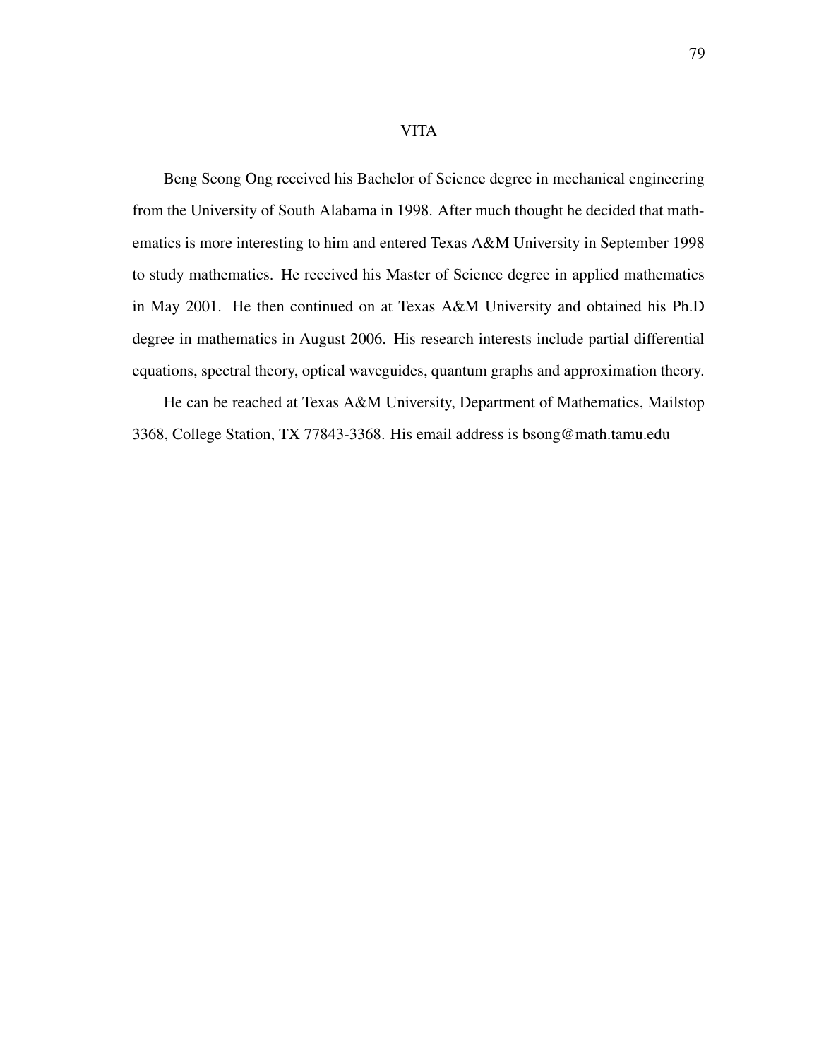# VITA

Beng Seong Ong received his Bachelor of Science degree in mechanical engineering from the University of South Alabama in 1998. After much thought he decided that mathematics is more interesting to him and entered Texas A&M University in September 1998 to study mathematics. He received his Master of Science degree in applied mathematics in May 2001. He then continued on at Texas A&M University and obtained his Ph.D degree in mathematics in August 2006. His research interests include partial differential equations, spectral theory, optical waveguides, quantum graphs and approximation theory.

He can be reached at Texas A&M University, Department of Mathematics, Mailstop 3368, College Station, TX 77843-3368. His email address is bsong@math.tamu.edu